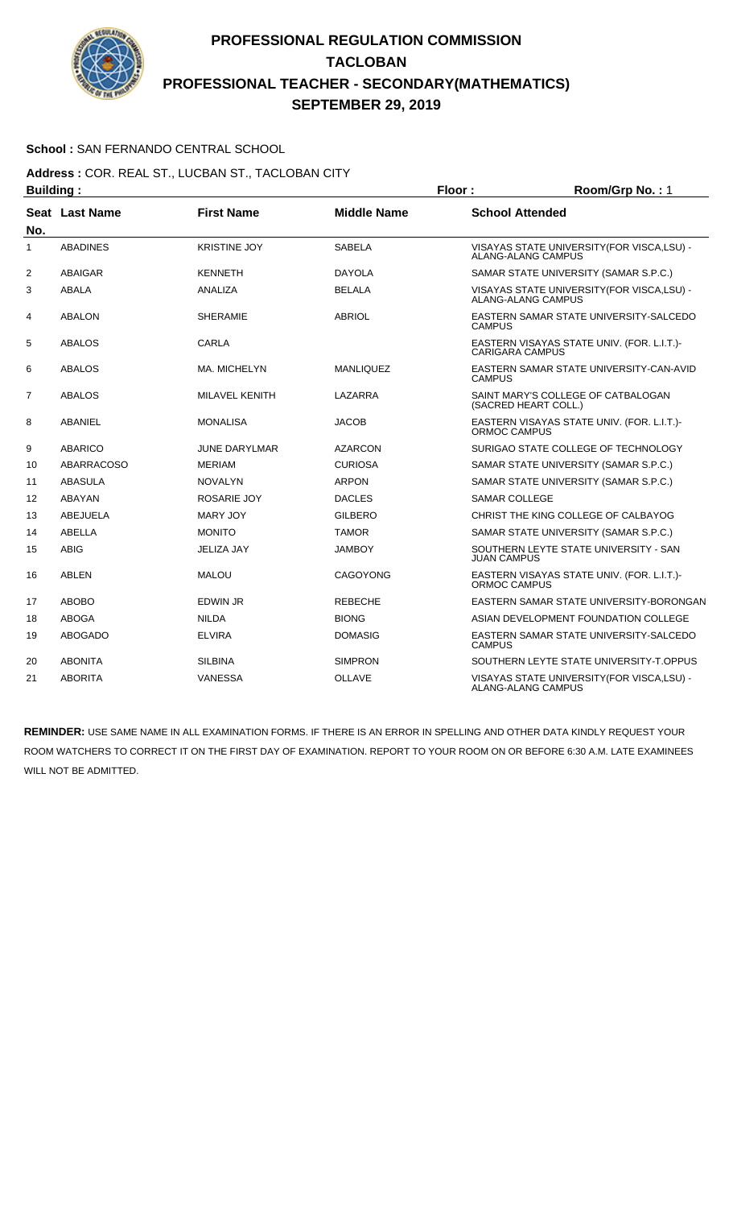# PROFESSIONAL REGULATION COMMISSION
## TACLOBAN
## PROFESSIONAL TEACHER - SECONDARY(MATHEMATICS)
## SEPTEMBER 29, 2019

**School :** SAN FERNANDO CENTRAL SCHOOL

**Address :** COR. REAL ST., LUCBAN ST., TACLOBAN CITY

**Building :** | **Floor :** | **Room/Grp No. :** 1

| Seat No. | Last Name | First Name | Middle Name | School Attended |
|---|---|---|---|---|
| 1 | ABADINES | KRISTINE JOY | SABELA | VISAYAS STATE UNIVERSITY(FOR VISCA,LSU) - ALANG-ALANG CAMPUS |
| 2 | ABAIGAR | KENNETH | DAYOLA | SAMAR STATE UNIVERSITY (SAMAR S.P.C.) |
| 3 | ABALA | ANALIZA | BELALA | VISAYAS STATE UNIVERSITY(FOR VISCA,LSU) - ALANG-ALANG CAMPUS |
| 4 | ABALON | SHERAMIE | ABRIOL | EASTERN SAMAR STATE UNIVERSITY-SALCEDO CAMPUS |
| 5 | ABALOS | CARLA | | EASTERN VISAYAS STATE UNIV. (FOR. L.I.T.)- CARIGARA CAMPUS |
| 6 | ABALOS | MA. MICHELYN | MANLIQUEZ | EASTERN SAMAR STATE UNIVERSITY-CAN-AVID CAMPUS |
| 7 | ABALOS | MILAVEL KENITH | LAZARRA | SAINT MARY'S COLLEGE OF CATBALOGAN (SACRED HEART COLL.) |
| 8 | ABANIEL | MONALISA | JACOB | EASTERN VISAYAS STATE UNIV. (FOR. L.I.T.)- ORMOC CAMPUS |
| 9 | ABARICO | JUNE DARYLMAR | AZARCON | SURIGAO STATE COLLEGE OF TECHNOLOGY |
| 10 | ABARRACOSO | MERIAM | CURIOSA | SAMAR STATE UNIVERSITY (SAMAR S.P.C.) |
| 11 | ABASULA | NOVALYN | ARPON | SAMAR STATE UNIVERSITY (SAMAR S.P.C.) |
| 12 | ABAYAN | ROSARIE JOY | DACLES | SAMAR COLLEGE |
| 13 | ABEJUELA | MARY JOY | GILBERO | CHRIST THE KING COLLEGE OF CALBAYOG |
| 14 | ABELLA | MONITO | TAMOR | SAMAR STATE UNIVERSITY (SAMAR S.P.C.) |
| 15 | ABIG | JELIZA JAY | JAMBOY | SOUTHERN LEYTE STATE UNIVERSITY - SAN JUAN CAMPUS |
| 16 | ABLEN | MALOU | CAGOYONG | EASTERN VISAYAS STATE UNIV. (FOR. L.I.T.)- ORMOC CAMPUS |
| 17 | ABOBO | EDWIN JR | REBECHE | EASTERN SAMAR STATE UNIVERSITY-BORONGAN |
| 18 | ABOGA | NILDA | BIONG | ASIAN DEVELOPMENT FOUNDATION COLLEGE |
| 19 | ABOGADO | ELVIRA | DOMASIG | EASTERN SAMAR STATE UNIVERSITY-SALCEDO CAMPUS |
| 20 | ABONITA | SILBINA | SIMPRON | SOUTHERN LEYTE STATE UNIVERSITY-T.OPPUS |
| 21 | ABORITA | VANESSA | OLLAVE | VISAYAS STATE UNIVERSITY(FOR VISCA,LSU) - ALANG-ALANG CAMPUS |

**REMINDER:** USE SAME NAME IN ALL EXAMINATION FORMS. IF THERE IS AN ERROR IN SPELLING AND OTHER DATA KINDLY REQUEST YOUR ROOM WATCHERS TO CORRECT IT ON THE FIRST DAY OF EXAMINATION. REPORT TO YOUR ROOM ON OR BEFORE 6:30 A.M. LATE EXAMINEES WILL NOT BE ADMITTED.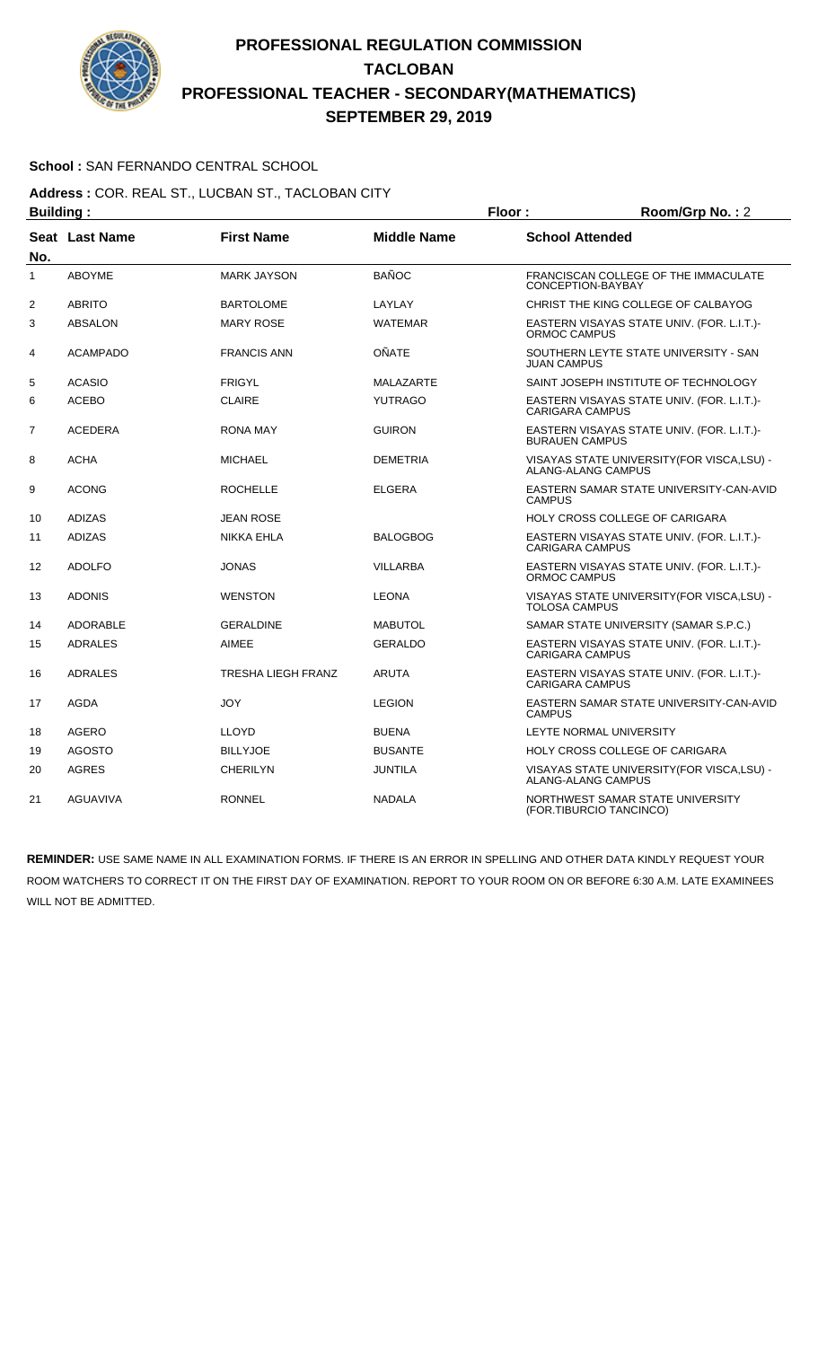# PROFESSIONAL REGULATION COMMISSION
# TACLOBAN
# PROFESSIONAL TEACHER - SECONDARY(MATHEMATICS)
# SEPTEMBER 29, 2019

**School :** SAN FERNANDO CENTRAL SCHOOL

**Address :** COR. REAL ST., LUCBAN ST., TACLOBAN CITY

**Building :** **Floor :** **Room/Grp No. :** 2

| Seat No. | Last Name | First Name | Middle Name | School Attended |
|---|---|---|---|---|
| 1 | ABOYME | MARK JAYSON | BAÑOC | FRANCISCAN COLLEGE OF THE IMMACULATE CONCEPTION-BAYBAY |
| 2 | ABRITO | BARTOLOME | LAYLAY | CHRIST THE KING COLLEGE OF CALBAYOG |
| 3 | ABSALON | MARY ROSE | WATEMAR | EASTERN VISAYAS STATE UNIV. (FOR. L.I.T.)-ORMOC CAMPUS |
| 4 | ACAMPADO | FRANCIS ANN | OÑATE | SOUTHERN LEYTE STATE UNIVERSITY - SAN JUAN CAMPUS |
| 5 | ACASIO | FRIGYL | MALAZARTE | SAINT JOSEPH INSTITUTE OF TECHNOLOGY |
| 6 | ACEBO | CLAIRE | YUTRAGO | EASTERN VISAYAS STATE UNIV. (FOR. L.I.T.)-CARIGARA CAMPUS |
| 7 | ACEDERA | RONA MAY | GUIRON | EASTERN VISAYAS STATE UNIV. (FOR. L.I.T.)-BURAUEN CAMPUS |
| 8 | ACHA | MICHAEL | DEMETRIA | VISAYAS STATE UNIVERSITY(FOR VISCA,LSU) - ALANG-ALANG CAMPUS |
| 9 | ACONG | ROCHELLE | ELGERA | EASTERN SAMAR STATE UNIVERSITY-CAN-AVID CAMPUS |
| 10 | ADIZAS | JEAN ROSE | | HOLY CROSS COLLEGE OF CARIGARA |
| 11 | ADIZAS | NIKKA EHLA | BALOGBOG | EASTERN VISAYAS STATE UNIV. (FOR. L.I.T.)-CARIGARA CAMPUS |
| 12 | ADOLFO | JONAS | VILLARBA | EASTERN VISAYAS STATE UNIV. (FOR. L.I.T.)-ORMOC CAMPUS |
| 13 | ADONIS | WENSTON | LEONA | VISAYAS STATE UNIVERSITY(FOR VISCA,LSU) - TOLOSA CAMPUS |
| 14 | ADORABLE | GERALDINE | MABUTOL | SAMAR STATE UNIVERSITY (SAMAR S.P.C.) |
| 15 | ADRALES | AIMEE | GERALDO | EASTERN VISAYAS STATE UNIV. (FOR. L.I.T.)-CARIGARA CAMPUS |
| 16 | ADRALES | TRESHA LIEGH FRANZ | ARUTA | EASTERN VISAYAS STATE UNIV. (FOR. L.I.T.)-CARIGARA CAMPUS |
| 17 | AGDA | JOY | LEGION | EASTERN SAMAR STATE UNIVERSITY-CAN-AVID CAMPUS |
| 18 | AGERO | LLOYD | BUENA | LEYTE NORMAL UNIVERSITY |
| 19 | AGOSTO | BILLYJOE | BUSANTE | HOLY CROSS COLLEGE OF CARIGARA |
| 20 | AGRES | CHERILYN | JUNTILA | VISAYAS STATE UNIVERSITY(FOR VISCA,LSU) - ALANG-ALANG CAMPUS |
| 21 | AGUAVIVA | RONNEL | NADALA | NORTHWEST SAMAR STATE UNIVERSITY (FOR.TIBURCIO TANCINCO) |

**REMINDER:** USE SAME NAME IN ALL EXAMINATION FORMS. IF THERE IS AN ERROR IN SPELLING AND OTHER DATA KINDLY REQUEST YOUR ROOM WATCHERS TO CORRECT IT ON THE FIRST DAY OF EXAMINATION. REPORT TO YOUR ROOM ON OR BEFORE 6:30 A.M. LATE EXAMINEES WILL NOT BE ADMITTED.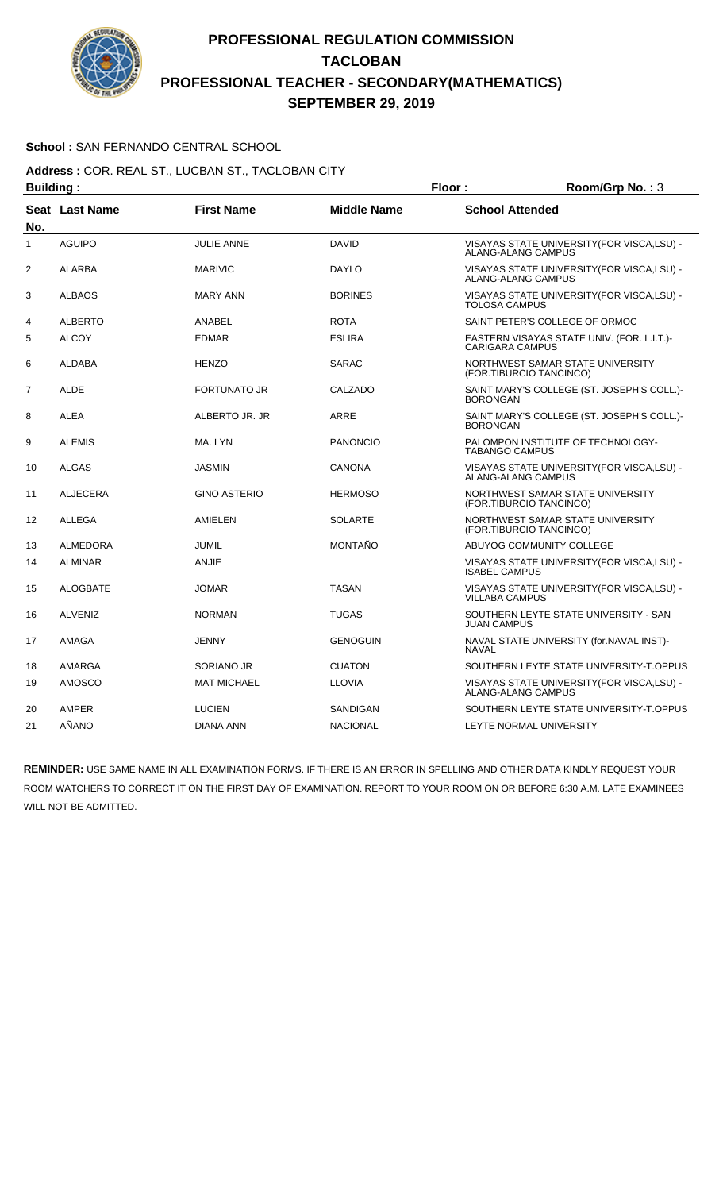# PROFESSIONAL REGULATION COMMISSION
# TACLOBAN
# PROFESSIONAL TEACHER - SECONDARY(MATHEMATICS)
# SEPTEMBER 29, 2019

**School :** SAN FERNANDO CENTRAL SCHOOL

**Address :** COR. REAL ST., LUCBAN ST., TACLOBAN CITY

**Building :** **Floor :** **Room/Grp No. :** 3

| Seat No. | Last Name | First Name | Middle Name | School Attended |
|---|---|---|---|---|
| 1 | AGUIPO | JULIE ANNE | DAVID | VISAYAS STATE UNIVERSITY(FOR VISCA,LSU) - ALANG-ALANG CAMPUS |
| 2 | ALARBA | MARIVIC | DAYLO | VISAYAS STATE UNIVERSITY(FOR VISCA,LSU) - ALANG-ALANG CAMPUS |
| 3 | ALBAOS | MARY ANN | BORINES | VISAYAS STATE UNIVERSITY(FOR VISCA,LSU) - TOLOSA CAMPUS |
| 4 | ALBERTO | ANABEL | ROTA | SAINT PETER'S COLLEGE OF ORMOC |
| 5 | ALCOY | EDMAR | ESLIRA | EASTERN VISAYAS STATE UNIV. (FOR. L.I.T.)- CARIGARA CAMPUS |
| 6 | ALDABA | HENZO | SARAC | NORTHWEST SAMAR STATE UNIVERSITY (FOR.TIBURCIO TANCINCO) |
| 7 | ALDE | FORTUNATO JR | CALZADO | SAINT MARY'S COLLEGE (ST. JOSEPH'S COLL.)- BORONGAN |
| 8 | ALEA | ALBERTO JR. JR | ARRE | SAINT MARY'S COLLEGE (ST. JOSEPH'S COLL.)- BORONGAN |
| 9 | ALEMIS | MA. LYN | PANONCIO | PALOMPON INSTITUTE OF TECHNOLOGY- TABANGO CAMPUS |
| 10 | ALGAS | JASMIN | CANONA | VISAYAS STATE UNIVERSITY(FOR VISCA,LSU) - ALANG-ALANG CAMPUS |
| 11 | ALJECERA | GINO ASTERIO | HERMOSO | NORTHWEST SAMAR STATE UNIVERSITY (FOR.TIBURCIO TANCINCO) |
| 12 | ALLEGA | AMIELEN | SOLARTE | NORTHWEST SAMAR STATE UNIVERSITY (FOR.TIBURCIO TANCINCO) |
| 13 | ALMEDORA | JUMIL | MONTAÑO | ABUYOG COMMUNITY COLLEGE |
| 14 | ALMINAR | ANJIE | | VISAYAS STATE UNIVERSITY(FOR VISCA,LSU) - ISABEL CAMPUS |
| 15 | ALOGBATE | JOMAR | TASAN | VISAYAS STATE UNIVERSITY(FOR VISCA,LSU) - VILLABA CAMPUS |
| 16 | ALVENIZ | NORMAN | TUGAS | SOUTHERN LEYTE STATE UNIVERSITY - SAN JUAN CAMPUS |
| 17 | AMAGA | JENNY | GENOGUIN | NAVAL STATE UNIVERSITY (for.NAVAL INST)- NAVAL |
| 18 | AMARGA | SORIANO JR | CUATON | SOUTHERN LEYTE STATE UNIVERSITY-T.OPPUS |
| 19 | AMOSCO | MAT MICHAEL | LLOVIA | VISAYAS STATE UNIVERSITY(FOR VISCA,LSU) - ALANG-ALANG CAMPUS |
| 20 | AMPER | LUCIEN | SANDIGAN | SOUTHERN LEYTE STATE UNIVERSITY-T.OPPUS |
| 21 | AÑANO | DIANA ANN | NACIONAL | LEYTE NORMAL UNIVERSITY |

**REMINDER:** USE SAME NAME IN ALL EXAMINATION FORMS. IF THERE IS AN ERROR IN SPELLING AND OTHER DATA KINDLY REQUEST YOUR ROOM WATCHERS TO CORRECT IT ON THE FIRST DAY OF EXAMINATION. REPORT TO YOUR ROOM ON OR BEFORE 6:30 A.M. LATE EXAMINEES WILL NOT BE ADMITTED.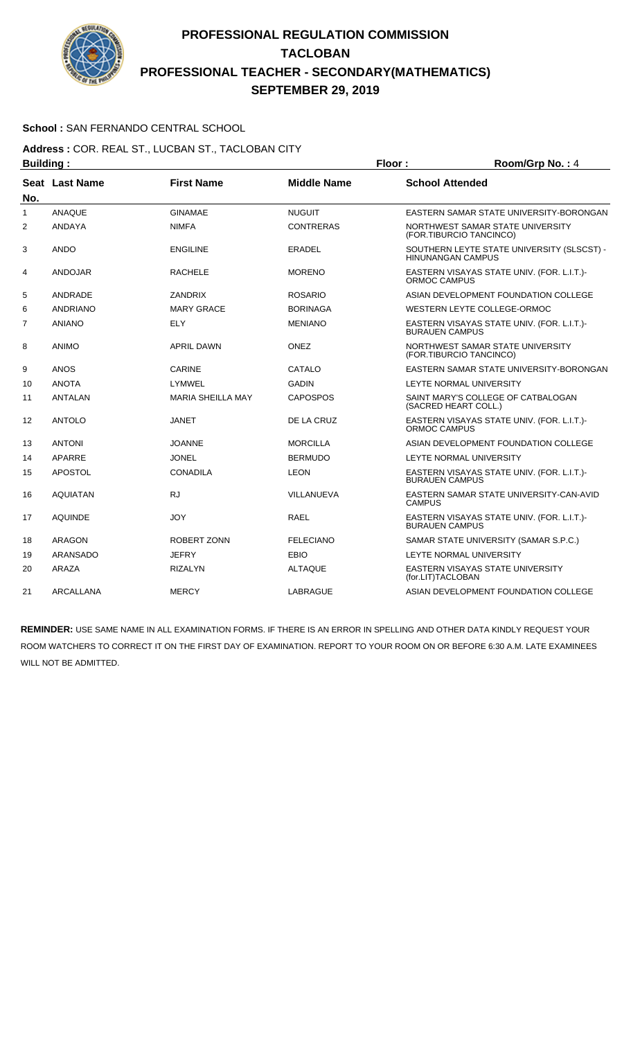# PROFESSIONAL REGULATION COMMISSION
# TACLOBAN
# PROFESSIONAL TEACHER - SECONDARY(MATHEMATICS)
# SEPTEMBER 29, 2019

**School :** SAN FERNANDO CENTRAL SCHOOL

**Address :** COR. REAL ST., LUCBAN ST., TACLOBAN CITY

**Building :** **Floor :** **Room/Grp No. :** 4

| Seat No. | Last Name | First Name | Middle Name | School Attended |
|---|---|---|---|---|
| 1 | ANAQUE | GINAMAE | NUGUIT | EASTERN SAMAR STATE UNIVERSITY-BORONGAN |
| 2 | ANDAYA | NIMFA | CONTRERAS | NORTHWEST SAMAR STATE UNIVERSITY (FOR.TIBURCIO TANCINCO) |
| 3 | ANDO | ENGILINE | ERADEL | SOUTHERN LEYTE STATE UNIVERSITY (SLSCST) - HINUNANGAN CAMPUS |
| 4 | ANDOJAR | RACHELE | MORENO | EASTERN VISAYAS STATE UNIV. (FOR. L.I.T.)-ORMOC CAMPUS |
| 5 | ANDRADE | ZANDRIX | ROSARIO | ASIAN DEVELOPMENT FOUNDATION COLLEGE |
| 6 | ANDRIANO | MARY GRACE | BORINAGA | WESTERN LEYTE COLLEGE-ORMOC |
| 7 | ANIANO | ELY | MENIANO | EASTERN VISAYAS STATE UNIV. (FOR. L.I.T.)-BURAUEN CAMPUS |
| 8 | ANIMO | APRIL DAWN | ONEZ | NORTHWEST SAMAR STATE UNIVERSITY (FOR.TIBURCIO TANCINCO) |
| 9 | ANOS | CARINE | CATALO | EASTERN SAMAR STATE UNIVERSITY-BORONGAN |
| 10 | ANOTA | LYMWEL | GADIN | LEYTE NORMAL UNIVERSITY |
| 11 | ANTALAN | MARIA SHEILLA MAY | CAPOSPOS | SAINT MARY'S COLLEGE OF CATBALOGAN (SACRED HEART COLL.) |
| 12 | ANTOLO | JANET | DE LA CRUZ | EASTERN VISAYAS STATE UNIV. (FOR. L.I.T.)-ORMOC CAMPUS |
| 13 | ANTONI | JOANNE | MORCILLA | ASIAN DEVELOPMENT FOUNDATION COLLEGE |
| 14 | APARRE | JONEL | BERMUDO | LEYTE NORMAL UNIVERSITY |
| 15 | APOSTOL | CONADILA | LEON | EASTERN VISAYAS STATE UNIV. (FOR. L.I.T.)-BURAUEN CAMPUS |
| 16 | AQUIATAN | RJ | VILLANUEVA | EASTERN SAMAR STATE UNIVERSITY-CAN-AVID CAMPUS |
| 17 | AQUINDE | JOY | RAEL | EASTERN VISAYAS STATE UNIV. (FOR. L.I.T.)-BURAUEN CAMPUS |
| 18 | ARAGON | ROBERT ZONN | FELECIANO | SAMAR STATE UNIVERSITY (SAMAR S.P.C.) |
| 19 | ARANSADO | JEFRY | EBIO | LEYTE NORMAL UNIVERSITY |
| 20 | ARAZA | RIZALYN | ALTAQUE | EASTERN VISAYAS STATE UNIVERSITY (for.LIT)TACLOBAN |
| 21 | ARCALLANA | MERCY | LABRAGUE | ASIAN DEVELOPMENT FOUNDATION COLLEGE |

**REMINDER:** USE SAME NAME IN ALL EXAMINATION FORMS. IF THERE IS AN ERROR IN SPELLING AND OTHER DATA KINDLY REQUEST YOUR ROOM WATCHERS TO CORRECT IT ON THE FIRST DAY OF EXAMINATION. REPORT TO YOUR ROOM ON OR BEFORE 6:30 A.M. LATE EXAMINEES WILL NOT BE ADMITTED.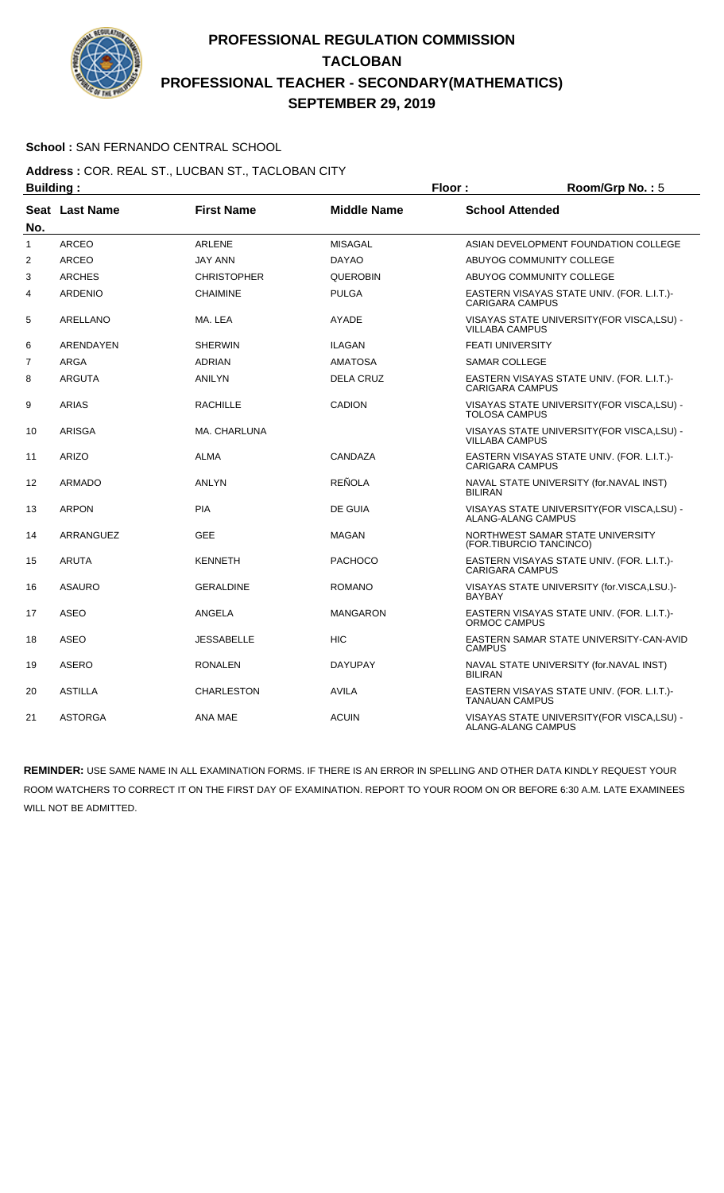# PROFESSIONAL REGULATION COMMISSION
# TACLOBAN
# PROFESSIONAL TEACHER - SECONDARY(MATHEMATICS)
# SEPTEMBER 29, 2019

**School :** SAN FERNANDO CENTRAL SCHOOL

**Address :** COR. REAL ST., LUCBAN ST., TACLOBAN CITY

**Building :** **Floor :** **Room/Grp No. :** 5

| Seat No. | Last Name | First Name | Middle Name | School Attended |
|---|---|---|---|---|
| 1 | ARCEO | ARLENE | MISAGAL | ASIAN DEVELOPMENT FOUNDATION COLLEGE |
| 2 | ARCEO | JAY ANN | DAYAO | ABUYOG COMMUNITY COLLEGE |
| 3 | ARCHES | CHRISTOPHER | QUEROBIN | ABUYOG COMMUNITY COLLEGE |
| 4 | ARDENIO | CHAIMINE | PULGA | EASTERN VISAYAS STATE UNIV. (FOR. L.I.T.)- CARIGARA CAMPUS |
| 5 | ARELLANO | MA. LEA | AYADE | VISAYAS STATE UNIVERSITY(FOR VISCA,LSU) - VILLABA CAMPUS |
| 6 | ARENDAYEN | SHERWIN | ILAGAN | FEATI UNIVERSITY |
| 7 | ARGA | ADRIAN | AMATOSA | SAMAR COLLEGE |
| 8 | ARGUTA | ANILYN | DELA CRUZ | EASTERN VISAYAS STATE UNIV. (FOR. L.I.T.)- CARIGARA CAMPUS |
| 9 | ARIAS | RACHILLE | CADION | VISAYAS STATE UNIVERSITY(FOR VISCA,LSU) - TOLOSA CAMPUS |
| 10 | ARISGA | MA. CHARLUNA | | VISAYAS STATE UNIVERSITY(FOR VISCA,LSU) - VILLABA CAMPUS |
| 11 | ARIZO | ALMA | CANDAZA | EASTERN VISAYAS STATE UNIV. (FOR. L.I.T.)- CARIGARA CAMPUS |
| 12 | ARMADO | ANLYN | REÑOLA | NAVAL STATE UNIVERSITY (for.NAVAL INST) BILIRAN |
| 13 | ARPON | PIA | DE GUIA | VISAYAS STATE UNIVERSITY(FOR VISCA,LSU) - ALANG-ALANG CAMPUS |
| 14 | ARRANGUEZ | GEE | MAGAN | NORTHWEST SAMAR STATE UNIVERSITY (FOR.TIBURCIO TANCINCO) |
| 15 | ARUTA | KENNETH | PACHOCO | EASTERN VISAYAS STATE UNIV. (FOR. L.I.T.)- CARIGARA CAMPUS |
| 16 | ASAURO | GERALDINE | ROMANO | VISAYAS STATE UNIVERSITY (for.VISCA,LSU.)- BAYBAY |
| 17 | ASEO | ANGELA | MANGARON | EASTERN VISAYAS STATE UNIV. (FOR. L.I.T.)- ORMOC CAMPUS |
| 18 | ASEO | JESSABELLE | HIC | EASTERN SAMAR STATE UNIVERSITY-CAN-AVID CAMPUS |
| 19 | ASERO | RONALEN | DAYUPAY | NAVAL STATE UNIVERSITY (for.NAVAL INST) BILIRAN |
| 20 | ASTILLA | CHARLESTON | AVILA | EASTERN VISAYAS STATE UNIV. (FOR. L.I.T.)- TANAUAN CAMPUS |
| 21 | ASTORGA | ANA MAE | ACUIN | VISAYAS STATE UNIVERSITY(FOR VISCA,LSU) - ALANG-ALANG CAMPUS |

**REMINDER:** USE SAME NAME IN ALL EXAMINATION FORMS. IF THERE IS AN ERROR IN SPELLING AND OTHER DATA KINDLY REQUEST YOUR ROOM WATCHERS TO CORRECT IT ON THE FIRST DAY OF EXAMINATION. REPORT TO YOUR ROOM ON OR BEFORE 6:30 A.M. LATE EXAMINEES WILL NOT BE ADMITTED.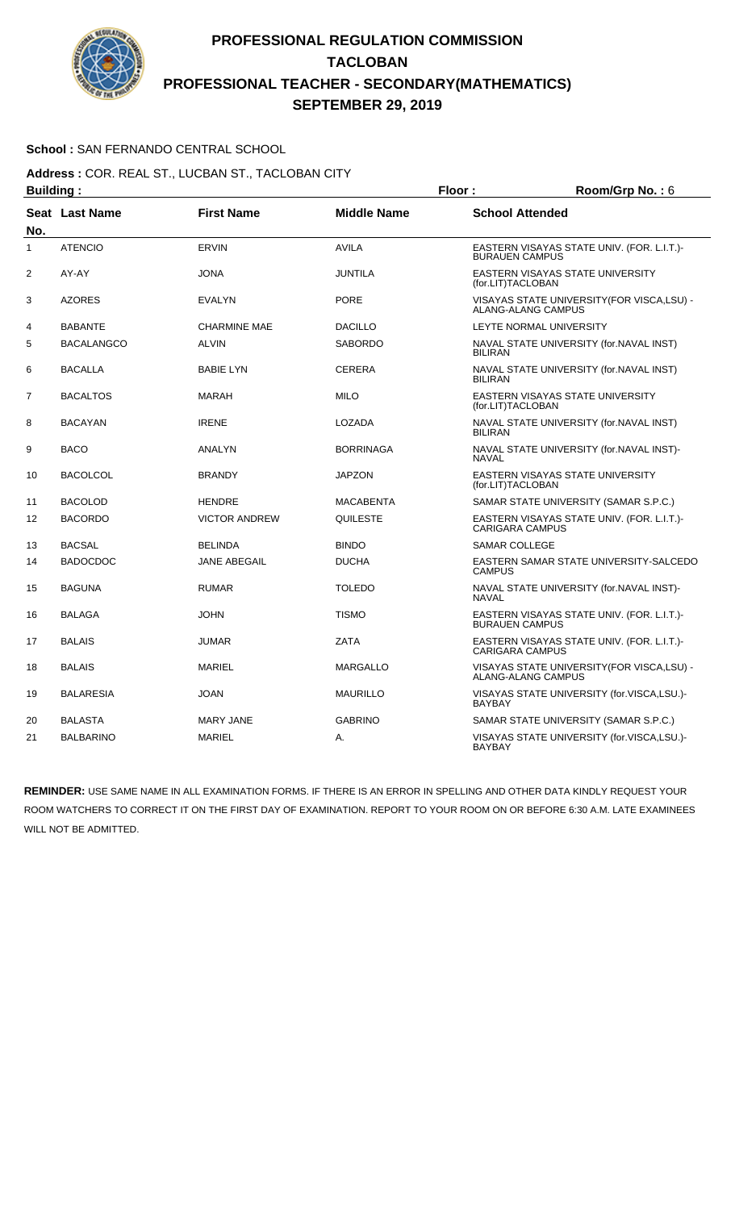# PROFESSIONAL REGULATION COMMISSION
# TACLOBAN
# PROFESSIONAL TEACHER - SECONDARY(MATHEMATICS)
# SEPTEMBER 29, 2019

**School :** SAN FERNANDO CENTRAL SCHOOL

**Address :** COR. REAL ST., LUCBAN ST., TACLOBAN CITY

**Building :** **Floor :** **Room/Grp No. :** 6

| Seat No. | Last Name | First Name | Middle Name | School Attended |
|---|---|---|---|---|
| 1 | ATENCIO | ERVIN | AVILA | EASTERN VISAYAS STATE UNIV. (FOR. L.I.T.)-BURAUEN CAMPUS |
| 2 | AY-AY | JONA | JUNTILA | EASTERN VISAYAS STATE UNIVERSITY (for.LIT)TACLOBAN |
| 3 | AZORES | EVALYN | PORE | VISAYAS STATE UNIVERSITY(FOR VISCA,LSU) - ALANG-ALANG CAMPUS |
| 4 | BABANTE | CHARMINE MAE | DACILLO | LEYTE NORMAL UNIVERSITY |
| 5 | BACALANGCO | ALVIN | SABORDO | NAVAL STATE UNIVERSITY (for.NAVAL INST) BILIRAN |
| 6 | BACALLA | BABIE LYN | CERERA | NAVAL STATE UNIVERSITY (for.NAVAL INST) BILIRAN |
| 7 | BACALTOS | MARAH | MILO | EASTERN VISAYAS STATE UNIVERSITY (for.LIT)TACLOBAN |
| 8 | BACAYAN | IRENE | LOZADA | NAVAL STATE UNIVERSITY (for.NAVAL INST) BILIRAN |
| 9 | BACO | ANALYN | BORRINAGA | NAVAL STATE UNIVERSITY (for.NAVAL INST)-NAVAL |
| 10 | BACOLCOL | BRANDY | JAPZON | EASTERN VISAYAS STATE UNIVERSITY (for.LIT)TACLOBAN |
| 11 | BACOLOD | HENDRE | MACABENTA | SAMAR STATE UNIVERSITY (SAMAR S.P.C.) |
| 12 | BACORDO | VICTOR ANDREW | QUILESTE | EASTERN VISAYAS STATE UNIV. (FOR. L.I.T.)-CARIGARA CAMPUS |
| 13 | BACSAL | BELINDA | BINDO | SAMAR COLLEGE |
| 14 | BADOCDOC | JANE ABEGAIL | DUCHA | EASTERN SAMAR STATE UNIVERSITY-SALCEDO CAMPUS |
| 15 | BAGUNA | RUMAR | TOLEDO | NAVAL STATE UNIVERSITY (for.NAVAL INST)-NAVAL |
| 16 | BALAGA | JOHN | TISMO | EASTERN VISAYAS STATE UNIV. (FOR. L.I.T.)-BURAUEN CAMPUS |
| 17 | BALAIS | JUMAR | ZATA | EASTERN VISAYAS STATE UNIV. (FOR. L.I.T.)-CARIGARA CAMPUS |
| 18 | BALAIS | MARIEL | MARGALLO | VISAYAS STATE UNIVERSITY(FOR VISCA,LSU) - ALANG-ALANG CAMPUS |
| 19 | BALARESIA | JOAN | MAURILLO | VISAYAS STATE UNIVERSITY (for.VISCA,LSU.)-BAYBAY |
| 20 | BALASTA | MARY JANE | GABRINO | SAMAR STATE UNIVERSITY (SAMAR S.P.C.) |
| 21 | BALBARINO | MARIEL | A. | VISAYAS STATE UNIVERSITY (for.VISCA,LSU.)-BAYBAY |

**REMINDER:** USE SAME NAME IN ALL EXAMINATION FORMS. IF THERE IS AN ERROR IN SPELLING AND OTHER DATA KINDLY REQUEST YOUR ROOM WATCHERS TO CORRECT IT ON THE FIRST DAY OF EXAMINATION. REPORT TO YOUR ROOM ON OR BEFORE 6:30 A.M. LATE EXAMINEES WILL NOT BE ADMITTED.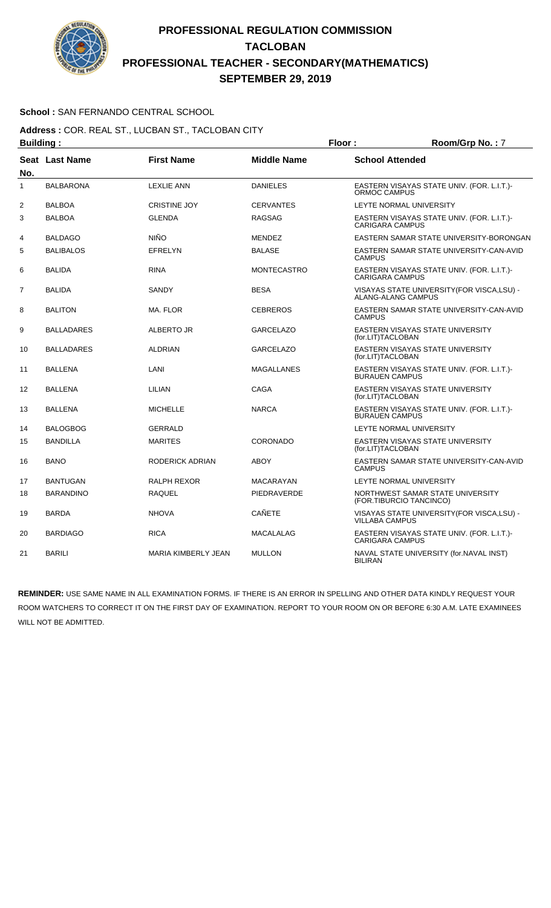# PROFESSIONAL REGULATION COMMISSION
# TACLOBAN
# PROFESSIONAL TEACHER - SECONDARY(MATHEMATICS)
# SEPTEMBER 29, 2019

**School :** SAN FERNANDO CENTRAL SCHOOL

**Address :** COR. REAL ST., LUCBAN ST., TACLOBAN CITY

**Building :** **Floor :** **Room/Grp No. :** 7

| Seat No. | Last Name | First Name | Middle Name | School Attended |
|---|---|---|---|---|
| 1 | BALBARONA | LEXLIE ANN | DANIELES | EASTERN VISAYAS STATE UNIV. (FOR. L.I.T.)-ORMOC CAMPUS |
| 2 | BALBOA | CRISTINE JOY | CERVANTES | LEYTE NORMAL UNIVERSITY |
| 3 | BALBOA | GLENDA | RAGSAG | EASTERN VISAYAS STATE UNIV. (FOR. L.I.T.)-CARIGARA CAMPUS |
| 4 | BALDAGO | NIÑO | MENDEZ | EASTERN SAMAR STATE UNIVERSITY-BORONGAN |
| 5 | BALIBALOS | EFRELYN | BALASE | EASTERN SAMAR STATE UNIVERSITY-CAN-AVID CAMPUS |
| 6 | BALIDA | RINA | MONTECASTRO | EASTERN VISAYAS STATE UNIV. (FOR. L.I.T.)-CARIGARA CAMPUS |
| 7 | BALIDA | SANDY | BESA | VISAYAS STATE UNIVERSITY(FOR VISCA,LSU) - ALANG-ALANG CAMPUS |
| 8 | BALITON | MA. FLOR | CEBREROS | EASTERN SAMAR STATE UNIVERSITY-CAN-AVID CAMPUS |
| 9 | BALLADARES | ALBERTO JR | GARCELAZO | EASTERN VISAYAS STATE UNIVERSITY (for.LIT)TACLOBAN |
| 10 | BALLADARES | ALDRIAN | GARCELAZO | EASTERN VISAYAS STATE UNIVERSITY (for.LIT)TACLOBAN |
| 11 | BALLENA | LANI | MAGALLANES | EASTERN VISAYAS STATE UNIV. (FOR. L.I.T.)-BURAUEN CAMPUS |
| 12 | BALLENA | LILIAN | CAGA | EASTERN VISAYAS STATE UNIVERSITY (for.LIT)TACLOBAN |
| 13 | BALLENA | MICHELLE | NARCA | EASTERN VISAYAS STATE UNIV. (FOR. L.I.T.)-BURAUEN CAMPUS |
| 14 | BALOGBOG | GERRALD | | LEYTE NORMAL UNIVERSITY |
| 15 | BANDILLA | MARITES | CORONADO | EASTERN VISAYAS STATE UNIVERSITY (for.LIT)TACLOBAN |
| 16 | BANO | RODERICK ADRIAN | ABOY | EASTERN SAMAR STATE UNIVERSITY-CAN-AVID CAMPUS |
| 17 | BANTUGAN | RALPH REXOR | MACARAYAN | LEYTE NORMAL UNIVERSITY |
| 18 | BARANDINO | RAQUEL | PIEDRAVERDE | NORTHWEST SAMAR STATE UNIVERSITY (FOR.TIBURCIO TANCINCO) |
| 19 | BARDA | NHOVA | CAÑETE | VISAYAS STATE UNIVERSITY(FOR VISCA,LSU) - VILLABA CAMPUS |
| 20 | BARDIAGO | RICA | MACALALAG | EASTERN VISAYAS STATE UNIV. (FOR. L.I.T.)-CARIGARA CAMPUS |
| 21 | BARILI | MARIA KIMBERLY JEAN | MULLON | NAVAL STATE UNIVERSITY (for.NAVAL INST) BILIRAN |

**REMINDER:** USE SAME NAME IN ALL EXAMINATION FORMS. IF THERE IS AN ERROR IN SPELLING AND OTHER DATA KINDLY REQUEST YOUR ROOM WATCHERS TO CORRECT IT ON THE FIRST DAY OF EXAMINATION. REPORT TO YOUR ROOM ON OR BEFORE 6:30 A.M. LATE EXAMINEES WILL NOT BE ADMITTED.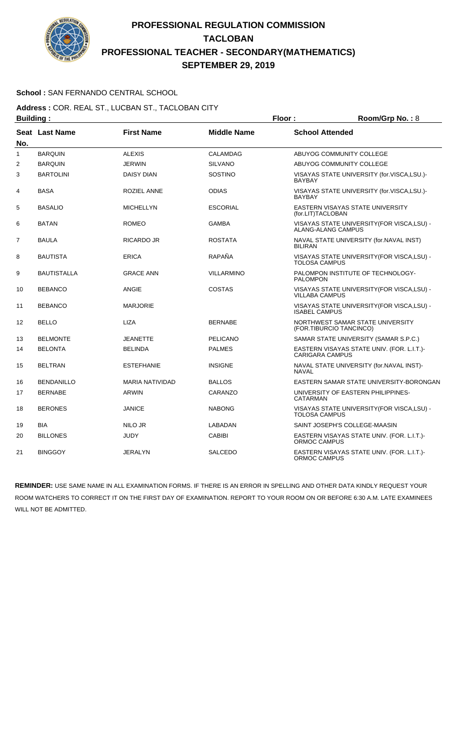# PROFESSIONAL REGULATION COMMISSION
## TACLOBAN
## PROFESSIONAL TEACHER - SECONDARY(MATHEMATICS)
## SEPTEMBER 29, 2019

**School :** SAN FERNANDO CENTRAL SCHOOL

**Address :** COR. REAL ST., LUCBAN ST., TACLOBAN CITY

**Building :** &nbsp;&nbsp;&nbsp;&nbsp; **Floor :** &nbsp;&nbsp;&nbsp;&nbsp; **Room/Grp No. :** 8

| Seat No. | Last Name | First Name | Middle Name | School Attended |
|---|---|---|---|---|
| 1 | BARQUIN | ALEXIS | CALAMDAG | ABUYOG COMMUNITY COLLEGE |
| 2 | BARQUIN | JERWIN | SILVANO | ABUYOG COMMUNITY COLLEGE |
| 3 | BARTOLINI | DAISY DIAN | SOSTINO | VISAYAS STATE UNIVERSITY (for.VISCA,LSU.)-BAYBAY |
| 4 | BASA | ROZIEL ANNE | ODIAS | VISAYAS STATE UNIVERSITY (for.VISCA,LSU.)-BAYBAY |
| 5 | BASALIO | MICHELLYN | ESCORIAL | EASTERN VISAYAS STATE UNIVERSITY (for.LIT)TACLOBAN |
| 6 | BATAN | ROMEO | GAMBA | VISAYAS STATE UNIVERSITY(FOR VISCA,LSU) - ALANG-ALANG CAMPUS |
| 7 | BAULA | RICARDO JR | ROSTATA | NAVAL STATE UNIVERSITY (for.NAVAL INST) BILIRAN |
| 8 | BAUTISTA | ERICA | RAPAÑA | VISAYAS STATE UNIVERSITY(FOR VISCA,LSU) - TOLOSA CAMPUS |
| 9 | BAUTISTALLA | GRACE ANN | VILLARMINO | PALOMPON INSTITUTE OF TECHNOLOGY-PALOMPON |
| 10 | BEBANCO | ANGIE | COSTAS | VISAYAS STATE UNIVERSITY(FOR VISCA,LSU) - VILLABA CAMPUS |
| 11 | BEBANCO | MARJORIE | | VISAYAS STATE UNIVERSITY(FOR VISCA,LSU) - ISABEL CAMPUS |
| 12 | BELLO | LIZA | BERNABE | NORTHWEST SAMAR STATE UNIVERSITY (FOR.TIBURCIO TANCINCO) |
| 13 | BELMONTE | JEANETTE | PELICANO | SAMAR STATE UNIVERSITY (SAMAR S.P.C.) |
| 14 | BELONTA | BELINDA | PALMES | EASTERN VISAYAS STATE UNIV. (FOR. L.I.T.)-CARIGARA CAMPUS |
| 15 | BELTRAN | ESTEFHANIE | INSIGNE | NAVAL STATE UNIVERSITY (for.NAVAL INST)-NAVAL |
| 16 | BENDANILLO | MARIA NATIVIDAD | BALLOS | EASTERN SAMAR STATE UNIVERSITY-BORONGAN |
| 17 | BERNABE | ARWIN | CARANZO | UNIVERSITY OF EASTERN PHILIPPINES-CATARMAN |
| 18 | BERONES | JANICE | NABONG | VISAYAS STATE UNIVERSITY(FOR VISCA,LSU) - TOLOSA CAMPUS |
| 19 | BIA | NILO JR | LABADAN | SAINT JOSEPH'S COLLEGE-MAASIN |
| 20 | BILLONES | JUDY | CABIBI | EASTERN VISAYAS STATE UNIV. (FOR. L.I.T.)-ORMOC CAMPUS |
| 21 | BINGGOY | JERALYN | SALCEDO | EASTERN VISAYAS STATE UNIV. (FOR. L.I.T.)-ORMOC CAMPUS |

**REMINDER:** USE SAME NAME IN ALL EXAMINATION FORMS. IF THERE IS AN ERROR IN SPELLING AND OTHER DATA KINDLY REQUEST YOUR ROOM WATCHERS TO CORRECT IT ON THE FIRST DAY OF EXAMINATION. REPORT TO YOUR ROOM ON OR BEFORE 6:30 A.M. LATE EXAMINEES WILL NOT BE ADMITTED.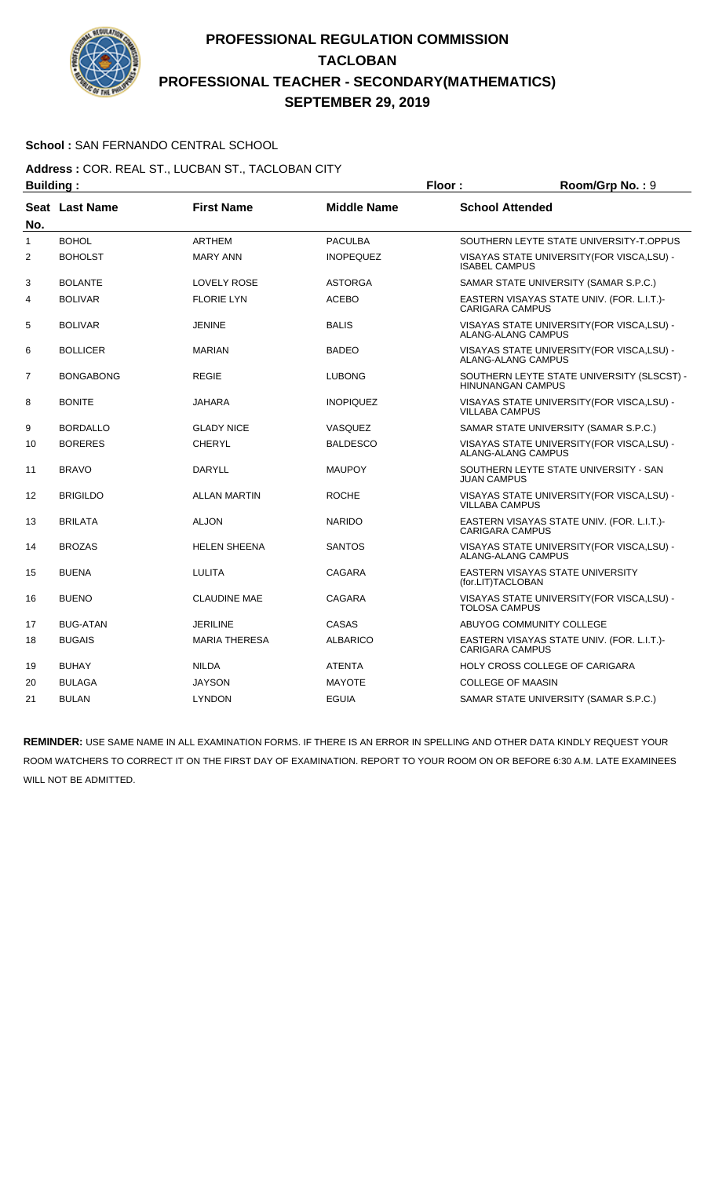# PROFESSIONAL REGULATION COMMISSION
# TACLOBAN
# PROFESSIONAL TEACHER - SECONDARY(MATHEMATICS)
# SEPTEMBER 29, 2019

**School :** SAN FERNANDO CENTRAL SCHOOL

**Address :** COR. REAL ST., LUCBAN ST., TACLOBAN CITY

**Building :** **Floor :** **Room/Grp No. :** 9

| Seat No. | Last Name | First Name | Middle Name | School Attended |
|---|---|---|---|---|
| 1 | BOHOL | ARTHEM | PACULBA | SOUTHERN LEYTE STATE UNIVERSITY-T.OPPUS |
| 2 | BOHOLST | MARY ANN | INOPEQUEZ | VISAYAS STATE UNIVERSITY(FOR VISCA,LSU) - ISABEL CAMPUS |
| 3 | BOLANTE | LOVELY ROSE | ASTORGA | SAMAR STATE UNIVERSITY (SAMAR S.P.C.) |
| 4 | BOLIVAR | FLORIE LYN | ACEBO | EASTERN VISAYAS STATE UNIV. (FOR. L.I.T.)- CARIGARA CAMPUS |
| 5 | BOLIVAR | JENINE | BALIS | VISAYAS STATE UNIVERSITY(FOR VISCA,LSU) - ALANG-ALANG CAMPUS |
| 6 | BOLLICER | MARIAN | BADEO | VISAYAS STATE UNIVERSITY(FOR VISCA,LSU) - ALANG-ALANG CAMPUS |
| 7 | BONGABONG | REGIE | LUBONG | SOUTHERN LEYTE STATE UNIVERSITY (SLSCST) - HINUNANGAN CAMPUS |
| 8 | BONITE | JAHARA | INOPIQUEZ | VISAYAS STATE UNIVERSITY(FOR VISCA,LSU) - VILLABA CAMPUS |
| 9 | BORDALLO | GLADY NICE | VASQUEZ | SAMAR STATE UNIVERSITY (SAMAR S.P.C.) |
| 10 | BORERES | CHERYL | BALDESCO | VISAYAS STATE UNIVERSITY(FOR VISCA,LSU) - ALANG-ALANG CAMPUS |
| 11 | BRAVO | DARYLL | MAUPOY | SOUTHERN LEYTE STATE UNIVERSITY - SAN JUAN CAMPUS |
| 12 | BRIGILDO | ALLAN MARTIN | ROCHE | VISAYAS STATE UNIVERSITY(FOR VISCA,LSU) - VILLABA CAMPUS |
| 13 | BRILATA | ALJON | NARIDO | EASTERN VISAYAS STATE UNIV. (FOR. L.I.T.)- CARIGARA CAMPUS |
| 14 | BROZAS | HELEN SHEENA | SANTOS | VISAYAS STATE UNIVERSITY(FOR VISCA,LSU) - ALANG-ALANG CAMPUS |
| 15 | BUENA | LULITA | CAGARA | EASTERN VISAYAS STATE UNIVERSITY (for.LIT)TACLOBAN |
| 16 | BUENO | CLAUDINE MAE | CAGARA | VISAYAS STATE UNIVERSITY(FOR VISCA,LSU) - TOLOSA CAMPUS |
| 17 | BUG-ATAN | JERILINE | CASAS | ABUYOG COMMUNITY COLLEGE |
| 18 | BUGAIS | MARIA THERESA | ALBARICO | EASTERN VISAYAS STATE UNIV. (FOR. L.I.T.)- CARIGARA CAMPUS |
| 19 | BUHAY | NILDA | ATENTA | HOLY CROSS COLLEGE OF CARIGARA |
| 20 | BULAGA | JAYSON | MAYOTE | COLLEGE OF MAASIN |
| 21 | BULAN | LYNDON | EGUIA | SAMAR STATE UNIVERSITY (SAMAR S.P.C.) |

**REMINDER:** USE SAME NAME IN ALL EXAMINATION FORMS. IF THERE IS AN ERROR IN SPELLING AND OTHER DATA KINDLY REQUEST YOUR ROOM WATCHERS TO CORRECT IT ON THE FIRST DAY OF EXAMINATION. REPORT TO YOUR ROOM ON OR BEFORE 6:30 A.M. LATE EXAMINEES WILL NOT BE ADMITTED.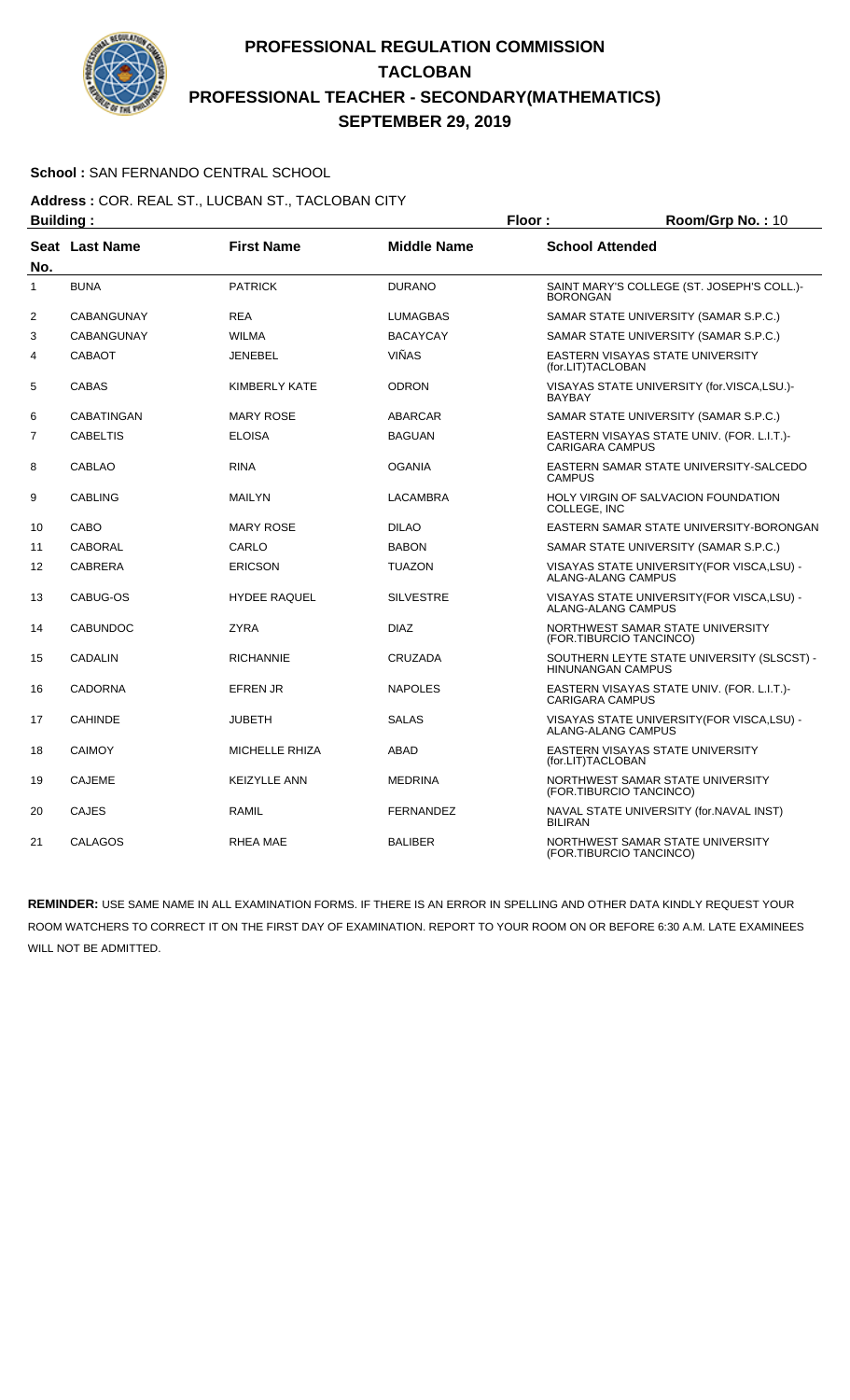# PROFESSIONAL REGULATION COMMISSION
# TACLOBAN
# PROFESSIONAL TEACHER - SECONDARY(MATHEMATICS)
# SEPTEMBER 29, 2019

**School :** SAN FERNANDO CENTRAL SCHOOL

**Address :** COR. REAL ST., LUCBAN ST., TACLOBAN CITY

**Building :** **Floor :** **Room/Grp No. :** 10

| Seat No. | Last Name | First Name | Middle Name | School Attended |
|---|---|---|---|---|
| 1 | BUNA | PATRICK | DURANO | SAINT MARY'S COLLEGE (ST. JOSEPH'S COLL.)-BORONGAN |
| 2 | CABANGUNAY | REA | LUMAGBAS | SAMAR STATE UNIVERSITY (SAMAR S.P.C.) |
| 3 | CABANGUNAY | WILMA | BACAYCAY | SAMAR STATE UNIVERSITY (SAMAR S.P.C.) |
| 4 | CABAOT | JENEBEL | VIÑAS | EASTERN VISAYAS STATE UNIVERSITY (for.LIT)TACLOBAN |
| 5 | CABAS | KIMBERLY KATE | ODRON | VISAYAS STATE UNIVERSITY (for.VISCA,LSU.)-BAYBAY |
| 6 | CABATINGAN | MARY ROSE | ABARCAR | SAMAR STATE UNIVERSITY (SAMAR S.P.C.) |
| 7 | CABELTIS | ELOISA | BAGUAN | EASTERN VISAYAS STATE UNIV. (FOR. L.I.T.)-CARIGARA CAMPUS |
| 8 | CABLAO | RINA | OGANIA | EASTERN SAMAR STATE UNIVERSITY-SALCEDO CAMPUS |
| 9 | CABLING | MAILYN | LACAMBRA | HOLY VIRGIN OF SALVACION FOUNDATION COLLEGE, INC |
| 10 | CABO | MARY ROSE | DILAO | EASTERN SAMAR STATE UNIVERSITY-BORONGAN |
| 11 | CABORAL | CARLO | BABON | SAMAR STATE UNIVERSITY (SAMAR S.P.C.) |
| 12 | CABRERA | ERICSON | TUAZON | VISAYAS STATE UNIVERSITY(FOR VISCA,LSU) - ALANG-ALANG CAMPUS |
| 13 | CABUG-OS | HYDEE RAQUEL | SILVESTRE | VISAYAS STATE UNIVERSITY(FOR VISCA,LSU) - ALANG-ALANG CAMPUS |
| 14 | CABUNDOC | ZYRA | DIAZ | NORTHWEST SAMAR STATE UNIVERSITY (FOR.TIBURCIO TANCINCO) |
| 15 | CADALIN | RICHANNIE | CRUZADA | SOUTHERN LEYTE STATE UNIVERSITY (SLSCST) - HINUNANGAN CAMPUS |
| 16 | CADORNA | EFREN JR | NAPOLES | EASTERN VISAYAS STATE UNIV. (FOR. L.I.T.)-CARIGARA CAMPUS |
| 17 | CAHINDE | JUBETH | SALAS | VISAYAS STATE UNIVERSITY(FOR VISCA,LSU) - ALANG-ALANG CAMPUS |
| 18 | CAIMOY | MICHELLE RHIZA | ABAD | EASTERN VISAYAS STATE UNIVERSITY (for.LIT)TACLOBAN |
| 19 | CAJEME | KEIZYLLE ANN | MEDRINA | NORTHWEST SAMAR STATE UNIVERSITY (FOR.TIBURCIO TANCINCO) |
| 20 | CAJES | RAMIL | FERNANDEZ | NAVAL STATE UNIVERSITY (for.NAVAL INST) BILIRAN |
| 21 | CALAGOS | RHEA MAE | BALIBER | NORTHWEST SAMAR STATE UNIVERSITY (FOR.TIBURCIO TANCINCO) |

**REMINDER:** USE SAME NAME IN ALL EXAMINATION FORMS. IF THERE IS AN ERROR IN SPELLING AND OTHER DATA KINDLY REQUEST YOUR ROOM WATCHERS TO CORRECT IT ON THE FIRST DAY OF EXAMINATION. REPORT TO YOUR ROOM ON OR BEFORE 6:30 A.M. LATE EXAMINEES WILL NOT BE ADMITTED.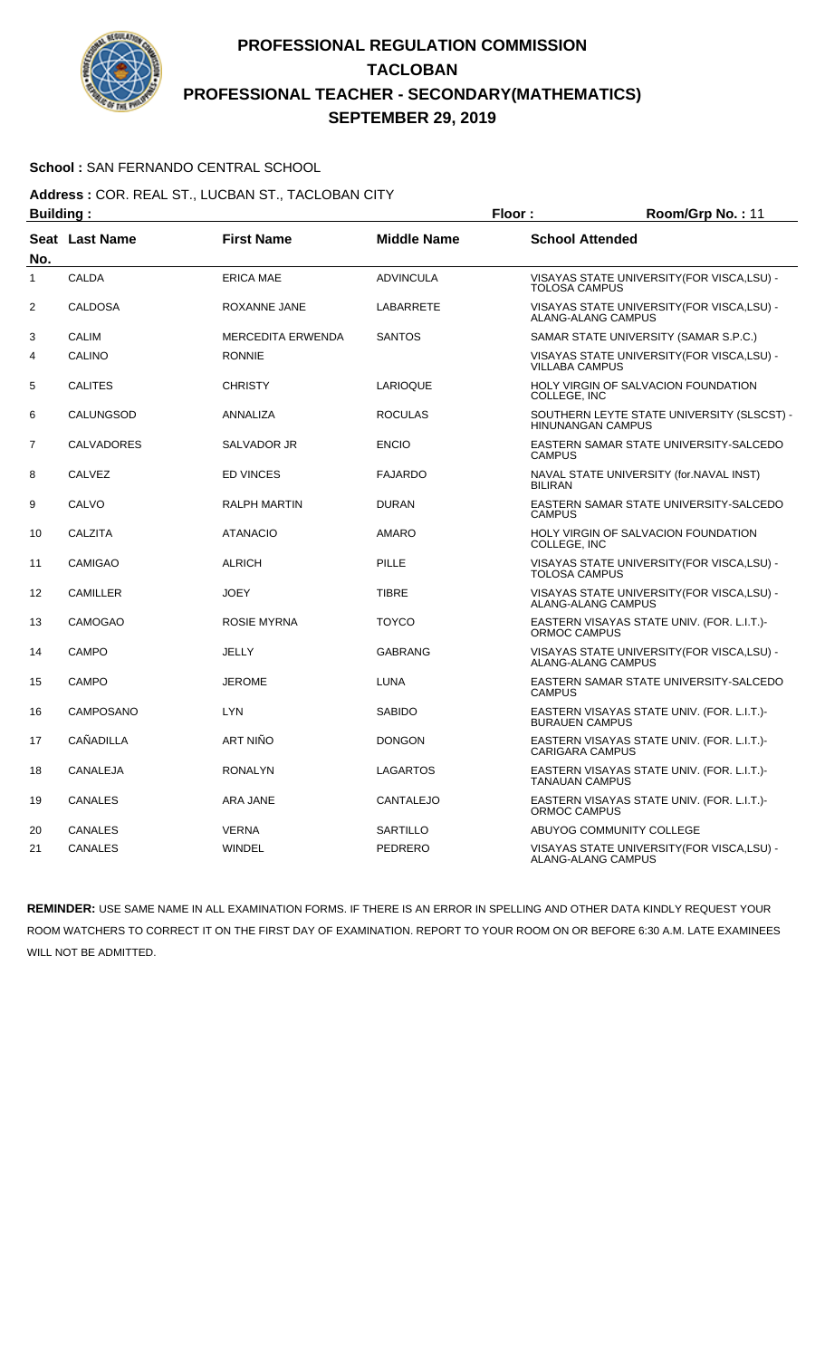# PROFESSIONAL REGULATION COMMISSION
# TACLOBAN
# PROFESSIONAL TEACHER - SECONDARY(MATHEMATICS)
# SEPTEMBER 29, 2019

**School :** SAN FERNANDO CENTRAL SCHOOL

**Address :** COR. REAL ST., LUCBAN ST., TACLOBAN CITY

**Building :** **Floor :** **Room/Grp No. :** 11

| Seat No. | Last Name | First Name | Middle Name | School Attended |
|---|---|---|---|---|
| 1 | CALDA | ERICA MAE | ADVINCULA | VISAYAS STATE UNIVERSITY(FOR VISCA,LSU) - TOLOSA CAMPUS |
| 2 | CALDOSA | ROXANNE JANE | LABARRETE | VISAYAS STATE UNIVERSITY(FOR VISCA,LSU) - ALANG-ALANG CAMPUS |
| 3 | CALIM | MERCEDITA ERWENDA | SANTOS | SAMAR STATE UNIVERSITY (SAMAR S.P.C.) |
| 4 | CALINO | RONNIE | | VISAYAS STATE UNIVERSITY(FOR VISCA,LSU) - VILLABA CAMPUS |
| 5 | CALITES | CHRISTY | LARIOQUE | HOLY VIRGIN OF SALVACION FOUNDATION COLLEGE, INC |
| 6 | CALUNGSOD | ANNALIZA | ROCULAS | SOUTHERN LEYTE STATE UNIVERSITY (SLSCST) - HINUNANGAN CAMPUS |
| 7 | CALVADORES | SALVADOR JR | ENCIO | EASTERN SAMAR STATE UNIVERSITY-SALCEDO CAMPUS |
| 8 | CALVEZ | ED VINCES | FAJARDO | NAVAL STATE UNIVERSITY (for.NAVAL INST) BILIRAN |
| 9 | CALVO | RALPH MARTIN | DURAN | EASTERN SAMAR STATE UNIVERSITY-SALCEDO CAMPUS |
| 10 | CALZITA | ATANACIO | AMARO | HOLY VIRGIN OF SALVACION FOUNDATION COLLEGE, INC |
| 11 | CAMIGAO | ALRICH | PILLE | VISAYAS STATE UNIVERSITY(FOR VISCA,LSU) - TOLOSA CAMPUS |
| 12 | CAMILLER | JOEY | TIBRE | VISAYAS STATE UNIVERSITY(FOR VISCA,LSU) - ALANG-ALANG CAMPUS |
| 13 | CAMOGAO | ROSIE MYRNA | TOYCO | EASTERN VISAYAS STATE UNIV. (FOR. L.I.T.)- ORMOC CAMPUS |
| 14 | CAMPO | JELLY | GABRANG | VISAYAS STATE UNIVERSITY(FOR VISCA,LSU) - ALANG-ALANG CAMPUS |
| 15 | CAMPO | JEROME | LUNA | EASTERN SAMAR STATE UNIVERSITY-SALCEDO CAMPUS |
| 16 | CAMPOSANO | LYN | SABIDO | EASTERN VISAYAS STATE UNIV. (FOR. L.I.T.)- BURAUEN CAMPUS |
| 17 | CAÑADILLA | ART NIÑO | DONGON | EASTERN VISAYAS STATE UNIV. (FOR. L.I.T.)- CARIGARA CAMPUS |
| 18 | CANALEJA | RONALYN | LAGARTOS | EASTERN VISAYAS STATE UNIV. (FOR. L.I.T.)- TANAUAN CAMPUS |
| 19 | CANALES | ARA JANE | CANTALEJO | EASTERN VISAYAS STATE UNIV. (FOR. L.I.T.)- ORMOC CAMPUS |
| 20 | CANALES | VERNA | SARTILLO | ABUYOG COMMUNITY COLLEGE |
| 21 | CANALES | WINDEL | PEDRERO | VISAYAS STATE UNIVERSITY(FOR VISCA,LSU) - ALANG-ALANG CAMPUS |

**REMINDER:** USE SAME NAME IN ALL EXAMINATION FORMS. IF THERE IS AN ERROR IN SPELLING AND OTHER DATA KINDLY REQUEST YOUR ROOM WATCHERS TO CORRECT IT ON THE FIRST DAY OF EXAMINATION. REPORT TO YOUR ROOM ON OR BEFORE 6:30 A.M. LATE EXAMINEES WILL NOT BE ADMITTED.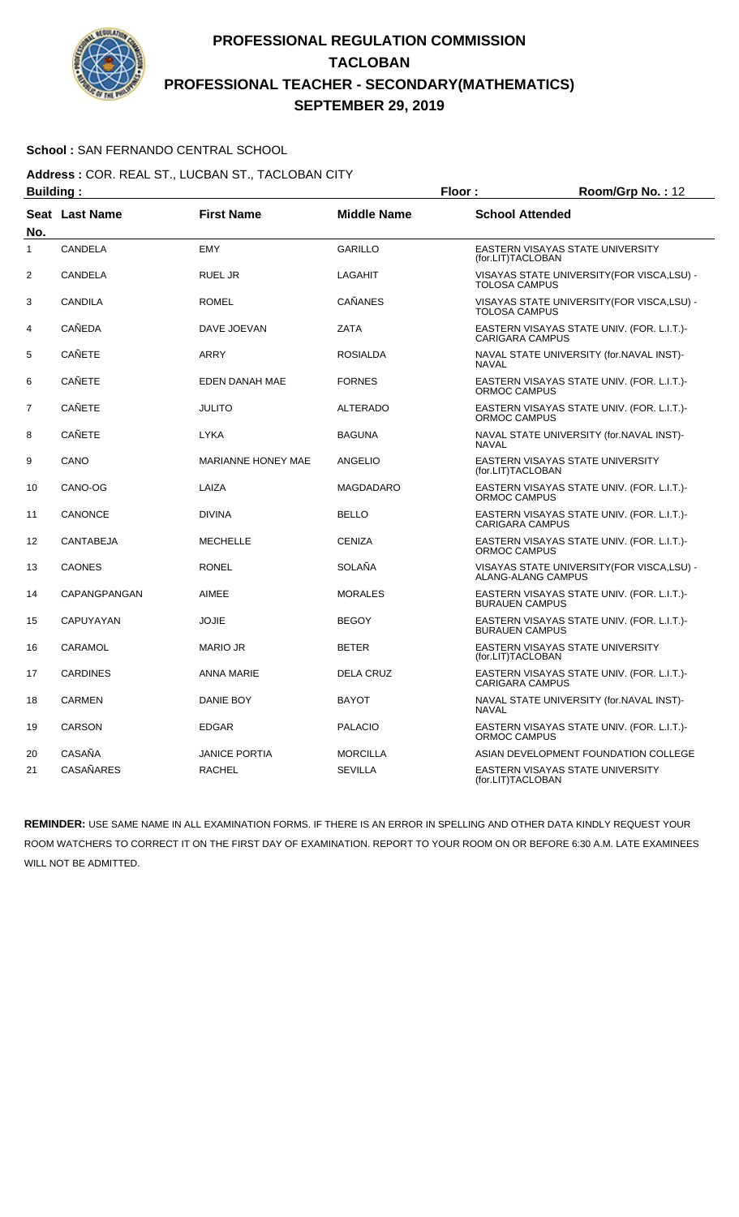# PROFESSIONAL REGULATION COMMISSION
# TACLOBAN
# PROFESSIONAL TEACHER - SECONDARY(MATHEMATICS)
# SEPTEMBER 29, 2019

**School :** SAN FERNANDO CENTRAL SCHOOL

**Address :** COR. REAL ST., LUCBAN ST., TACLOBAN CITY

**Building :** **Floor :** **Room/Grp No. :** 12

| Seat No. | Last Name | First Name | Middle Name | School Attended |
|---|---|---|---|---|
| 1 | CANDELA | EMY | GARILLO | EASTERN VISAYAS STATE UNIVERSITY (for.LIT)TACLOBAN |
| 2 | CANDELA | RUEL JR | LAGAHIT | VISAYAS STATE UNIVERSITY(FOR VISCA,LSU) - TOLOSA CAMPUS |
| 3 | CANDILA | ROMEL | CAÑANES | VISAYAS STATE UNIVERSITY(FOR VISCA,LSU) - TOLOSA CAMPUS |
| 4 | CAÑEDA | DAVE JOEVAN | ZATA | EASTERN VISAYAS STATE UNIV. (FOR. L.I.T.)-CARIGARA CAMPUS |
| 5 | CAÑETE | ARRY | ROSIALDA | NAVAL STATE UNIVERSITY (for.NAVAL INST)-NAVAL |
| 6 | CAÑETE | EDEN DANAH MAE | FORNES | EASTERN VISAYAS STATE UNIV. (FOR. L.I.T.)-ORMOC CAMPUS |
| 7 | CAÑETE | JULITO | ALTERADO | EASTERN VISAYAS STATE UNIV. (FOR. L.I.T.)-ORMOC CAMPUS |
| 8 | CAÑETE | LYKA | BAGUNA | NAVAL STATE UNIVERSITY (for.NAVAL INST)-NAVAL |
| 9 | CANO | MARIANNE HONEY MAE | ANGELIO | EASTERN VISAYAS STATE UNIVERSITY (for.LIT)TACLOBAN |
| 10 | CANO-OG | LAIZA | MAGDADARO | EASTERN VISAYAS STATE UNIV. (FOR. L.I.T.)-ORMOC CAMPUS |
| 11 | CANONCE | DIVINA | BELLO | EASTERN VISAYAS STATE UNIV. (FOR. L.I.T.)-CARIGARA CAMPUS |
| 12 | CANTABEJA | MECHELLE | CENIZA | EASTERN VISAYAS STATE UNIV. (FOR. L.I.T.)-ORMOC CAMPUS |
| 13 | CAONES | RONEL | SOLAÑA | VISAYAS STATE UNIVERSITY(FOR VISCA,LSU) - ALANG-ALANG CAMPUS |
| 14 | CAPANGPANGAN | AIMEE | MORALES | EASTERN VISAYAS STATE UNIV. (FOR. L.I.T.)-BURAUEN CAMPUS |
| 15 | CAPUYAYAN | JOJIE | BEGOY | EASTERN VISAYAS STATE UNIV. (FOR. L.I.T.)-BURAUEN CAMPUS |
| 16 | CARAMOL | MARIO JR | BETER | EASTERN VISAYAS STATE UNIVERSITY (for.LIT)TACLOBAN |
| 17 | CARDINES | ANNA MARIE | DELA CRUZ | EASTERN VISAYAS STATE UNIV. (FOR. L.I.T.)-CARIGARA CAMPUS |
| 18 | CARMEN | DANIE BOY | BAYOT | NAVAL STATE UNIVERSITY (for.NAVAL INST)-NAVAL |
| 19 | CARSON | EDGAR | PALACIO | EASTERN VISAYAS STATE UNIV. (FOR. L.I.T.)-ORMOC CAMPUS |
| 20 | CASAÑA | JANICE PORTIA | MORCILLA | ASIAN DEVELOPMENT FOUNDATION COLLEGE |
| 21 | CASAÑARES | RACHEL | SEVILLA | EASTERN VISAYAS STATE UNIVERSITY (for.LIT)TACLOBAN |

**REMINDER:** USE SAME NAME IN ALL EXAMINATION FORMS. IF THERE IS AN ERROR IN SPELLING AND OTHER DATA KINDLY REQUEST YOUR ROOM WATCHERS TO CORRECT IT ON THE FIRST DAY OF EXAMINATION. REPORT TO YOUR ROOM ON OR BEFORE 6:30 A.M. LATE EXAMINEES WILL NOT BE ADMITTED.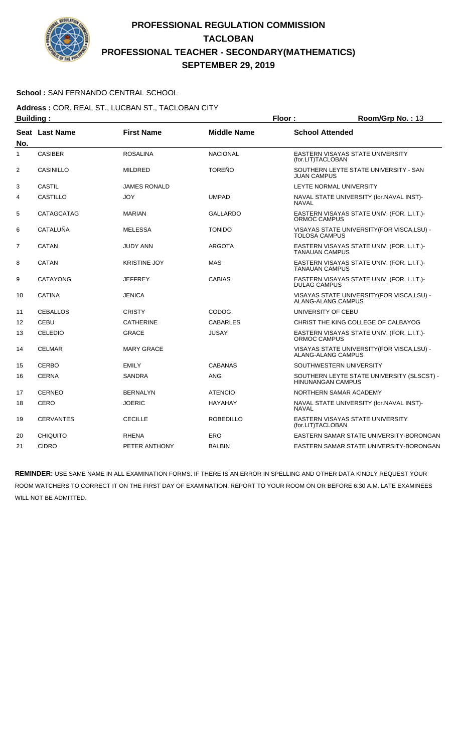# PROFESSIONAL REGULATION COMMISSION
# TACLOBAN
# PROFESSIONAL TEACHER - SECONDARY(MATHEMATICS)
# SEPTEMBER 29, 2019

**School :** SAN FERNANDO CENTRAL SCHOOL

**Address :** COR. REAL ST., LUCBAN ST., TACLOBAN CITY

**Building :** **Floor :** **Room/Grp No. :** 13

| Seat No. | Last Name | First Name | Middle Name | School Attended |
|---|---|---|---|---|
| 1 | CASIBER | ROSALINA | NACIONAL | EASTERN VISAYAS STATE UNIVERSITY (for.LIT)TACLOBAN |
| 2 | CASINILLO | MILDRED | TOREÑO | SOUTHERN LEYTE STATE UNIVERSITY - SAN JUAN CAMPUS |
| 3 | CASTIL | JAMES RONALD | | LEYTE NORMAL UNIVERSITY |
| 4 | CASTILLO | JOY | UMPAD | NAVAL STATE UNIVERSITY (for.NAVAL INST)-NAVAL |
| 5 | CATAGCATAG | MARIAN | GALLARDO | EASTERN VISAYAS STATE UNIV. (FOR. L.I.T.)-ORMOC CAMPUS |
| 6 | CATALUÑA | MELESSA | TONIDO | VISAYAS STATE UNIVERSITY(FOR VISCA,LSU) - TOLOSA CAMPUS |
| 7 | CATAN | JUDY ANN | ARGOTA | EASTERN VISAYAS STATE UNIV. (FOR. L.I.T.)-TANAUAN CAMPUS |
| 8 | CATAN | KRISTINE JOY | MAS | EASTERN VISAYAS STATE UNIV. (FOR. L.I.T.)-TANAUAN CAMPUS |
| 9 | CATAYONG | JEFFREY | CABIAS | EASTERN VISAYAS STATE UNIV. (FOR. L.I.T.)-DULAG CAMPUS |
| 10 | CATINA | JENICA | | VISAYAS STATE UNIVERSITY(FOR VISCA,LSU) - ALANG-ALANG CAMPUS |
| 11 | CEBALLOS | CRISTY | CODOG | UNIVERSITY OF CEBU |
| 12 | CEBU | CATHERINE | CABARLES | CHRIST THE KING COLLEGE OF CALBAYOG |
| 13 | CELEDIO | GRACE | JUSAY | EASTERN VISAYAS STATE UNIV. (FOR. L.I.T.)-ORMOC CAMPUS |
| 14 | CELMAR | MARY GRACE | | VISAYAS STATE UNIVERSITY(FOR VISCA,LSU) - ALANG-ALANG CAMPUS |
| 15 | CERBO | EMILY | CABANAS | SOUTHWESTERN UNIVERSITY |
| 16 | CERNA | SANDRA | ANG | SOUTHERN LEYTE STATE UNIVERSITY (SLSCST) - HINUNANGAN CAMPUS |
| 17 | CERNEO | BERNALYN | ATENCIO | NORTHERN SAMAR ACADEMY |
| 18 | CERO | JOERIC | HAYAHAY | NAVAL STATE UNIVERSITY (for.NAVAL INST)-NAVAL |
| 19 | CERVANTES | CECILLE | ROBEDILLO | EASTERN VISAYAS STATE UNIVERSITY (for.LIT)TACLOBAN |
| 20 | CHIQUITO | RHENA | ERO | EASTERN SAMAR STATE UNIVERSITY-BORONGAN |
| 21 | CIDRO | PETER ANTHONY | BALBIN | EASTERN SAMAR STATE UNIVERSITY-BORONGAN |

**REMINDER:** USE SAME NAME IN ALL EXAMINATION FORMS. IF THERE IS AN ERROR IN SPELLING AND OTHER DATA KINDLY REQUEST YOUR ROOM WATCHERS TO CORRECT IT ON THE FIRST DAY OF EXAMINATION. REPORT TO YOUR ROOM ON OR BEFORE 6:30 A.M. LATE EXAMINEES WILL NOT BE ADMITTED.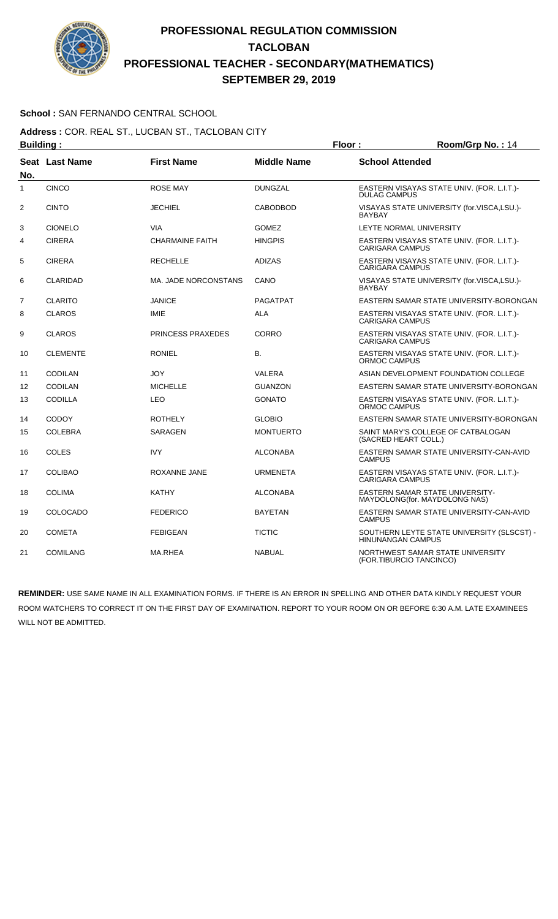# PROFESSIONAL REGULATION COMMISSION
# TACLOBAN
# PROFESSIONAL TEACHER - SECONDARY(MATHEMATICS)
# SEPTEMBER 29, 2019

**School :** SAN FERNANDO CENTRAL SCHOOL

**Address :** COR. REAL ST., LUCBAN ST., TACLOBAN CITY

**Building :** **Floor :** **Room/Grp No. :** 14

| Seat No. | Last Name | First Name | Middle Name | School Attended |
|---|---|---|---|---|
| 1 | CINCO | ROSE MAY | DUNGZAL | EASTERN VISAYAS STATE UNIV. (FOR. L.I.T.)-DULAG CAMPUS |
| 2 | CINTO | JECHIEL | CABODBOD | VISAYAS STATE UNIVERSITY (for.VISCA,LSU.)-BAYBAY |
| 3 | CIONELO | VIA | GOMEZ | LEYTE NORMAL UNIVERSITY |
| 4 | CIRERA | CHARMAINE FAITH | HINGPIS | EASTERN VISAYAS STATE UNIV. (FOR. L.I.T.)-CARIGARA CAMPUS |
| 5 | CIRERA | RECHELLE | ADIZAS | EASTERN VISAYAS STATE UNIV. (FOR. L.I.T.)-CARIGARA CAMPUS |
| 6 | CLARIDAD | MA. JADE NORCONSTANS | CANO | VISAYAS STATE UNIVERSITY (for.VISCA,LSU.)-BAYBAY |
| 7 | CLARITO | JANICE | PAGATPAT | EASTERN SAMAR STATE UNIVERSITY-BORONGAN |
| 8 | CLAROS | IMIE | ALA | EASTERN VISAYAS STATE UNIV. (FOR. L.I.T.)-CARIGARA CAMPUS |
| 9 | CLAROS | PRINCESS PRAXEDES | CORRO | EASTERN VISAYAS STATE UNIV. (FOR. L.I.T.)-CARIGARA CAMPUS |
| 10 | CLEMENTE | RONIEL | B. | EASTERN VISAYAS STATE UNIV. (FOR. L.I.T.)-ORMOC CAMPUS |
| 11 | CODILAN | JOY | VALERA | ASIAN DEVELOPMENT FOUNDATION COLLEGE |
| 12 | CODILAN | MICHELLE | GUANZON | EASTERN SAMAR STATE UNIVERSITY-BORONGAN |
| 13 | CODILLA | LEO | GONATO | EASTERN VISAYAS STATE UNIV. (FOR. L.I.T.)-ORMOC CAMPUS |
| 14 | CODOY | ROTHELY | GLOBIO | EASTERN SAMAR STATE UNIVERSITY-BORONGAN |
| 15 | COLEBRA | SARAGEN | MONTUERTO | SAINT MARY'S COLLEGE OF CATBALOGAN (SACRED HEART COLL.) |
| 16 | COLES | IVY | ALCONABA | EASTERN SAMAR STATE UNIVERSITY-CAN-AVID CAMPUS |
| 17 | COLIBAO | ROXANNE JANE | URMENETA | EASTERN VISAYAS STATE UNIV. (FOR. L.I.T.)-CARIGARA CAMPUS |
| 18 | COLIMA | KATHY | ALCONABA | EASTERN SAMAR STATE UNIVERSITY-MAYDOLONG(for. MAYDOLONG NAS) |
| 19 | COLOCADO | FEDERICO | BAYETAN | EASTERN SAMAR STATE UNIVERSITY-CAN-AVID CAMPUS |
| 20 | COMETA | FEBIGEAN | TICTIC | SOUTHERN LEYTE STATE UNIVERSITY (SLSCST) - HINUNANGAN CAMPUS |
| 21 | COMILANG | MA.RHEA | NABUAL | NORTHWEST SAMAR STATE UNIVERSITY (FOR.TIBURCIO TANCINCO) |

**REMINDER:** USE SAME NAME IN ALL EXAMINATION FORMS. IF THERE IS AN ERROR IN SPELLING AND OTHER DATA KINDLY REQUEST YOUR ROOM WATCHERS TO CORRECT IT ON THE FIRST DAY OF EXAMINATION. REPORT TO YOUR ROOM ON OR BEFORE 6:30 A.M. LATE EXAMINEES WILL NOT BE ADMITTED.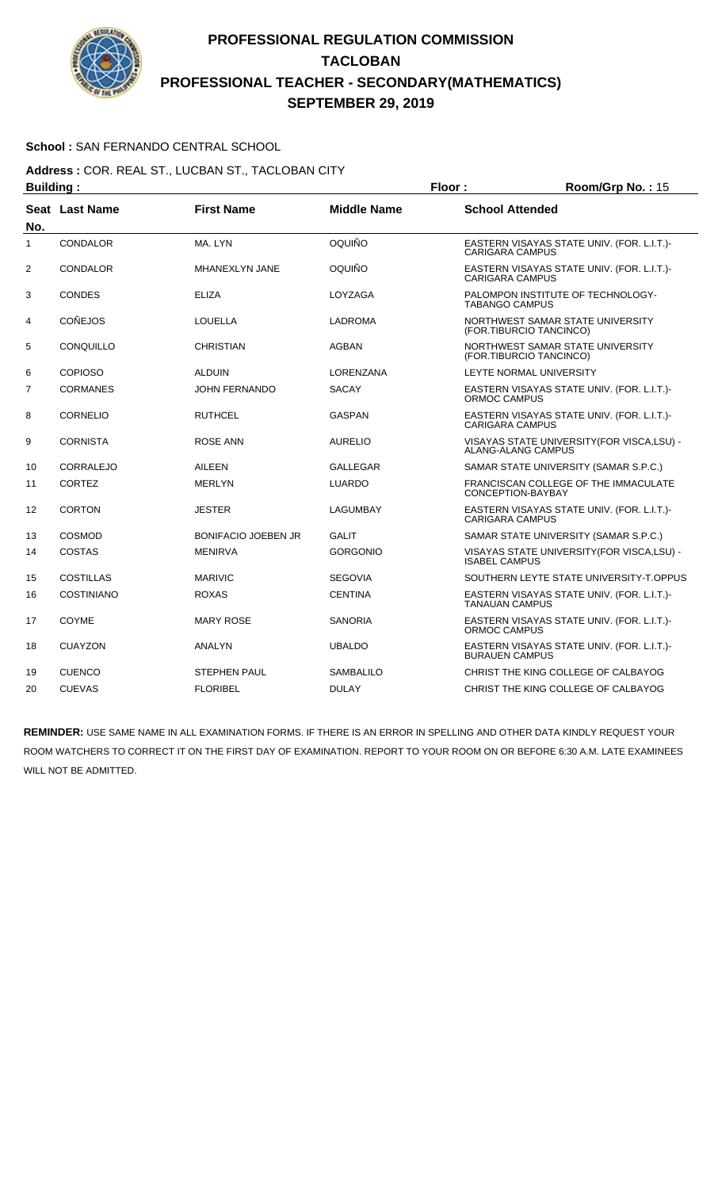# PROFESSIONAL REGULATION COMMISSION
# TACLOBAN
# PROFESSIONAL TEACHER - SECONDARY(MATHEMATICS)
# SEPTEMBER 29, 2019

**School :** SAN FERNANDO CENTRAL SCHOOL

**Address :** COR. REAL ST., LUCBAN ST., TACLOBAN CITY

**Building :** **Floor :** **Room/Grp No. :** 15

| Seat No. | Last Name | First Name | Middle Name | School Attended |
|---|---|---|---|---|
| 1 | CONDALOR | MA. LYN | OQUIÑO | EASTERN VISAYAS STATE UNIV. (FOR. L.I.T.)-CARIGARA CAMPUS |
| 2 | CONDALOR | MHANEXLYN JANE | OQUIÑO | EASTERN VISAYAS STATE UNIV. (FOR. L.I.T.)-CARIGARA CAMPUS |
| 3 | CONDES | ELIZA | LOYZAGA | PALOMPON INSTITUTE OF TECHNOLOGY-TABANGO CAMPUS |
| 4 | COÑEJOS | LOUELLA | LADROMA | NORTHWEST SAMAR STATE UNIVERSITY (FOR.TIBURCIO TANCINCO) |
| 5 | CONQUILLO | CHRISTIAN | AGBAN | NORTHWEST SAMAR STATE UNIVERSITY (FOR.TIBURCIO TANCINCO) |
| 6 | COPIOSO | ALDUIN | LORENZANA | LEYTE NORMAL UNIVERSITY |
| 7 | CORMANES | JOHN FERNANDO | SACAY | EASTERN VISAYAS STATE UNIV. (FOR. L.I.T.)-ORMOC CAMPUS |
| 8 | CORNELIO | RUTHCEL | GASPAN | EASTERN VISAYAS STATE UNIV. (FOR. L.I.T.)-CARIGARA CAMPUS |
| 9 | CORNISTA | ROSE ANN | AURELIO | VISAYAS STATE UNIVERSITY(FOR VISCA,LSU) - ALANG-ALANG CAMPUS |
| 10 | CORRALEJO | AILEEN | GALLEGAR | SAMAR STATE UNIVERSITY (SAMAR S.P.C.) |
| 11 | CORTEZ | MERLYN | LUARDO | FRANCISCAN COLLEGE OF THE IMMACULATE CONCEPTION-BAYBAY |
| 12 | CORTON | JESTER | LAGUMBAY | EASTERN VISAYAS STATE UNIV. (FOR. L.I.T.)-CARIGARA CAMPUS |
| 13 | COSMOD | BONIFACIO JOEBEN JR | GALIT | SAMAR STATE UNIVERSITY (SAMAR S.P.C.) |
| 14 | COSTAS | MENIRVA | GORGONIO | VISAYAS STATE UNIVERSITY(FOR VISCA,LSU) - ISABEL CAMPUS |
| 15 | COSTILLAS | MARIVIC | SEGOVIA | SOUTHERN LEYTE STATE UNIVERSITY-T.OPPUS |
| 16 | COSTINIANO | ROXAS | CENTINA | EASTERN VISAYAS STATE UNIV. (FOR. L.I.T.)-TANAUAN CAMPUS |
| 17 | COYME | MARY ROSE | SANORIA | EASTERN VISAYAS STATE UNIV. (FOR. L.I.T.)-ORMOC CAMPUS |
| 18 | CUAYZON | ANALYN | UBALDO | EASTERN VISAYAS STATE UNIV. (FOR. L.I.T.)-BURAUEN CAMPUS |
| 19 | CUENCO | STEPHEN PAUL | SAMBALILO | CHRIST THE KING COLLEGE OF CALBAYOG |
| 20 | CUEVAS | FLORIBEL | DULAY | CHRIST THE KING COLLEGE OF CALBAYOG |

**REMINDER:** USE SAME NAME IN ALL EXAMINATION FORMS. IF THERE IS AN ERROR IN SPELLING AND OTHER DATA KINDLY REQUEST YOUR ROOM WATCHERS TO CORRECT IT ON THE FIRST DAY OF EXAMINATION. REPORT TO YOUR ROOM ON OR BEFORE 6:30 A.M. LATE EXAMINEES WILL NOT BE ADMITTED.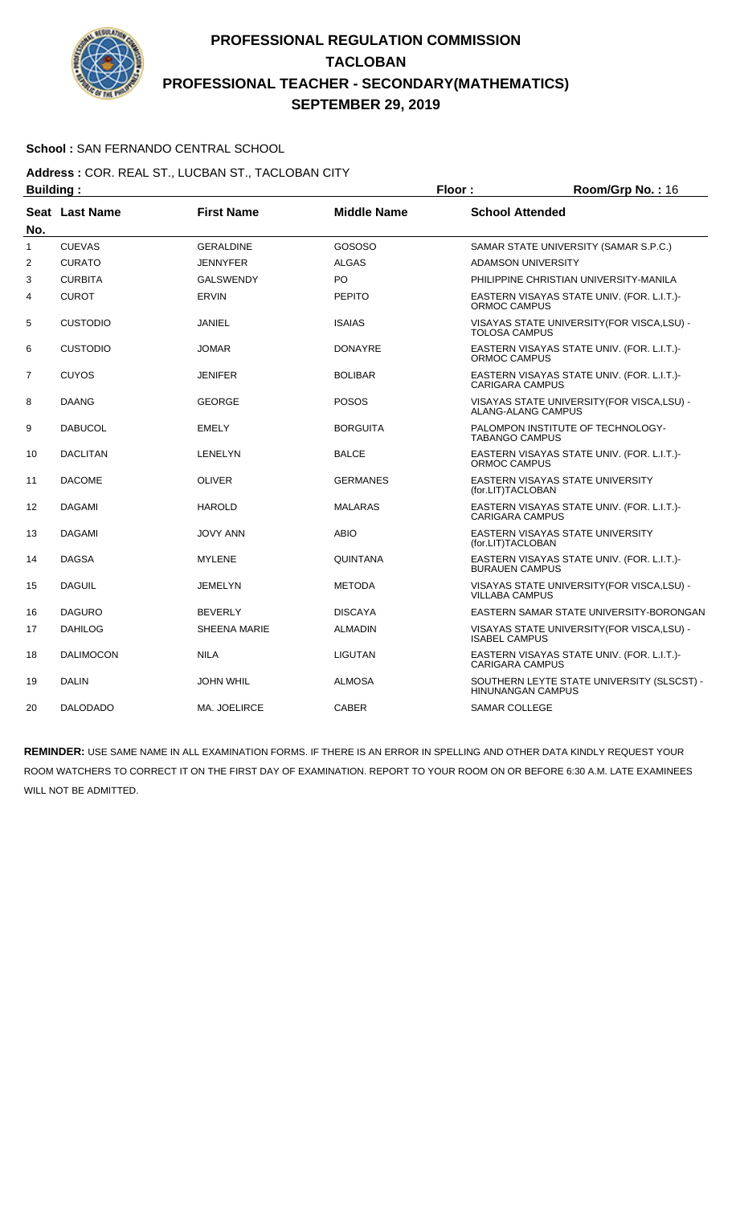# PROFESSIONAL REGULATION COMMISSION
# TACLOBAN
# PROFESSIONAL TEACHER - SECONDARY(MATHEMATICS)
# SEPTEMBER 29, 2019

**School :** SAN FERNANDO CENTRAL SCHOOL

**Address :** COR. REAL ST., LUCBAN ST., TACLOBAN CITY

**Building :** **Floor :** **Room/Grp No. :** 16

| Seat No. | Last Name | First Name | Middle Name | School Attended |
|---|---|---|---|---|
| 1 | CUEVAS | GERALDINE | GOSOSO | SAMAR STATE UNIVERSITY (SAMAR S.P.C.) |
| 2 | CURATO | JENNYFER | ALGAS | ADAMSON UNIVERSITY |
| 3 | CURBITA | GALSWENDY | PO | PHILIPPINE CHRISTIAN UNIVERSITY-MANILA |
| 4 | CUROT | ERVIN | PEPITO | EASTERN VISAYAS STATE UNIV. (FOR. L.I.T.)-ORMOC CAMPUS |
| 5 | CUSTODIO | JANIEL | ISAIAS | VISAYAS STATE UNIVERSITY(FOR VISCA,LSU) - TOLOSA CAMPUS |
| 6 | CUSTODIO | JOMAR | DONAYRE | EASTERN VISAYAS STATE UNIV. (FOR. L.I.T.)-ORMOC CAMPUS |
| 7 | CUYOS | JENIFER | BOLIBAR | EASTERN VISAYAS STATE UNIV. (FOR. L.I.T.)-CARIGARA CAMPUS |
| 8 | DAANG | GEORGE | POSOS | VISAYAS STATE UNIVERSITY(FOR VISCA,LSU) - ALANG-ALANG CAMPUS |
| 9 | DABUCOL | EMELY | BORGUITA | PALOMPON INSTITUTE OF TECHNOLOGY-TABANGO CAMPUS |
| 10 | DACLITAN | LENELYN | BALCE | EASTERN VISAYAS STATE UNIV. (FOR. L.I.T.)-ORMOC CAMPUS |
| 11 | DACOME | OLIVER | GERMANES | EASTERN VISAYAS STATE UNIVERSITY (for.LIT)TACLOBAN |
| 12 | DAGAMI | HAROLD | MALARAS | EASTERN VISAYAS STATE UNIV. (FOR. L.I.T.)-CARIGARA CAMPUS |
| 13 | DAGAMI | JOVY ANN | ABIO | EASTERN VISAYAS STATE UNIVERSITY (for.LIT)TACLOBAN |
| 14 | DAGSA | MYLENE | QUINTANA | EASTERN VISAYAS STATE UNIV. (FOR. L.I.T.)-BURAUEN CAMPUS |
| 15 | DAGUIL | JEMELYN | METODA | VISAYAS STATE UNIVERSITY(FOR VISCA,LSU) - VILLABA CAMPUS |
| 16 | DAGURO | BEVERLY | DISCAYA | EASTERN SAMAR STATE UNIVERSITY-BORONGAN |
| 17 | DAHILOG | SHEENA MARIE | ALMADIN | VISAYAS STATE UNIVERSITY(FOR VISCA,LSU) - ISABEL CAMPUS |
| 18 | DALIMOCON | NILA | LIGUTAN | EASTERN VISAYAS STATE UNIV. (FOR. L.I.T.)-CARIGARA CAMPUS |
| 19 | DALIN | JOHN WHIL | ALMOSA | SOUTHERN LEYTE STATE UNIVERSITY (SLSCST) - HINUNANGAN CAMPUS |
| 20 | DALODADO | MA. JOELIRCE | CABER | SAMAR COLLEGE |

**REMINDER:** USE SAME NAME IN ALL EXAMINATION FORMS. IF THERE IS AN ERROR IN SPELLING AND OTHER DATA KINDLY REQUEST YOUR ROOM WATCHERS TO CORRECT IT ON THE FIRST DAY OF EXAMINATION. REPORT TO YOUR ROOM ON OR BEFORE 6:30 A.M. LATE EXAMINEES WILL NOT BE ADMITTED.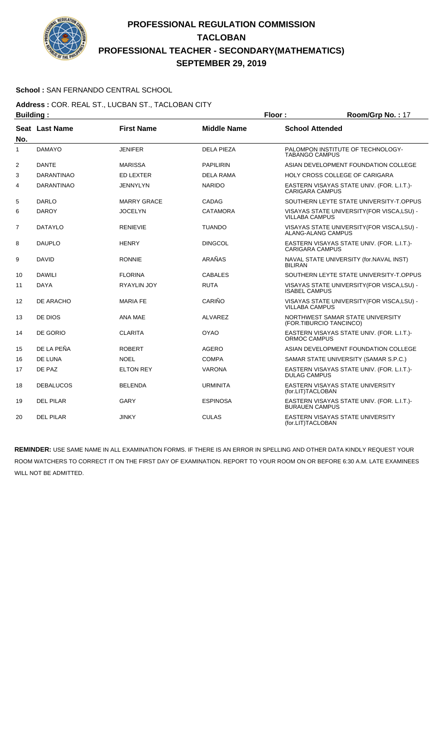# PROFESSIONAL REGULATION COMMISSION
# TACLOBAN
# PROFESSIONAL TEACHER - SECONDARY(MATHEMATICS)
# SEPTEMBER 29, 2019

**School :** SAN FERNANDO CENTRAL SCHOOL

**Address :** COR. REAL ST., LUCBAN ST., TACLOBAN CITY

**Building :** **Floor :** **Room/Grp No. :** 17

| Seat No. | Last Name | First Name | Middle Name | School Attended |
|---|---|---|---|---|
| 1 | DAMAYO | JENIFER | DELA PIEZA | PALOMPON INSTITUTE OF TECHNOLOGY-TABANGO CAMPUS |
| 2 | DANTE | MARISSA | PAPILIRIN | ASIAN DEVELOPMENT FOUNDATION COLLEGE |
| 3 | DARANTINAO | ED LEXTER | DELA RAMA | HOLY CROSS COLLEGE OF CARIGARA |
| 4 | DARANTINAO | JENNYLYN | NARIDO | EASTERN VISAYAS STATE UNIV. (FOR. L.I.T.)-CARIGARA CAMPUS |
| 5 | DARLO | MARRY GRACE | CADAG | SOUTHERN LEYTE STATE UNIVERSITY-T.OPPUS |
| 6 | DAROY | JOCELYN | CATAMORA | VISAYAS STATE UNIVERSITY(FOR VISCA,LSU) - VILLABA CAMPUS |
| 7 | DATAYLO | RENIEVIE | TUANDO | VISAYAS STATE UNIVERSITY(FOR VISCA,LSU) - ALANG-ALANG CAMPUS |
| 8 | DAUPLO | HENRY | DINGCOL | EASTERN VISAYAS STATE UNIV. (FOR. L.I.T.)-CARIGARA CAMPUS |
| 9 | DAVID | RONNIE | ARAÑAS | NAVAL STATE UNIVERSITY (for.NAVAL INST) BILIRAN |
| 10 | DAWILI | FLORINA | CABALES | SOUTHERN LEYTE STATE UNIVERSITY-T.OPPUS |
| 11 | DAYA | RYAYLIN JOY | RUTA | VISAYAS STATE UNIVERSITY(FOR VISCA,LSU) - ISABEL CAMPUS |
| 12 | DE ARACHO | MARIA FE | CARIÑO | VISAYAS STATE UNIVERSITY(FOR VISCA,LSU) - VILLABA CAMPUS |
| 13 | DE DIOS | ANA MAE | ALVAREZ | NORTHWEST SAMAR STATE UNIVERSITY (FOR.TIBURCIO TANCINCO) |
| 14 | DE GORIO | CLARITA | OYAO | EASTERN VISAYAS STATE UNIV. (FOR. L.I.T.)-ORMOC CAMPUS |
| 15 | DE LA PEÑA | ROBERT | AGERO | ASIAN DEVELOPMENT FOUNDATION COLLEGE |
| 16 | DE LUNA | NOEL | COMPA | SAMAR STATE UNIVERSITY (SAMAR S.P.C.) |
| 17 | DE PAZ | ELTON REY | VARONA | EASTERN VISAYAS STATE UNIV. (FOR. L.I.T.)-DULAG CAMPUS |
| 18 | DEBALUCOS | BELENDA | URMINITA | EASTERN VISAYAS STATE UNIVERSITY (for.LIT)TACLOBAN |
| 19 | DEL PILAR | GARY | ESPINOSA | EASTERN VISAYAS STATE UNIV. (FOR. L.I.T.)-BURAUEN CAMPUS |
| 20 | DEL PILAR | JINKY | CULAS | EASTERN VISAYAS STATE UNIVERSITY (for.LIT)TACLOBAN |

**REMINDER:** USE SAME NAME IN ALL EXAMINATION FORMS. IF THERE IS AN ERROR IN SPELLING AND OTHER DATA KINDLY REQUEST YOUR ROOM WATCHERS TO CORRECT IT ON THE FIRST DAY OF EXAMINATION. REPORT TO YOUR ROOM ON OR BEFORE 6:30 A.M. LATE EXAMINEES WILL NOT BE ADMITTED.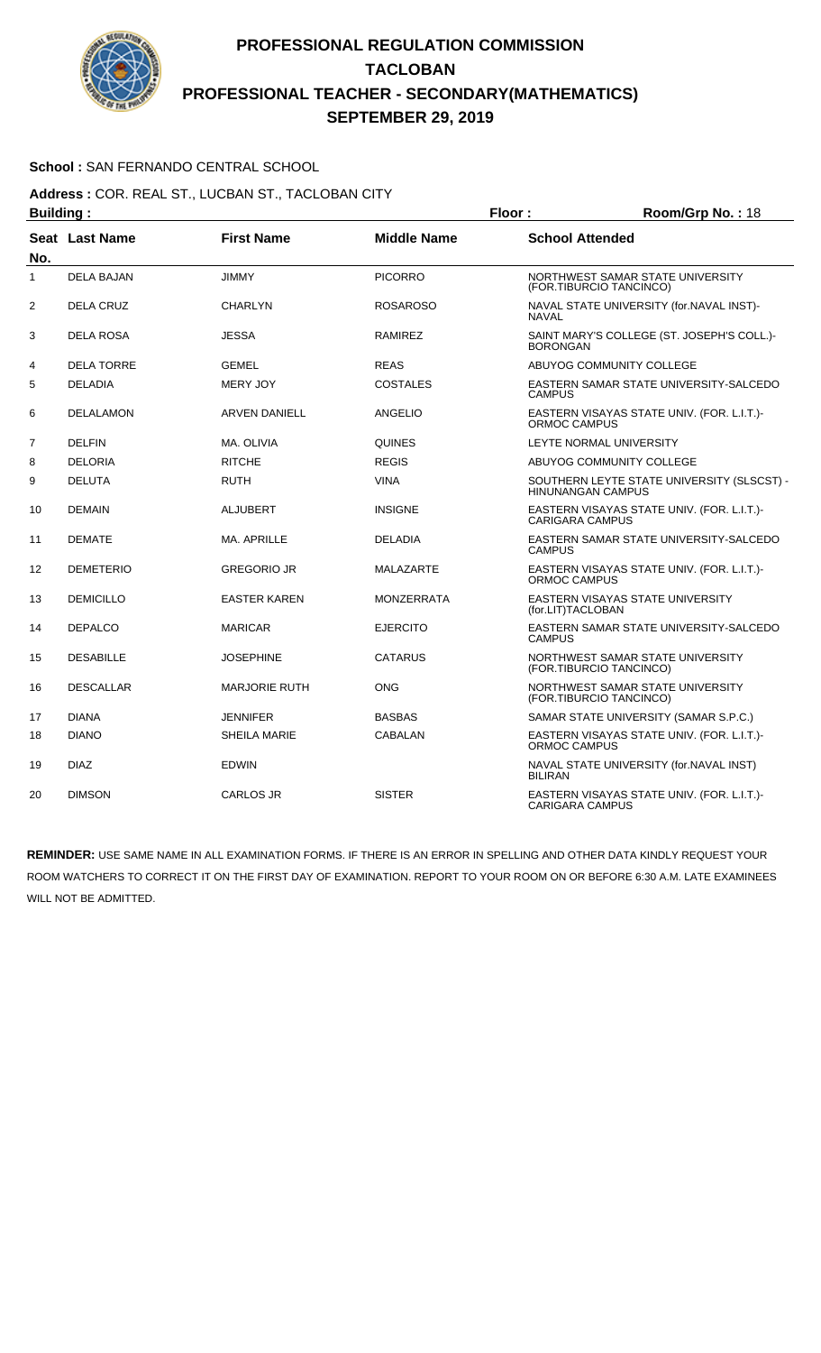# PROFESSIONAL REGULATION COMMISSION
## TACLOBAN
## PROFESSIONAL TEACHER - SECONDARY(MATHEMATICS)
## SEPTEMBER 29, 2019

**School :** SAN FERNANDO CENTRAL SCHOOL

**Address :** COR. REAL ST., LUCBAN ST., TACLOBAN CITY

**Building :** **Floor :** **Room/Grp No. :** 18

| Seat No. | Last Name | First Name | Middle Name | School Attended |
|---|---|---|---|---|
| 1 | DELA BAJAN | JIMMY | PICORRO | NORTHWEST SAMAR STATE UNIVERSITY (FOR.TIBURCIO TANCINCO) |
| 2 | DELA CRUZ | CHARLYN | ROSAROSO | NAVAL STATE UNIVERSITY (for.NAVAL INST)-NAVAL |
| 3 | DELA ROSA | JESSA | RAMIREZ | SAINT MARY'S COLLEGE (ST. JOSEPH'S COLL.)-BORONGAN |
| 4 | DELA TORRE | GEMEL | REAS | ABUYOG COMMUNITY COLLEGE |
| 5 | DELADIA | MERY JOY | COSTALES | EASTERN SAMAR STATE UNIVERSITY-SALCEDO CAMPUS |
| 6 | DELALAMON | ARVEN DANIELL | ANGELIO | EASTERN VISAYAS STATE UNIV. (FOR. L.I.T.)-ORMOC CAMPUS |
| 7 | DELFIN | MA. OLIVIA | QUINES | LEYTE NORMAL UNIVERSITY |
| 8 | DELORIA | RITCHE | REGIS | ABUYOG COMMUNITY COLLEGE |
| 9 | DELUTA | RUTH | VINA | SOUTHERN LEYTE STATE UNIVERSITY (SLSCST) - HINUNANGAN CAMPUS |
| 10 | DEMAIN | ALJUBERT | INSIGNE | EASTERN VISAYAS STATE UNIV. (FOR. L.I.T.)-CARIGARA CAMPUS |
| 11 | DEMATE | MA. APRILLE | DELADIA | EASTERN SAMAR STATE UNIVERSITY-SALCEDO CAMPUS |
| 12 | DEMETERIO | GREGORIO JR | MALAZARTE | EASTERN VISAYAS STATE UNIV. (FOR. L.I.T.)-ORMOC CAMPUS |
| 13 | DEMICILLO | EASTER KAREN | MONZERRATA | EASTERN VISAYAS STATE UNIVERSITY (for.LIT)TACLOBAN |
| 14 | DEPALCO | MARICAR | EJERCITO | EASTERN SAMAR STATE UNIVERSITY-SALCEDO CAMPUS |
| 15 | DESABILLE | JOSEPHINE | CATARUS | NORTHWEST SAMAR STATE UNIVERSITY (FOR.TIBURCIO TANCINCO) |
| 16 | DESCALLAR | MARJORIE RUTH | ONG | NORTHWEST SAMAR STATE UNIVERSITY (FOR.TIBURCIO TANCINCO) |
| 17 | DIANA | JENNIFER | BASBAS | SAMAR STATE UNIVERSITY (SAMAR S.P.C.) |
| 18 | DIANO | SHEILA MARIE | CABALAN | EASTERN VISAYAS STATE UNIV. (FOR. L.I.T.)-ORMOC CAMPUS |
| 19 | DIAZ | EDWIN | | NAVAL STATE UNIVERSITY (for.NAVAL INST) BILIRAN |
| 20 | DIMSON | CARLOS JR | SISTER | EASTERN VISAYAS STATE UNIV. (FOR. L.I.T.)-CARIGARA CAMPUS |

**REMINDER:** USE SAME NAME IN ALL EXAMINATION FORMS. IF THERE IS AN ERROR IN SPELLING AND OTHER DATA KINDLY REQUEST YOUR ROOM WATCHERS TO CORRECT IT ON THE FIRST DAY OF EXAMINATION. REPORT TO YOUR ROOM ON OR BEFORE 6:30 A.M. LATE EXAMINEES WILL NOT BE ADMITTED.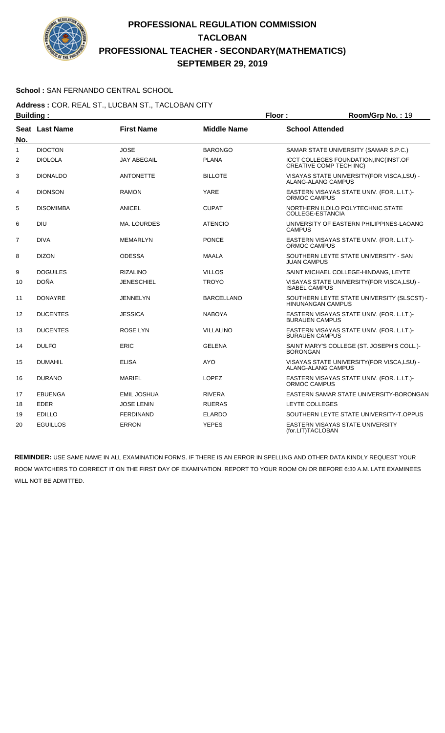# PROFESSIONAL REGULATION COMMISSION
# TACLOBAN
# PROFESSIONAL TEACHER - SECONDARY(MATHEMATICS)
# SEPTEMBER 29, 2019

**School :** SAN FERNANDO CENTRAL SCHOOL

**Address :** COR. REAL ST., LUCBAN ST., TACLOBAN CITY

**Building :** **Floor :** **Room/Grp No. :** 19

| Seat No. | Last Name | First Name | Middle Name | School Attended |
|---|---|---|---|---|
| 1 | DIOCTON | JOSE | BARONGO | SAMAR STATE UNIVERSITY (SAMAR S.P.C.) |
| 2 | DIOLOLA | JAY ABEGAIL | PLANA | ICCT COLLEGES FOUNDATION,INC(INST.OF CREATIVE COMP TECH INC) |
| 3 | DIONALDO | ANTONETTE | BILLOTE | VISAYAS STATE UNIVERSITY(FOR VISCA,LSU) - ALANG-ALANG CAMPUS |
| 4 | DIONSON | RAMON | YARE | EASTERN VISAYAS STATE UNIV. (FOR. L.I.T.)- ORMOC CAMPUS |
| 5 | DISOMIMBA | ANICEL | CUPAT | NORTHERN ILOILO POLYTECHNIC STATE COLLEGE-ESTANCIA |
| 6 | DIU | MA. LOURDES | ATENCIO | UNIVERSITY OF EASTERN PHILIPPINES-LAOANG CAMPUS |
| 7 | DIVA | MEMARLYN | PONCE | EASTERN VISAYAS STATE UNIV. (FOR. L.I.T.)- ORMOC CAMPUS |
| 8 | DIZON | ODESSA | MAALA | SOUTHERN LEYTE STATE UNIVERSITY - SAN JUAN CAMPUS |
| 9 | DOGUILES | RIZALINO | VILLOS | SAINT MICHAEL COLLEGE-HINDANG, LEYTE |
| 10 | DOÑA | JENESCHIEL | TROYO | VISAYAS STATE UNIVERSITY(FOR VISCA,LSU) - ISABEL CAMPUS |
| 11 | DONAYRE | JENNELYN | BARCELLANO | SOUTHERN LEYTE STATE UNIVERSITY (SLSCST) - HINUNANGAN CAMPUS |
| 12 | DUCENTES | JESSICA | NABOYA | EASTERN VISAYAS STATE UNIV. (FOR. L.I.T.)- BURAUEN CAMPUS |
| 13 | DUCENTES | ROSE LYN | VILLALINO | EASTERN VISAYAS STATE UNIV. (FOR. L.I.T.)- BURAUEN CAMPUS |
| 14 | DULFO | ERIC | GELENA | SAINT MARY'S COLLEGE (ST. JOSEPH'S COLL.)- BORONGAN |
| 15 | DUMAHIL | ELISA | AYO | VISAYAS STATE UNIVERSITY(FOR VISCA,LSU) - ALANG-ALANG CAMPUS |
| 16 | DURANO | MARIEL | LOPEZ | EASTERN VISAYAS STATE UNIV. (FOR. L.I.T.)- ORMOC CAMPUS |
| 17 | EBUENGA | EMIL JOSHUA | RIVERA | EASTERN SAMAR STATE UNIVERSITY-BORONGAN |
| 18 | EDER | JOSE LENIN | RUERAS | LEYTE COLLEGES |
| 19 | EDILLO | FERDINAND | ELARDO | SOUTHERN LEYTE STATE UNIVERSITY-T.OPPUS |
| 20 | EGUILLOS | ERRON | YEPES | EASTERN VISAYAS STATE UNIVERSITY (for.LIT)TACLOBAN |

**REMINDER:** USE SAME NAME IN ALL EXAMINATION FORMS. IF THERE IS AN ERROR IN SPELLING AND OTHER DATA KINDLY REQUEST YOUR ROOM WATCHERS TO CORRECT IT ON THE FIRST DAY OF EXAMINATION. REPORT TO YOUR ROOM ON OR BEFORE 6:30 A.M. LATE EXAMINEES WILL NOT BE ADMITTED.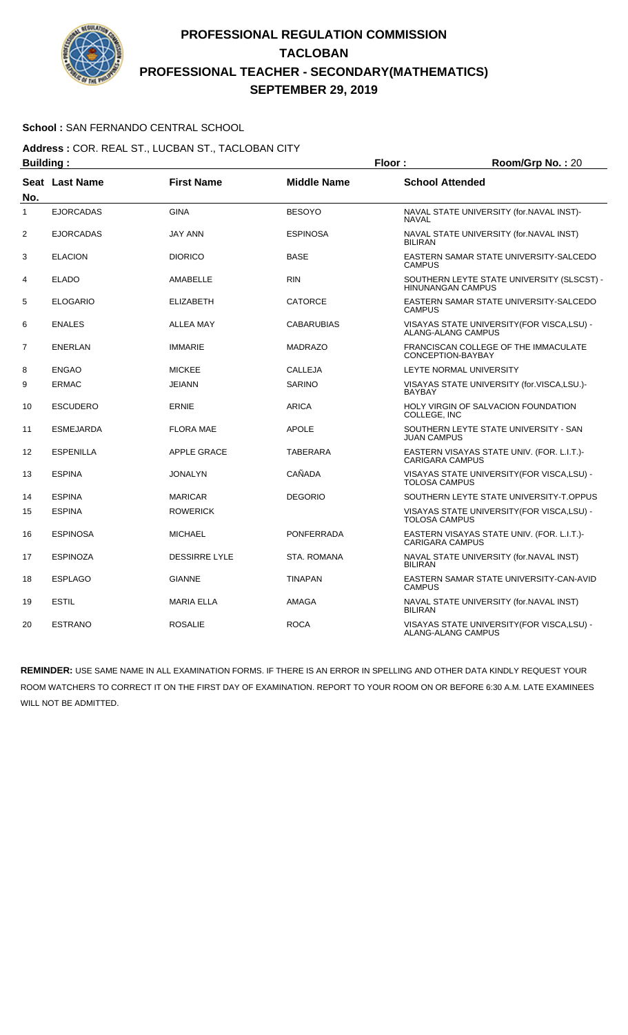# PROFESSIONAL REGULATION COMMISSION
# TACLOBAN
# PROFESSIONAL TEACHER - SECONDARY(MATHEMATICS)
# SEPTEMBER 29, 2019

**School :** SAN FERNANDO CENTRAL SCHOOL

**Address :** COR. REAL ST., LUCBAN ST., TACLOBAN CITY

**Building :** **Floor :** **Room/Grp No. :** 20

| Seat No. | Last Name | First Name | Middle Name | School Attended |
|---|---|---|---|---|
| 1 | EJORCADAS | GINA | BESOYO | NAVAL STATE UNIVERSITY (for.NAVAL INST)-NAVAL |
| 2 | EJORCADAS | JAY ANN | ESPINOSA | NAVAL STATE UNIVERSITY (for.NAVAL INST) BILIRAN |
| 3 | ELACION | DIORICO | BASE | EASTERN SAMAR STATE UNIVERSITY-SALCEDO CAMPUS |
| 4 | ELADO | AMABELLE | RIN | SOUTHERN LEYTE STATE UNIVERSITY (SLSCST) - HINUNANGAN CAMPUS |
| 5 | ELOGARIO | ELIZABETH | CATORCE | EASTERN SAMAR STATE UNIVERSITY-SALCEDO CAMPUS |
| 6 | ENALES | ALLEA MAY | CABARUBIAS | VISAYAS STATE UNIVERSITY(FOR VISCA,LSU) - ALANG-ALANG CAMPUS |
| 7 | ENERLAN | IMMARIE | MADRAZO | FRANCISCAN COLLEGE OF THE IMMACULATE CONCEPTION-BAYBAY |
| 8 | ENGAO | MICKEE | CALLEJA | LEYTE NORMAL UNIVERSITY |
| 9 | ERMAC | JEIANN | SARINO | VISAYAS STATE UNIVERSITY (for.VISCA,LSU.)-BAYBAY |
| 10 | ESCUDERO | ERNIE | ARICA | HOLY VIRGIN OF SALVACION FOUNDATION COLLEGE, INC |
| 11 | ESMEJARDA | FLORA MAE | APOLE | SOUTHERN LEYTE STATE UNIVERSITY - SAN JUAN CAMPUS |
| 12 | ESPENILLA | APPLE GRACE | TABERARA | EASTERN VISAYAS STATE UNIV. (FOR. L.I.T.)-CARIGARA CAMPUS |
| 13 | ESPINA | JONALYN | CAÑADA | VISAYAS STATE UNIVERSITY(FOR VISCA,LSU) - TOLOSA CAMPUS |
| 14 | ESPINA | MARICAR | DEGORIO | SOUTHERN LEYTE STATE UNIVERSITY-T.OPPUS |
| 15 | ESPINA | ROWERICK | | VISAYAS STATE UNIVERSITY(FOR VISCA,LSU) - TOLOSA CAMPUS |
| 16 | ESPINOSA | MICHAEL | PONFERRADA | EASTERN VISAYAS STATE UNIV. (FOR. L.I.T.)-CARIGARA CAMPUS |
| 17 | ESPINOZA | DESSIRRE LYLE | STA. ROMANA | NAVAL STATE UNIVERSITY (for.NAVAL INST) BILIRAN |
| 18 | ESPLAGO | GIANNE | TINAPAN | EASTERN SAMAR STATE UNIVERSITY-CAN-AVID CAMPUS |
| 19 | ESTIL | MARIA ELLA | AMAGA | NAVAL STATE UNIVERSITY (for.NAVAL INST) BILIRAN |
| 20 | ESTRANO | ROSALIE | ROCA | VISAYAS STATE UNIVERSITY(FOR VISCA,LSU) - ALANG-ALANG CAMPUS |

**REMINDER:** USE SAME NAME IN ALL EXAMINATION FORMS. IF THERE IS AN ERROR IN SPELLING AND OTHER DATA KINDLY REQUEST YOUR ROOM WATCHERS TO CORRECT IT ON THE FIRST DAY OF EXAMINATION. REPORT TO YOUR ROOM ON OR BEFORE 6:30 A.M. LATE EXAMINEES WILL NOT BE ADMITTED.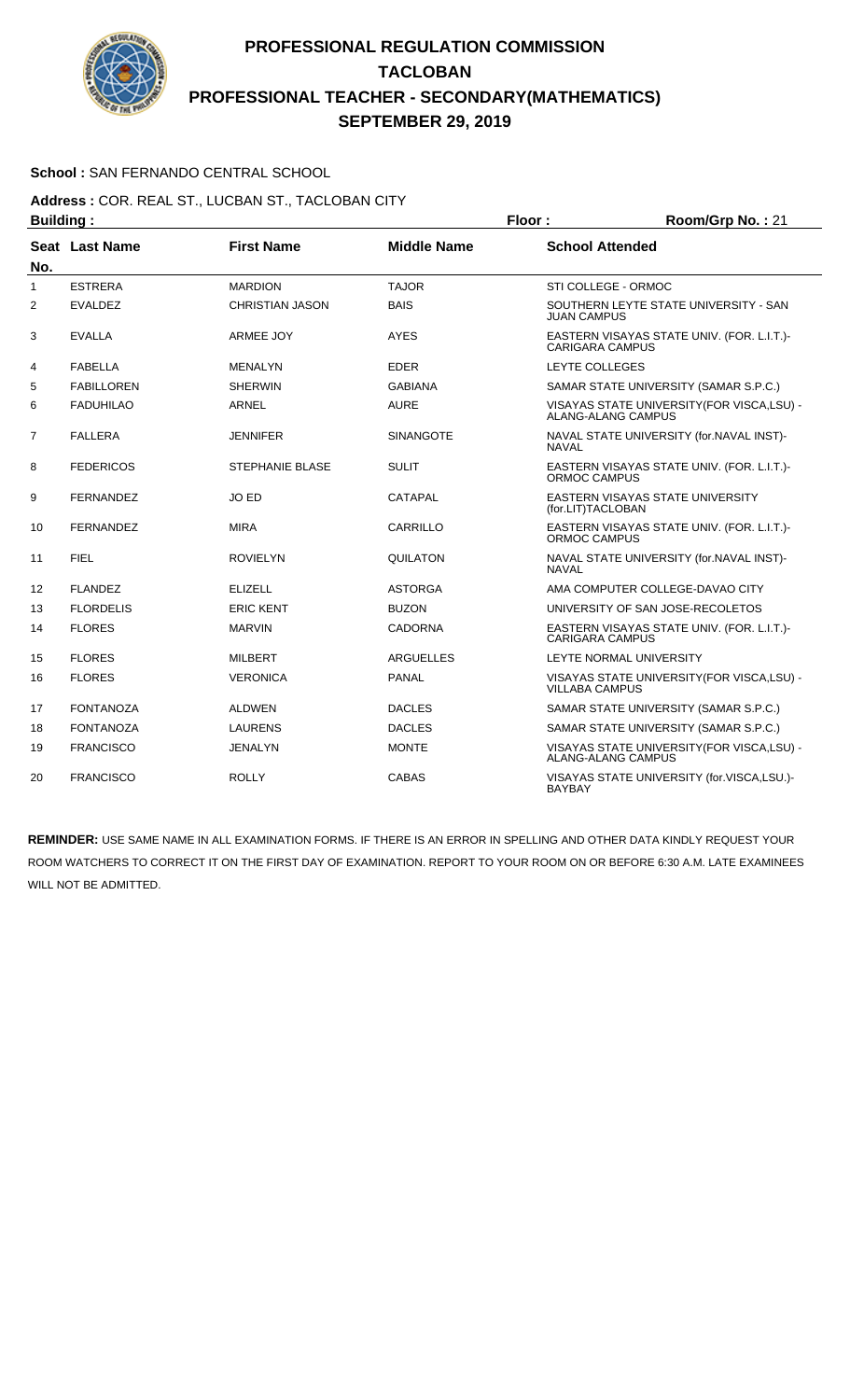# PROFESSIONAL REGULATION COMMISSION
## TACLOBAN
## PROFESSIONAL TEACHER - SECONDARY(MATHEMATICS)
## SEPTEMBER 29, 2019

**School :** SAN FERNANDO CENTRAL SCHOOL

**Address :** COR. REAL ST., LUCBAN ST., TACLOBAN CITY

**Building :** **Floor :** **Room/Grp No. :** 21

| Seat No. | Last Name | First Name | Middle Name | School Attended |
|---|---|---|---|---|
| 1 | ESTRERA | MARDION | TAJOR | STI COLLEGE - ORMOC |
| 2 | EVALDEZ | CHRISTIAN JASON | BAIS | SOUTHERN LEYTE STATE UNIVERSITY - SAN JUAN CAMPUS |
| 3 | EVALLA | ARMEE JOY | AYES | EASTERN VISAYAS STATE UNIV. (FOR. L.I.T.)-CARIGARA CAMPUS |
| 4 | FABELLA | MENALYN | EDER | LEYTE COLLEGES |
| 5 | FABILLOREN | SHERWIN | GABIANA | SAMAR STATE UNIVERSITY (SAMAR S.P.C.) |
| 6 | FADUHILAO | ARNEL | AURE | VISAYAS STATE UNIVERSITY(FOR VISCA,LSU) - ALANG-ALANG CAMPUS |
| 7 | FALLERA | JENNIFER | SINANGOTE | NAVAL STATE UNIVERSITY (for.NAVAL INST)-NAVAL |
| 8 | FEDERICOS | STEPHANIE BLASE | SULIT | EASTERN VISAYAS STATE UNIV. (FOR. L.I.T.)-ORMOC CAMPUS |
| 9 | FERNANDEZ | JO ED | CATAPAL | EASTERN VISAYAS STATE UNIVERSITY (for.LIT)TACLOBAN |
| 10 | FERNANDEZ | MIRA | CARRILLO | EASTERN VISAYAS STATE UNIV. (FOR. L.I.T.)-ORMOC CAMPUS |
| 11 | FIEL | ROVIELYN | QUILATON | NAVAL STATE UNIVERSITY (for.NAVAL INST)-NAVAL |
| 12 | FLANDEZ | ELIZELL | ASTORGA | AMA COMPUTER COLLEGE-DAVAO CITY |
| 13 | FLORDELIS | ERIC KENT | BUZON | UNIVERSITY OF SAN JOSE-RECOLETOS |
| 14 | FLORES | MARVIN | CADORNA | EASTERN VISAYAS STATE UNIV. (FOR. L.I.T.)-CARIGARA CAMPUS |
| 15 | FLORES | MILBERT | ARGUELLES | LEYTE NORMAL UNIVERSITY |
| 16 | FLORES | VERONICA | PANAL | VISAYAS STATE UNIVERSITY(FOR VISCA,LSU) - VILLABA CAMPUS |
| 17 | FONTANOZA | ALDWEN | DACLES | SAMAR STATE UNIVERSITY (SAMAR S.P.C.) |
| 18 | FONTANOZA | LAURENS | DACLES | SAMAR STATE UNIVERSITY (SAMAR S.P.C.) |
| 19 | FRANCISCO | JENALYN | MONTE | VISAYAS STATE UNIVERSITY(FOR VISCA,LSU) - ALANG-ALANG CAMPUS |
| 20 | FRANCISCO | ROLLY | CABAS | VISAYAS STATE UNIVERSITY (for.VISCA,LSU.)-BAYBAY |

**REMINDER:** USE SAME NAME IN ALL EXAMINATION FORMS. IF THERE IS AN ERROR IN SPELLING AND OTHER DATA KINDLY REQUEST YOUR ROOM WATCHERS TO CORRECT IT ON THE FIRST DAY OF EXAMINATION. REPORT TO YOUR ROOM ON OR BEFORE 6:30 A.M. LATE EXAMINEES WILL NOT BE ADMITTED.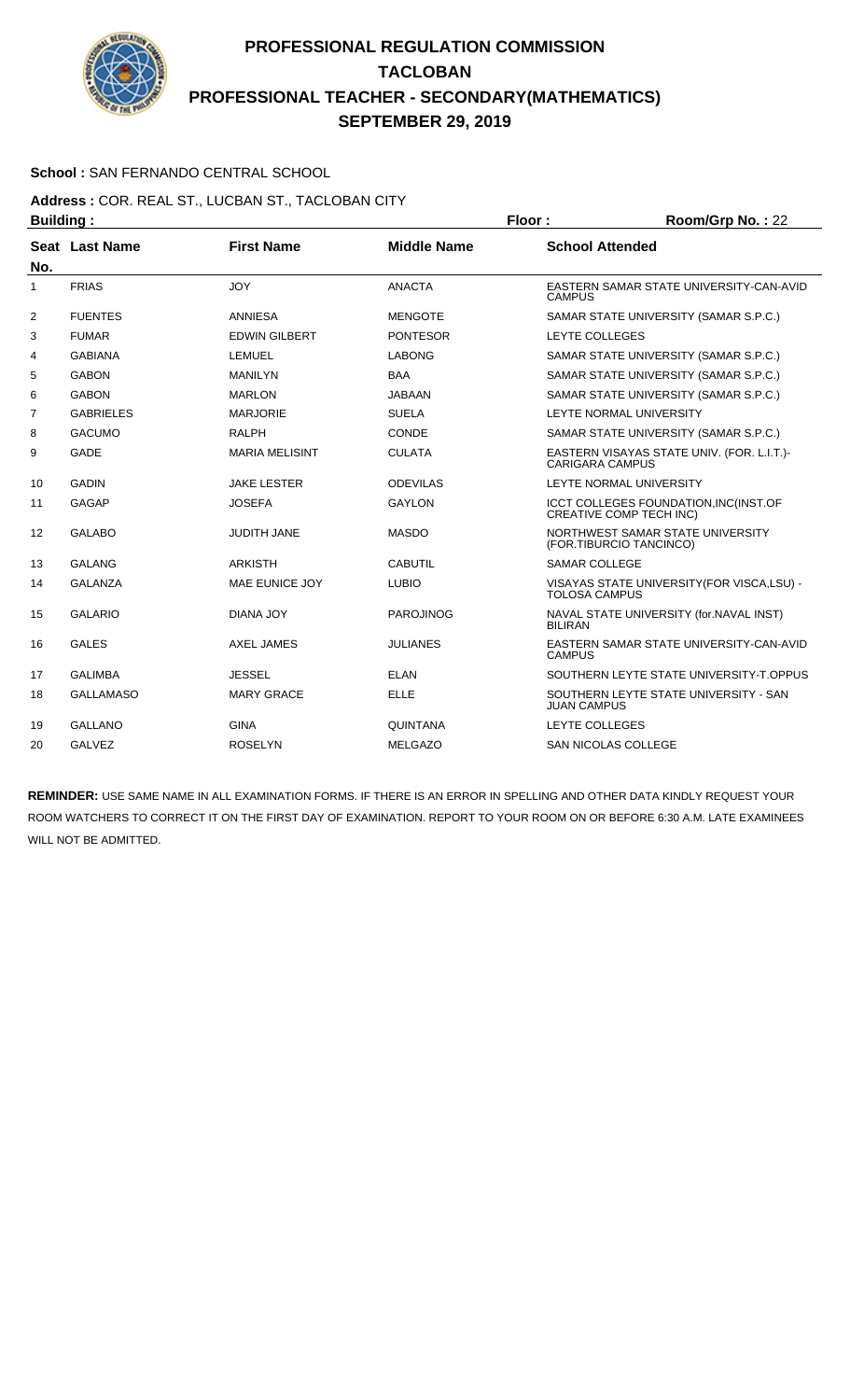# PROFESSIONAL REGULATION COMMISSION
# TACLOBAN
# PROFESSIONAL TEACHER - SECONDARY(MATHEMATICS)
# SEPTEMBER 29, 2019

**School :** SAN FERNANDO CENTRAL SCHOOL

**Address :** COR. REAL ST., LUCBAN ST., TACLOBAN CITY

**Building :** **Floor :** **Room/Grp No. :** 22

| Seat No. | Last Name | First Name | Middle Name | School Attended |
|---|---|---|---|---|
| 1 | FRIAS | JOY | ANACTA | EASTERN SAMAR STATE UNIVERSITY-CAN-AVID CAMPUS |
| 2 | FUENTES | ANNIESA | MENGOTE | SAMAR STATE UNIVERSITY (SAMAR S.P.C.) |
| 3 | FUMAR | EDWIN GILBERT | PONTESOR | LEYTE COLLEGES |
| 4 | GABIANA | LEMUEL | LABONG | SAMAR STATE UNIVERSITY (SAMAR S.P.C.) |
| 5 | GABON | MANILYN | BAA | SAMAR STATE UNIVERSITY (SAMAR S.P.C.) |
| 6 | GABON | MARLON | JABAAN | SAMAR STATE UNIVERSITY (SAMAR S.P.C.) |
| 7 | GABRIELES | MARJORIE | SUELA | LEYTE NORMAL UNIVERSITY |
| 8 | GACUMO | RALPH | CONDE | SAMAR STATE UNIVERSITY (SAMAR S.P.C.) |
| 9 | GADE | MARIA MELISINT | CULATA | EASTERN VISAYAS STATE UNIV. (FOR. L.I.T.)-CARIGARA CAMPUS |
| 10 | GADIN | JAKE LESTER | ODEVILAS | LEYTE NORMAL UNIVERSITY |
| 11 | GAGAP | JOSEFA | GAYLON | ICCT COLLEGES FOUNDATION,INC(INST.OF CREATIVE COMP TECH INC) |
| 12 | GALABO | JUDITH JANE | MASDO | NORTHWEST SAMAR STATE UNIVERSITY (FOR.TIBURCIO TANCINCO) |
| 13 | GALANG | ARKISTH | CABUTIL | SAMAR COLLEGE |
| 14 | GALANZA | MAE EUNICE JOY | LUBIO | VISAYAS STATE UNIVERSITY(FOR VISCA,LSU) - TOLOSA CAMPUS |
| 15 | GALARIO | DIANA JOY | PAROJINOG | NAVAL STATE UNIVERSITY (for.NAVAL INST) BILIRAN |
| 16 | GALES | AXEL JAMES | JULIANES | EASTERN SAMAR STATE UNIVERSITY-CAN-AVID CAMPUS |
| 17 | GALIMBA | JESSEL | ELAN | SOUTHERN LEYTE STATE UNIVERSITY-T.OPPUS |
| 18 | GALLAMASO | MARY GRACE | ELLE | SOUTHERN LEYTE STATE UNIVERSITY - SAN JUAN CAMPUS |
| 19 | GALLANO | GINA | QUINTANA | LEYTE COLLEGES |
| 20 | GALVEZ | ROSELYN | MELGAZO | SAN NICOLAS COLLEGE |

**REMINDER:** USE SAME NAME IN ALL EXAMINATION FORMS. IF THERE IS AN ERROR IN SPELLING AND OTHER DATA KINDLY REQUEST YOUR ROOM WATCHERS TO CORRECT IT ON THE FIRST DAY OF EXAMINATION. REPORT TO YOUR ROOM ON OR BEFORE 6:30 A.M. LATE EXAMINEES WILL NOT BE ADMITTED.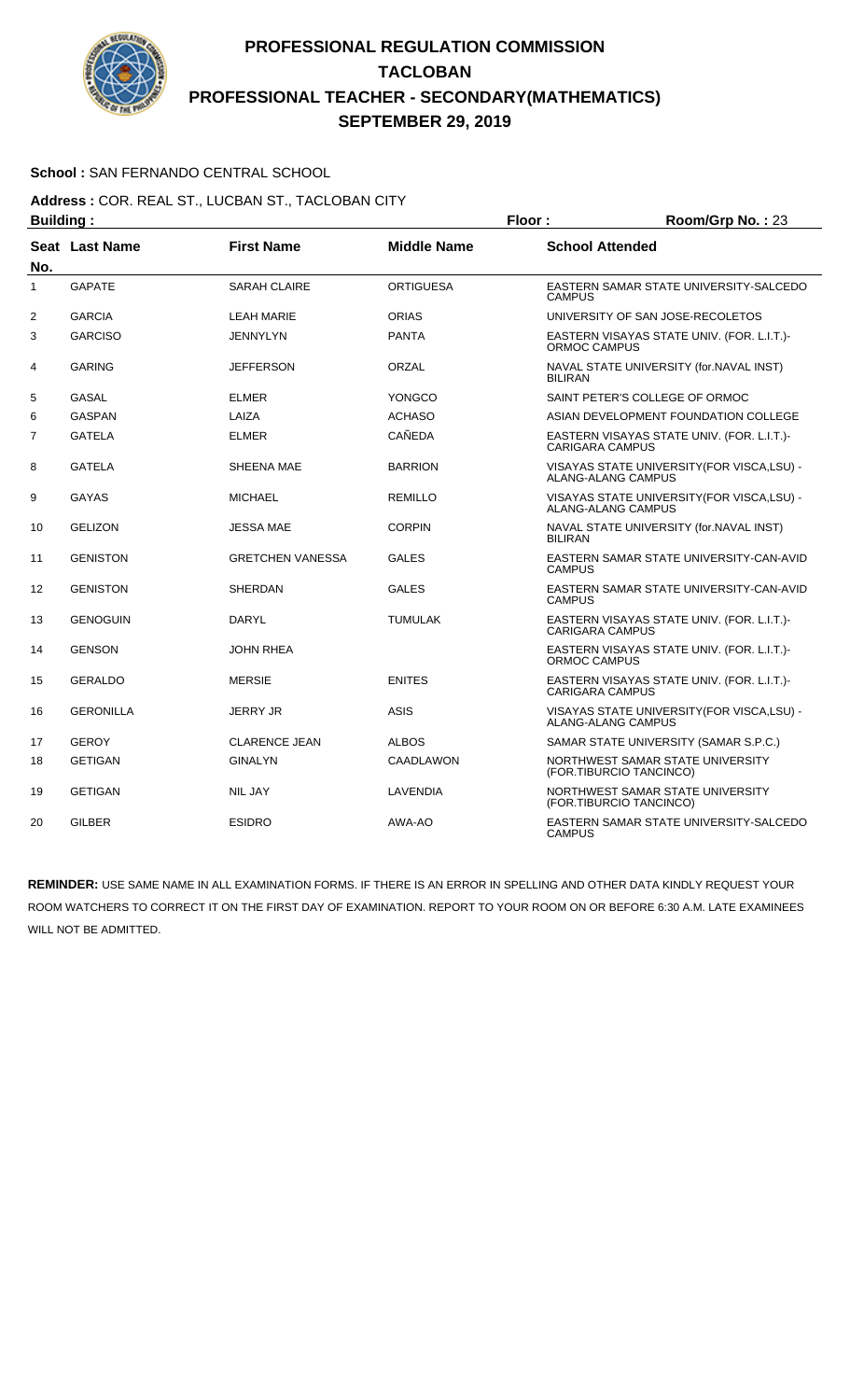# PROFESSIONAL REGULATION COMMISSION
# TACLOBAN
# PROFESSIONAL TEACHER - SECONDARY(MATHEMATICS)
# SEPTEMBER 29, 2019

**School :** SAN FERNANDO CENTRAL SCHOOL

**Address :** COR. REAL ST., LUCBAN ST., TACLOBAN CITY

**Building :** **Floor :** **Room/Grp No. :** 23

| Seat No. | Last Name | First Name | Middle Name | School Attended |
|---|---|---|---|---|
| 1 | GAPATE | SARAH CLAIRE | ORTIGUESA | EASTERN SAMAR STATE UNIVERSITY-SALCEDO CAMPUS |
| 2 | GARCIA | LEAH MARIE | ORIAS | UNIVERSITY OF SAN JOSE-RECOLETOS |
| 3 | GARCISO | JENNYLYN | PANTA | EASTERN VISAYAS STATE UNIV. (FOR. L.I.T.)-ORMOC CAMPUS |
| 4 | GARING | JEFFERSON | ORZAL | NAVAL STATE UNIVERSITY (for.NAVAL INST) BILIRAN |
| 5 | GASAL | ELMER | YONGCO | SAINT PETER'S COLLEGE OF ORMOC |
| 6 | GASPAN | LAIZA | ACHASO | ASIAN DEVELOPMENT FOUNDATION COLLEGE |
| 7 | GATELA | ELMER | CAÑEDA | EASTERN VISAYAS STATE UNIV. (FOR. L.I.T.)-CARIGARA CAMPUS |
| 8 | GATELA | SHEENA MAE | BARRION | VISAYAS STATE UNIVERSITY(FOR VISCA,LSU) - ALANG-ALANG CAMPUS |
| 9 | GAYAS | MICHAEL | REMILLO | VISAYAS STATE UNIVERSITY(FOR VISCA,LSU) - ALANG-ALANG CAMPUS |
| 10 | GELIZON | JESSA MAE | CORPIN | NAVAL STATE UNIVERSITY (for.NAVAL INST) BILIRAN |
| 11 | GENISTON | GRETCHEN VANESSA | GALES | EASTERN SAMAR STATE UNIVERSITY-CAN-AVID CAMPUS |
| 12 | GENISTON | SHERDAN | GALES | EASTERN SAMAR STATE UNIVERSITY-CAN-AVID CAMPUS |
| 13 | GENOGUIN | DARYL | TUMULAK | EASTERN VISAYAS STATE UNIV. (FOR. L.I.T.)-CARIGARA CAMPUS |
| 14 | GENSON | JOHN RHEA | | EASTERN VISAYAS STATE UNIV. (FOR. L.I.T.)-ORMOC CAMPUS |
| 15 | GERALDO | MERSIE | ENITES | EASTERN VISAYAS STATE UNIV. (FOR. L.I.T.)-CARIGARA CAMPUS |
| 16 | GERONILLA | JERRY JR | ASIS | VISAYAS STATE UNIVERSITY(FOR VISCA,LSU) - ALANG-ALANG CAMPUS |
| 17 | GEROY | CLARENCE JEAN | ALBOS | SAMAR STATE UNIVERSITY (SAMAR S.P.C.) |
| 18 | GETIGAN | GINALYN | CAADLAWON | NORTHWEST SAMAR STATE UNIVERSITY (FOR.TIBURCIO TANCINCO) |
| 19 | GETIGAN | NIL JAY | LAVENDIA | NORTHWEST SAMAR STATE UNIVERSITY (FOR.TIBURCIO TANCINCO) |
| 20 | GILBER | ESIDRO | AWA-AO | EASTERN SAMAR STATE UNIVERSITY-SALCEDO CAMPUS |

**REMINDER:** USE SAME NAME IN ALL EXAMINATION FORMS. IF THERE IS AN ERROR IN SPELLING AND OTHER DATA KINDLY REQUEST YOUR ROOM WATCHERS TO CORRECT IT ON THE FIRST DAY OF EXAMINATION. REPORT TO YOUR ROOM ON OR BEFORE 6:30 A.M. LATE EXAMINEES WILL NOT BE ADMITTED.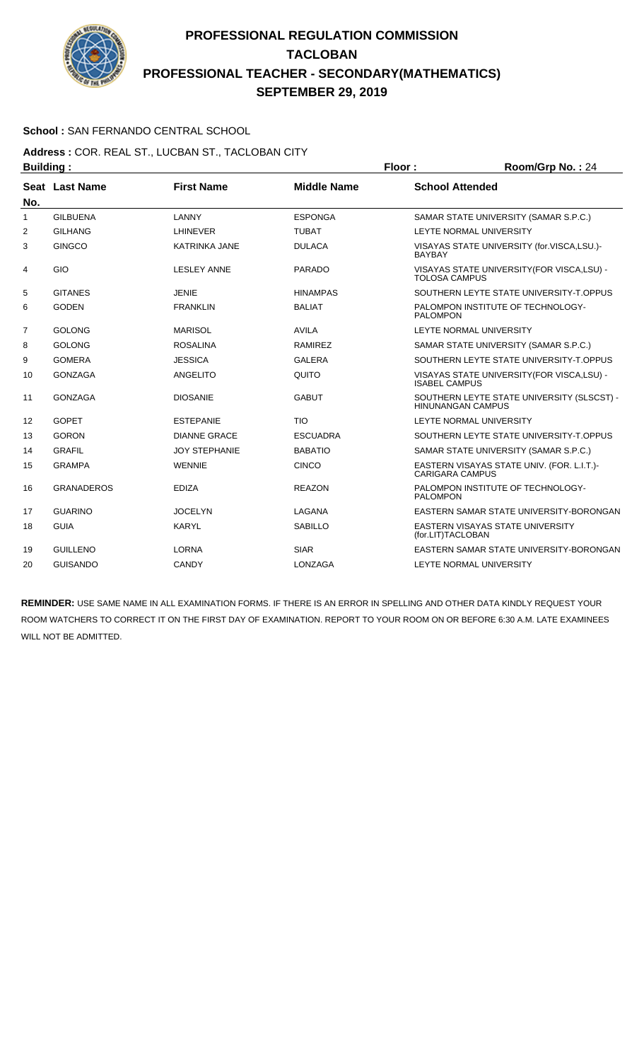# PROFESSIONAL REGULATION COMMISSION
# TACLOBAN
# PROFESSIONAL TEACHER - SECONDARY(MATHEMATICS)
# SEPTEMBER 29, 2019

**School :** SAN FERNANDO CENTRAL SCHOOL

**Address :** COR. REAL ST., LUCBAN ST., TACLOBAN CITY

**Building :** **Floor :** **Room/Grp No. :** 24

| Seat No. | Last Name | First Name | Middle Name | School Attended |
|---|---|---|---|---|
| 1 | GILBUENA | LANNY | ESPONGA | SAMAR STATE UNIVERSITY (SAMAR S.P.C.) |
| 2 | GILHANG | LHINEVER | TUBAT | LEYTE NORMAL UNIVERSITY |
| 3 | GINGCO | KATRINKA JANE | DULACA | VISAYAS STATE UNIVERSITY (for.VISCA,LSU.)-BAYBAY |
| 4 | GIO | LESLEY ANNE | PARADO | VISAYAS STATE UNIVERSITY(FOR VISCA,LSU) - TOLOSA CAMPUS |
| 5 | GITANES | JENIE | HINAMPAS | SOUTHERN LEYTE STATE UNIVERSITY-T.OPPUS |
| 6 | GODEN | FRANKLIN | BALIAT | PALOMPON INSTITUTE OF TECHNOLOGY-PALOMPON |
| 7 | GOLONG | MARISOL | AVILA | LEYTE NORMAL UNIVERSITY |
| 8 | GOLONG | ROSALINA | RAMIREZ | SAMAR STATE UNIVERSITY (SAMAR S.P.C.) |
| 9 | GOMERA | JESSICA | GALERA | SOUTHERN LEYTE STATE UNIVERSITY-T.OPPUS |
| 10 | GONZAGA | ANGELITO | QUITO | VISAYAS STATE UNIVERSITY(FOR VISCA,LSU) - ISABEL CAMPUS |
| 11 | GONZAGA | DIOSANIE | GABUT | SOUTHERN LEYTE STATE UNIVERSITY (SLSCST) - HINUNANGAN CAMPUS |
| 12 | GOPET | ESTEPANIE | TIO | LEYTE NORMAL UNIVERSITY |
| 13 | GORON | DIANNE GRACE | ESCUADRA | SOUTHERN LEYTE STATE UNIVERSITY-T.OPPUS |
| 14 | GRAFIL | JOY STEPHANIE | BABATIO | SAMAR STATE UNIVERSITY (SAMAR S.P.C.) |
| 15 | GRAMPA | WENNIE | CINCO | EASTERN VISAYAS STATE UNIV. (FOR. L.I.T.)-CARIGARA CAMPUS |
| 16 | GRANADEROS | EDIZA | REAZON | PALOMPON INSTITUTE OF TECHNOLOGY-PALOMPON |
| 17 | GUARINO | JOCELYN | LAGANA | EASTERN SAMAR STATE UNIVERSITY-BORONGAN |
| 18 | GUIA | KARYL | SABILLO | EASTERN VISAYAS STATE UNIVERSITY (for.LIT)TACLOBAN |
| 19 | GUILLENO | LORNA | SIAR | EASTERN SAMAR STATE UNIVERSITY-BORONGAN |
| 20 | GUISANDO | CANDY | LONZAGA | LEYTE NORMAL UNIVERSITY |

**REMINDER:** USE SAME NAME IN ALL EXAMINATION FORMS. IF THERE IS AN ERROR IN SPELLING AND OTHER DATA KINDLY REQUEST YOUR ROOM WATCHERS TO CORRECT IT ON THE FIRST DAY OF EXAMINATION. REPORT TO YOUR ROOM ON OR BEFORE 6:30 A.M. LATE EXAMINEES WILL NOT BE ADMITTED.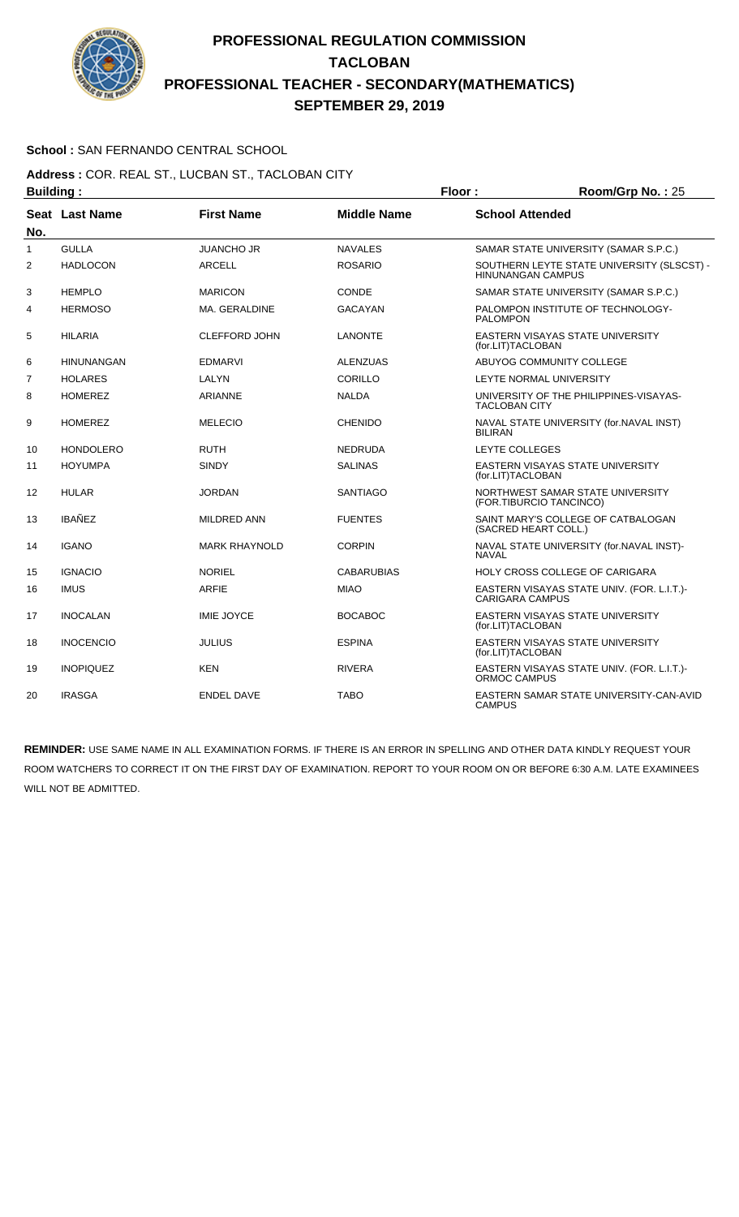# PROFESSIONAL REGULATION COMMISSION
# TACLOBAN
# PROFESSIONAL TEACHER - SECONDARY(MATHEMATICS)
# SEPTEMBER 29, 2019

**School :** SAN FERNANDO CENTRAL SCHOOL

**Address :** COR. REAL ST., LUCBAN ST., TACLOBAN CITY

**Building :** **Floor :** **Room/Grp No. :** 25

| Seat No. | Last Name | First Name | Middle Name | School Attended |
|---|---|---|---|---|
| 1 | GULLA | JUANCHO JR | NAVALES | SAMAR STATE UNIVERSITY (SAMAR S.P.C.) |
| 2 | HADLOCON | ARCELL | ROSARIO | SOUTHERN LEYTE STATE UNIVERSITY (SLSCST) - HINUNANGAN CAMPUS |
| 3 | HEMPLO | MARICON | CONDE | SAMAR STATE UNIVERSITY (SAMAR S.P.C.) |
| 4 | HERMOSO | MA. GERALDINE | GACAYAN | PALOMPON INSTITUTE OF TECHNOLOGY-PALOMPON |
| 5 | HILARIA | CLEFFORD JOHN | LANONTE | EASTERN VISAYAS STATE UNIVERSITY (for.LIT)TACLOBAN |
| 6 | HINUNANGAN | EDMARVI | ALENZUAS | ABUYOG COMMUNITY COLLEGE |
| 7 | HOLARES | LALYN | CORILLO | LEYTE NORMAL UNIVERSITY |
| 8 | HOMEREZ | ARIANNE | NALDA | UNIVERSITY OF THE PHILIPPINES-VISAYAS-TACLOBAN CITY |
| 9 | HOMEREZ | MELECIO | CHENIDO | NAVAL STATE UNIVERSITY (for.NAVAL INST) BILIRAN |
| 10 | HONDOLERO | RUTH | NEDRUDA | LEYTE COLLEGES |
| 11 | HOYUMPA | SINDY | SALINAS | EASTERN VISAYAS STATE UNIVERSITY (for.LIT)TACLOBAN |
| 12 | HULAR | JORDAN | SANTIAGO | NORTHWEST SAMAR STATE UNIVERSITY (FOR.TIBURCIO TANCINCO) |
| 13 | IBAÑEZ | MILDRED ANN | FUENTES | SAINT MARY'S COLLEGE OF CATBALOGAN (SACRED HEART COLL.) |
| 14 | IGANO | MARK RHAYNOLD | CORPIN | NAVAL STATE UNIVERSITY (for.NAVAL INST)-NAVAL |
| 15 | IGNACIO | NORIEL | CABARUBIAS | HOLY CROSS COLLEGE OF CARIGARA |
| 16 | IMUS | ARFIE | MIAO | EASTERN VISAYAS STATE UNIV. (FOR. L.I.T.)-CARIGARA CAMPUS |
| 17 | INOCALAN | IMIE JOYCE | BOCABOC | EASTERN VISAYAS STATE UNIVERSITY (for.LIT)TACLOBAN |
| 18 | INOCENCIO | JULIUS | ESPINA | EASTERN VISAYAS STATE UNIVERSITY (for.LIT)TACLOBAN |
| 19 | INOPIQUEZ | KEN | RIVERA | EASTERN VISAYAS STATE UNIV. (FOR. L.I.T.)-ORMOC CAMPUS |
| 20 | IRASGA | ENDEL DAVE | TABO | EASTERN SAMAR STATE UNIVERSITY-CAN-AVID CAMPUS |

**REMINDER:** USE SAME NAME IN ALL EXAMINATION FORMS. IF THERE IS AN ERROR IN SPELLING AND OTHER DATA KINDLY REQUEST YOUR ROOM WATCHERS TO CORRECT IT ON THE FIRST DAY OF EXAMINATION. REPORT TO YOUR ROOM ON OR BEFORE 6:30 A.M. LATE EXAMINEES WILL NOT BE ADMITTED.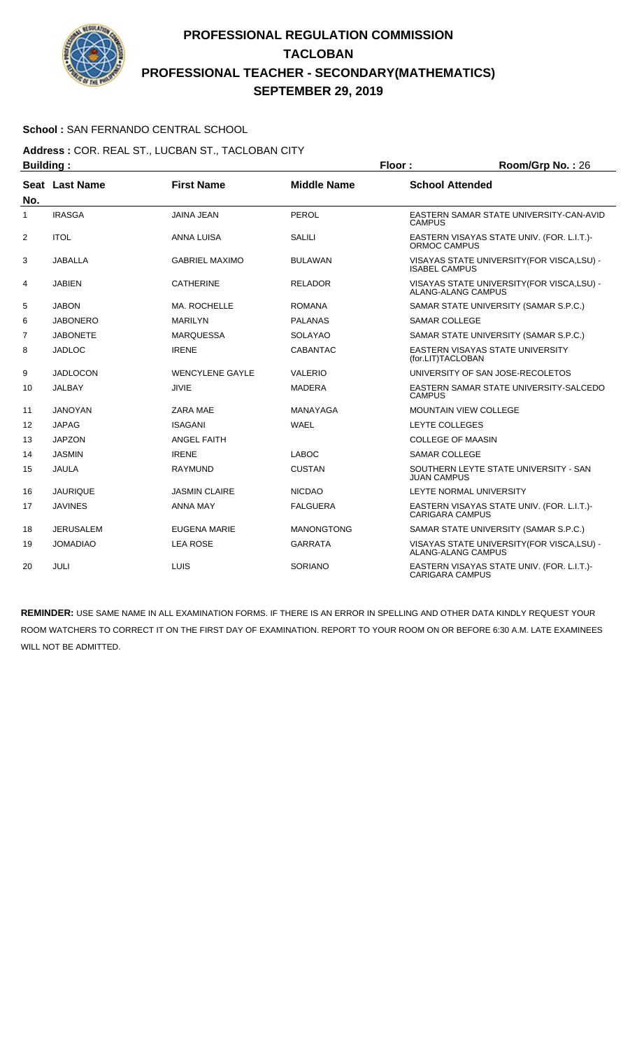# PROFESSIONAL REGULATION COMMISSION
# TACLOBAN
# PROFESSIONAL TEACHER - SECONDARY(MATHEMATICS)
# SEPTEMBER 29, 2019

**School :** SAN FERNANDO CENTRAL SCHOOL

**Address :** COR. REAL ST., LUCBAN ST., TACLOBAN CITY

**Building :** **Floor :** **Room/Grp No. :** 26

| Seat No. | Last Name | First Name | Middle Name | School Attended |
|---|---|---|---|---|
| 1 | IRASGA | JAINA JEAN | PEROL | EASTERN SAMAR STATE UNIVERSITY-CAN-AVID CAMPUS |
| 2 | ITOL | ANNA LUISA | SALILI | EASTERN VISAYAS STATE UNIV. (FOR. L.I.T.)-ORMOC CAMPUS |
| 3 | JABALLA | GABRIEL MAXIMO | BULAWAN | VISAYAS STATE UNIVERSITY(FOR VISCA,LSU) - ISABEL CAMPUS |
| 4 | JABIEN | CATHERINE | RELADOR | VISAYAS STATE UNIVERSITY(FOR VISCA,LSU) - ALANG-ALANG CAMPUS |
| 5 | JABON | MA. ROCHELLE | ROMANA | SAMAR STATE UNIVERSITY (SAMAR S.P.C.) |
| 6 | JABONERO | MARILYN | PALANAS | SAMAR COLLEGE |
| 7 | JABONETE | MARQUESSA | SOLAYAO | SAMAR STATE UNIVERSITY (SAMAR S.P.C.) |
| 8 | JADLOC | IRENE | CABANTAC | EASTERN VISAYAS STATE UNIVERSITY (for.LIT)TACLOBAN |
| 9 | JADLOCON | WENCYLENE GAYLE | VALERIO | UNIVERSITY OF SAN JOSE-RECOLETOS |
| 10 | JALBAY | JIVIE | MADERA | EASTERN SAMAR STATE UNIVERSITY-SALCEDO CAMPUS |
| 11 | JANOYAN | ZARA MAE | MANAYAGA | MOUNTAIN VIEW COLLEGE |
| 12 | JAPAG | ISAGANI | WAEL | LEYTE COLLEGES |
| 13 | JAPZON | ANGEL FAITH | | COLLEGE OF MAASIN |
| 14 | JASMIN | IRENE | LABOC | SAMAR COLLEGE |
| 15 | JAULA | RAYMUND | CUSTAN | SOUTHERN LEYTE STATE UNIVERSITY - SAN JUAN CAMPUS |
| 16 | JAURIQUE | JASMIN CLAIRE | NICDAO | LEYTE NORMAL UNIVERSITY |
| 17 | JAVINES | ANNA MAY | FALGUERA | EASTERN VISAYAS STATE UNIV. (FOR. L.I.T.)-CARIGARA CAMPUS |
| 18 | JERUSALEM | EUGENA MARIE | MANONGTONG | SAMAR STATE UNIVERSITY (SAMAR S.P.C.) |
| 19 | JOMADIAO | LEA ROSE | GARRATA | VISAYAS STATE UNIVERSITY(FOR VISCA,LSU) - ALANG-ALANG CAMPUS |
| 20 | JULI | LUIS | SORIANO | EASTERN VISAYAS STATE UNIV. (FOR. L.I.T.)-CARIGARA CAMPUS |

**REMINDER:** USE SAME NAME IN ALL EXAMINATION FORMS. IF THERE IS AN ERROR IN SPELLING AND OTHER DATA KINDLY REQUEST YOUR ROOM WATCHERS TO CORRECT IT ON THE FIRST DAY OF EXAMINATION. REPORT TO YOUR ROOM ON OR BEFORE 6:30 A.M. LATE EXAMINEES WILL NOT BE ADMITTED.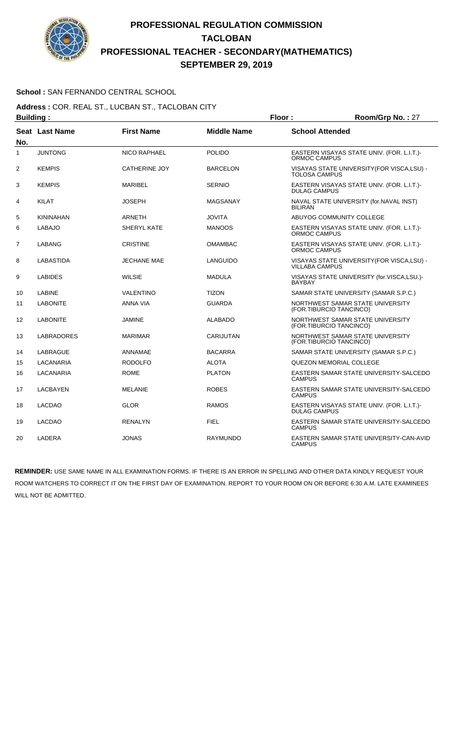# PROFESSIONAL REGULATION COMMISSION
# TACLOBAN
# PROFESSIONAL TEACHER - SECONDARY(MATHEMATICS)
# SEPTEMBER 29, 2019

**School :** SAN FERNANDO CENTRAL SCHOOL

**Address :** COR. REAL ST., LUCBAN ST., TACLOBAN CITY

**Building :** **Floor :** **Room/Grp No. :** 27

| Seat No. | Last Name | First Name | Middle Name | School Attended |
|---|---|---|---|---|
| 1 | JUNTONG | NICO RAPHAEL | POLIDO | EASTERN VISAYAS STATE UNIV. (FOR. L.I.T.)- ORMOC CAMPUS |
| 2 | KEMPIS | CATHERINE JOY | BARCELON | VISAYAS STATE UNIVERSITY(FOR VISCA,LSU) - TOLOSA CAMPUS |
| 3 | KEMPIS | MARIBEL | SERNIO | EASTERN VISAYAS STATE UNIV. (FOR. L.I.T.)- DULAG CAMPUS |
| 4 | KILAT | JOSEPH | MAGSANAY | NAVAL STATE UNIVERSITY (for.NAVAL INST) BILIRAN |
| 5 | KININAHAN | ARNETH | JOVITA | ABUYOG COMMUNITY COLLEGE |
| 6 | LABAJO | SHERYL KATE | MANOOS | EASTERN VISAYAS STATE UNIV. (FOR. L.I.T.)- ORMOC CAMPUS |
| 7 | LABANG | CRISTINE | OMAMBAC | EASTERN VISAYAS STATE UNIV. (FOR. L.I.T.)- ORMOC CAMPUS |
| 8 | LABASTIDA | JECHANE MAE | LANGUIDO | VISAYAS STATE UNIVERSITY(FOR VISCA,LSU) - VILLABA CAMPUS |
| 9 | LABIDES | WILSIE | MADULA | VISAYAS STATE UNIVERSITY (for.VISCA,LSU.)- BAYBAY |
| 10 | LABINE | VALENTINO | TIZON | SAMAR STATE UNIVERSITY (SAMAR S.P.C.) |
| 11 | LABONITE | ANNA VIA | GUARDA | NORTHWEST SAMAR STATE UNIVERSITY (FOR.TIBURCIO TANCINCO) |
| 12 | LABONITE | JAMINE | ALABADO | NORTHWEST SAMAR STATE UNIVERSITY (FOR.TIBURCIO TANCINCO) |
| 13 | LABRADORES | MARIMAR | CARIJUTAN | NORTHWEST SAMAR STATE UNIVERSITY (FOR.TIBURCIO TANCINCO) |
| 14 | LABRAGUE | ANNAMAE | BACARRA | SAMAR STATE UNIVERSITY (SAMAR S.P.C.) |
| 15 | LACANARIA | RODOLFO | ALOTA | QUEZON MEMORIAL COLLEGE |
| 16 | LACANARIA | ROME | PLATON | EASTERN SAMAR STATE UNIVERSITY-SALCEDO CAMPUS |
| 17 | LACBAYEN | MELANIE | ROBES | EASTERN SAMAR STATE UNIVERSITY-SALCEDO CAMPUS |
| 18 | LACDAO | GLOR | RAMOS | EASTERN VISAYAS STATE UNIV. (FOR. L.I.T.)- DULAG CAMPUS |
| 19 | LACDAO | RENALYN | FIEL | EASTERN SAMAR STATE UNIVERSITY-SALCEDO CAMPUS |
| 20 | LADERA | JONAS | RAYMUNDO | EASTERN SAMAR STATE UNIVERSITY-CAN-AVID CAMPUS |

**REMINDER:** USE SAME NAME IN ALL EXAMINATION FORMS. IF THERE IS AN ERROR IN SPELLING AND OTHER DATA KINDLY REQUEST YOUR ROOM WATCHERS TO CORRECT IT ON THE FIRST DAY OF EXAMINATION. REPORT TO YOUR ROOM ON OR BEFORE 6:30 A.M. LATE EXAMINEES WILL NOT BE ADMITTED.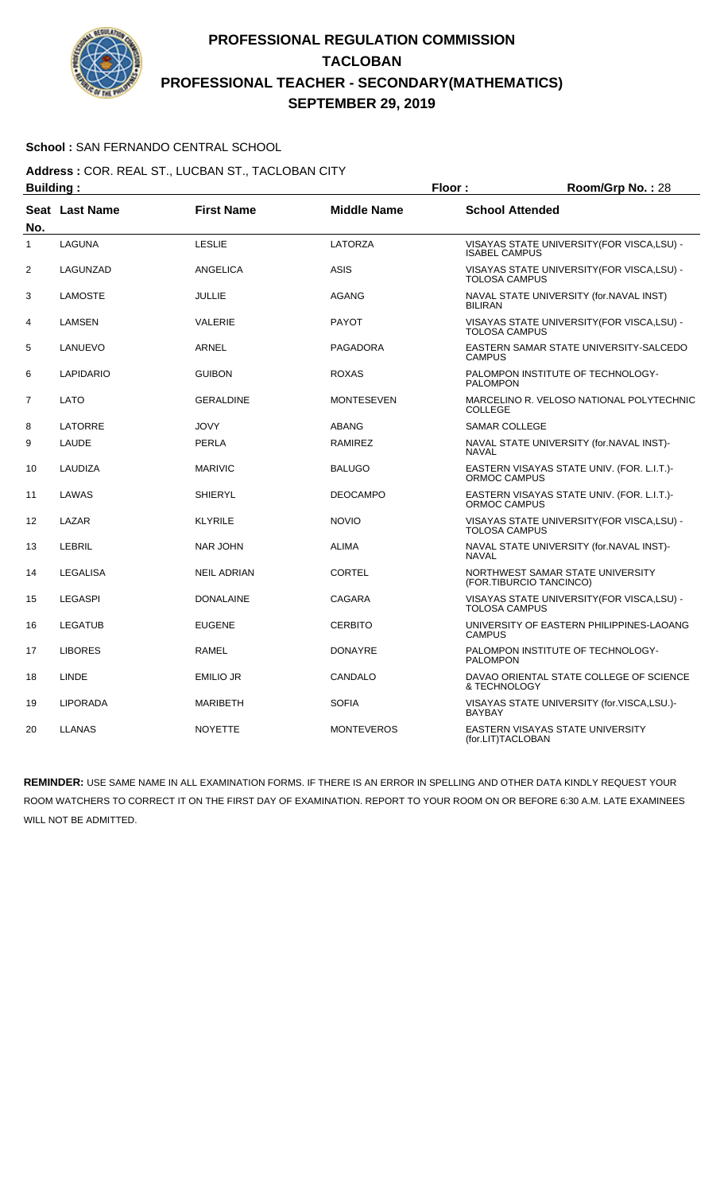# PROFESSIONAL REGULATION COMMISSION
## TACLOBAN
## PROFESSIONAL TEACHER - SECONDARY(MATHEMATICS)
## SEPTEMBER 29, 2019

**School :** SAN FERNANDO CENTRAL SCHOOL

**Address :** COR. REAL ST., LUCBAN ST., TACLOBAN CITY

**Building :** **Floor :** **Room/Grp No. :** 28

| Seat No. | Last Name | First Name | Middle Name | School Attended |
|---|---|---|---|---|
| 1 | LAGUNA | LESLIE | LATORZA | VISAYAS STATE UNIVERSITY(FOR VISCA,LSU) - ISABEL CAMPUS |
| 2 | LAGUNZAD | ANGELICA | ASIS | VISAYAS STATE UNIVERSITY(FOR VISCA,LSU) - TOLOSA CAMPUS |
| 3 | LAMOSTE | JULLIE | AGANG | NAVAL STATE UNIVERSITY (for.NAVAL INST) BILIRAN |
| 4 | LAMSEN | VALERIE | PAYOT | VISAYAS STATE UNIVERSITY(FOR VISCA,LSU) - TOLOSA CAMPUS |
| 5 | LANUEVO | ARNEL | PAGADORA | EASTERN SAMAR STATE UNIVERSITY-SALCEDO CAMPUS |
| 6 | LAPIDARIO | GUIBON | ROXAS | PALOMPON INSTITUTE OF TECHNOLOGY-PALOMPON |
| 7 | LATO | GERALDINE | MONTESEVEN | MARCELINO R. VELOSO NATIONAL POLYTECHNIC COLLEGE |
| 8 | LATORRE | JOVY | ABANG | SAMAR COLLEGE |
| 9 | LAUDE | PERLA | RAMIREZ | NAVAL STATE UNIVERSITY (for.NAVAL INST)-NAVAL |
| 10 | LAUDIZA | MARIVIC | BALUGO | EASTERN VISAYAS STATE UNIV. (FOR. L.I.T.)-ORMOC CAMPUS |
| 11 | LAWAS | SHIERYL | DEOCAMPO | EASTERN VISAYAS STATE UNIV. (FOR. L.I.T.)-ORMOC CAMPUS |
| 12 | LAZAR | KLYRILE | NOVIO | VISAYAS STATE UNIVERSITY(FOR VISCA,LSU) - TOLOSA CAMPUS |
| 13 | LEBRIL | NAR JOHN | ALIMA | NAVAL STATE UNIVERSITY (for.NAVAL INST)-NAVAL |
| 14 | LEGALISA | NEIL ADRIAN | CORTEL | NORTHWEST SAMAR STATE UNIVERSITY (FOR.TIBURCIO TANCINCO) |
| 15 | LEGASPI | DONALAINE | CAGARA | VISAYAS STATE UNIVERSITY(FOR VISCA,LSU) - TOLOSA CAMPUS |
| 16 | LEGATUB | EUGENE | CERBITO | UNIVERSITY OF EASTERN PHILIPPINES-LAOANG CAMPUS |
| 17 | LIBORES | RAMEL | DONAYRE | PALOMPON INSTITUTE OF TECHNOLOGY-PALOMPON |
| 18 | LINDE | EMILIO JR | CANDALO | DAVAO ORIENTAL STATE COLLEGE OF SCIENCE & TECHNOLOGY |
| 19 | LIPORADA | MARIBETH | SOFIA | VISAYAS STATE UNIVERSITY (for.VISCA,LSU.)-BAYBAY |
| 20 | LLANAS | NOYETTE | MONTEVEROS | EASTERN VISAYAS STATE UNIVERSITY (for.LIT)TACLOBAN |

**REMINDER:** USE SAME NAME IN ALL EXAMINATION FORMS. IF THERE IS AN ERROR IN SPELLING AND OTHER DATA KINDLY REQUEST YOUR ROOM WATCHERS TO CORRECT IT ON THE FIRST DAY OF EXAMINATION. REPORT TO YOUR ROOM ON OR BEFORE 6:30 A.M. LATE EXAMINEES WILL NOT BE ADMITTED.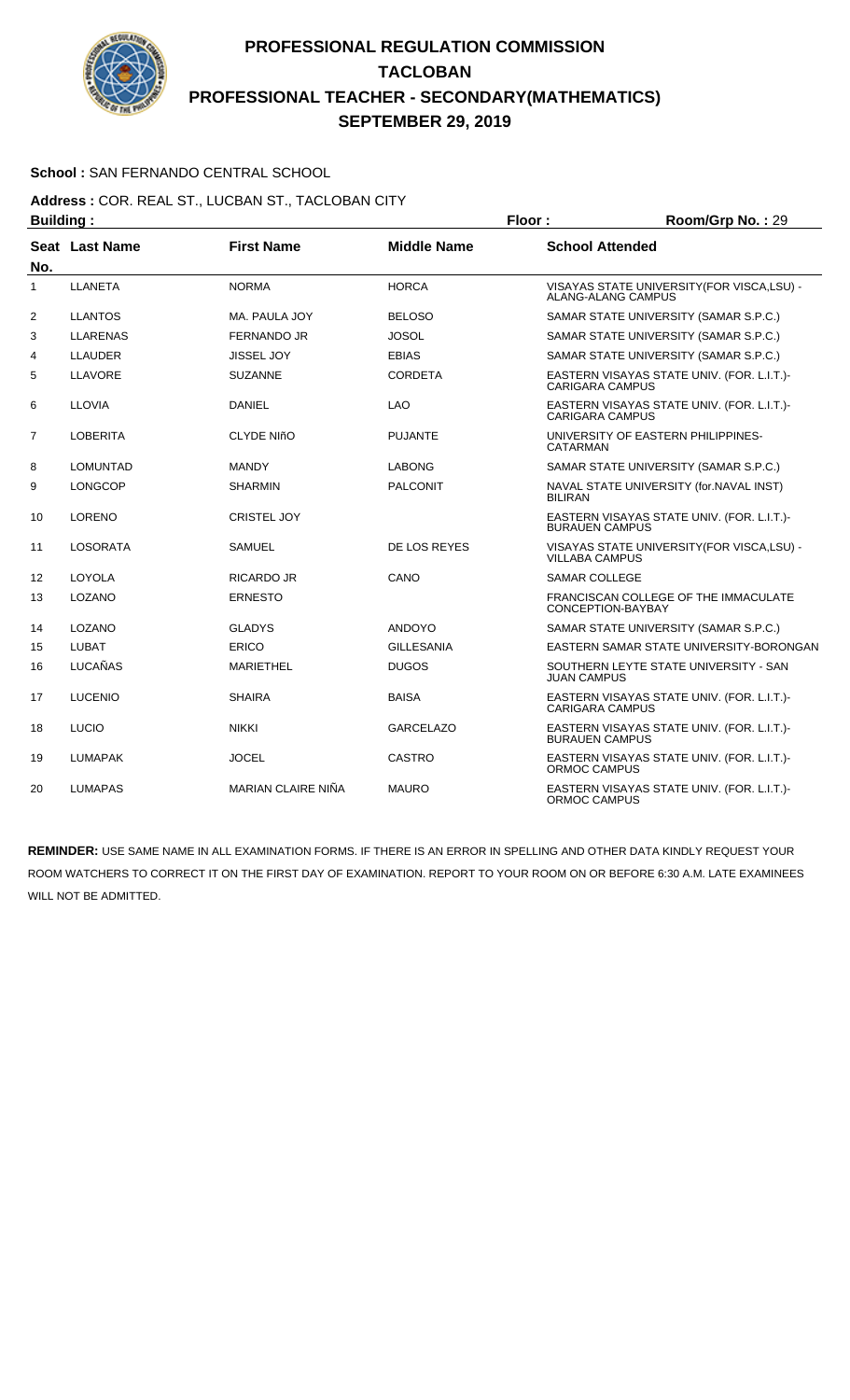# PROFESSIONAL REGULATION COMMISSION
## TACLOBAN
## PROFESSIONAL TEACHER - SECONDARY(MATHEMATICS)
## SEPTEMBER 29, 2019

**School :** SAN FERNANDO CENTRAL SCHOOL

**Address :** COR. REAL ST., LUCBAN ST., TACLOBAN CITY

**Building :** **Floor :** **Room/Grp No. :** 29

| Seat No. | Last Name | First Name | Middle Name | School Attended |
|---|---|---|---|---|
| 1 | LLANETA | NORMA | HORCA | VISAYAS STATE UNIVERSITY(FOR VISCA,LSU) - ALANG-ALANG CAMPUS |
| 2 | LLANTOS | MA. PAULA JOY | BELOSO | SAMAR STATE UNIVERSITY (SAMAR S.P.C.) |
| 3 | LLARENAS | FERNANDO JR | JOSOL | SAMAR STATE UNIVERSITY (SAMAR S.P.C.) |
| 4 | LLAUDER | JISSEL JOY | EBIAS | SAMAR STATE UNIVERSITY (SAMAR S.P.C.) |
| 5 | LLAVORE | SUZANNE | CORDETA | EASTERN VISAYAS STATE UNIV. (FOR. L.I.T.)-CARIGARA CAMPUS |
| 6 | LLOVIA | DANIEL | LAO | EASTERN VISAYAS STATE UNIV. (FOR. L.I.T.)-CARIGARA CAMPUS |
| 7 | LOBERITA | CLYDE NIñO | PUJANTE | UNIVERSITY OF EASTERN PHILIPPINES-CATARMAN |
| 8 | LOMUNTAD | MANDY | LABONG | SAMAR STATE UNIVERSITY (SAMAR S.P.C.) |
| 9 | LONGCOP | SHARMIN | PALCONIT | NAVAL STATE UNIVERSITY (for.NAVAL INST) BILIRAN |
| 10 | LORENO | CRISTEL JOY | | EASTERN VISAYAS STATE UNIV. (FOR. L.I.T.)-BURAUEN CAMPUS |
| 11 | LOSORATA | SAMUEL | DE LOS REYES | VISAYAS STATE UNIVERSITY(FOR VISCA,LSU) - VILLABA CAMPUS |
| 12 | LOYOLA | RICARDO JR | CANO | SAMAR COLLEGE |
| 13 | LOZANO | ERNESTO | | FRANCISCAN COLLEGE OF THE IMMACULATE CONCEPTION-BAYBAY |
| 14 | LOZANO | GLADYS | ANDOYO | SAMAR STATE UNIVERSITY (SAMAR S.P.C.) |
| 15 | LUBAT | ERICO | GILLESANIA | EASTERN SAMAR STATE UNIVERSITY-BORONGAN |
| 16 | LUCAÑAS | MARIETHEL | DUGOS | SOUTHERN LEYTE STATE UNIVERSITY - SAN JUAN CAMPUS |
| 17 | LUCENIO | SHAIRA | BAISA | EASTERN VISAYAS STATE UNIV. (FOR. L.I.T.)-CARIGARA CAMPUS |
| 18 | LUCIO | NIKKI | GARCELAZO | EASTERN VISAYAS STATE UNIV. (FOR. L.I.T.)-BURAUEN CAMPUS |
| 19 | LUMAPAK | JOCEL | CASTRO | EASTERN VISAYAS STATE UNIV. (FOR. L.I.T.)-ORMOC CAMPUS |
| 20 | LUMAPAS | MARIAN CLAIRE NIÑA | MAURO | EASTERN VISAYAS STATE UNIV. (FOR. L.I.T.)-ORMOC CAMPUS |

**REMINDER:** USE SAME NAME IN ALL EXAMINATION FORMS. IF THERE IS AN ERROR IN SPELLING AND OTHER DATA KINDLY REQUEST YOUR ROOM WATCHERS TO CORRECT IT ON THE FIRST DAY OF EXAMINATION. REPORT TO YOUR ROOM ON OR BEFORE 6:30 A.M. LATE EXAMINEES WILL NOT BE ADMITTED.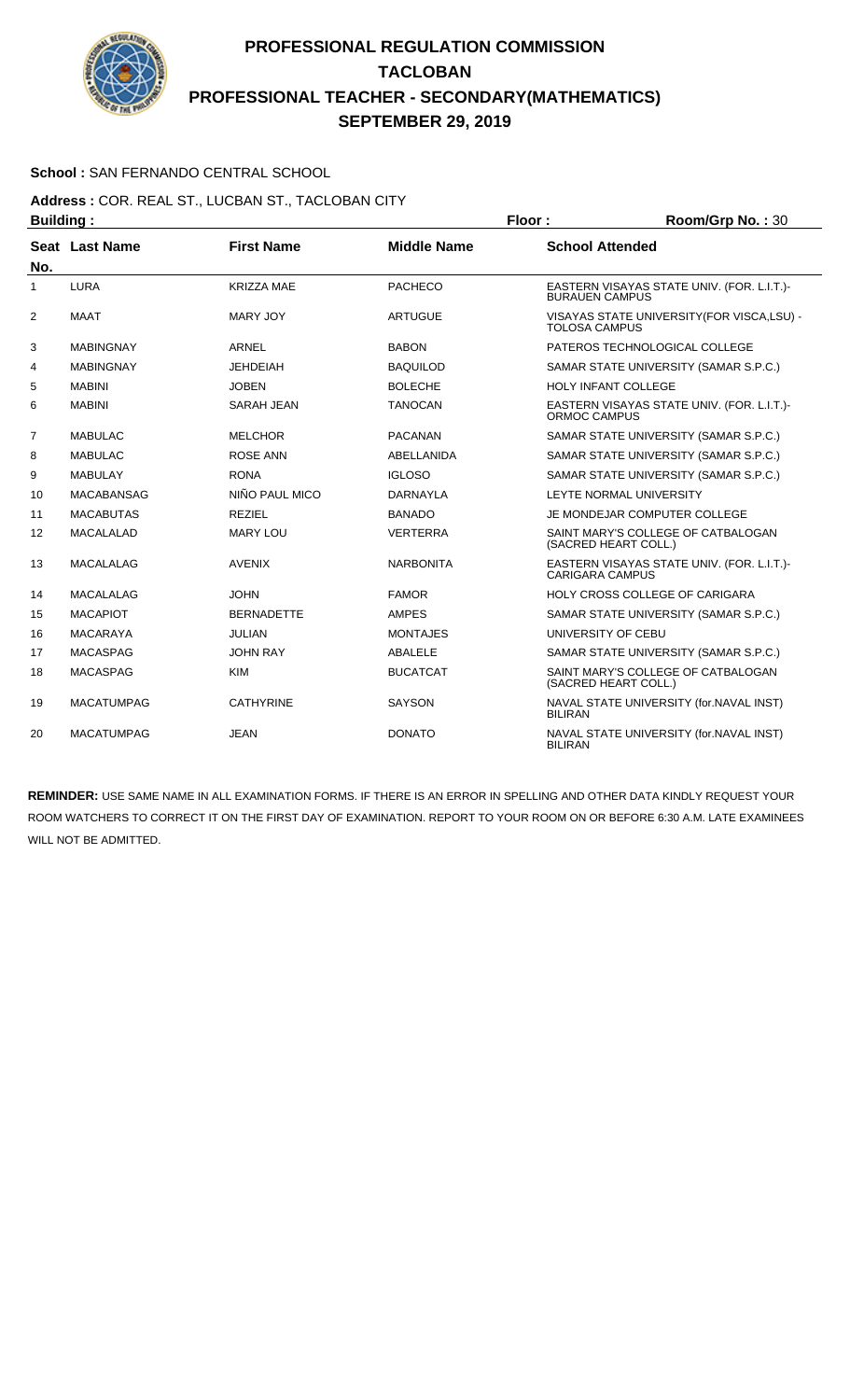# PROFESSIONAL REGULATION COMMISSION
# TACLOBAN
# PROFESSIONAL TEACHER - SECONDARY(MATHEMATICS)
# SEPTEMBER 29, 2019

**School :** SAN FERNANDO CENTRAL SCHOOL

**Address :** COR. REAL ST., LUCBAN ST., TACLOBAN CITY

**Building :** **Floor :** **Room/Grp No. :** 30

| Seat No. | Last Name | First Name | Middle Name | School Attended |
|---|---|---|---|---|
| 1 | LURA | KRIZZA MAE | PACHECO | EASTERN VISAYAS STATE UNIV. (FOR. L.I.T.)-BURAUEN CAMPUS |
| 2 | MAAT | MARY JOY | ARTUGUE | VISAYAS STATE UNIVERSITY(FOR VISCA,LSU) - TOLOSA CAMPUS |
| 3 | MABINGNAY | ARNEL | BABON | PATEROS TECHNOLOGICAL COLLEGE |
| 4 | MABINGNAY | JEHDEIAH | BAQUILOD | SAMAR STATE UNIVERSITY (SAMAR S.P.C.) |
| 5 | MABINI | JOBEN | BOLECHE | HOLY INFANT COLLEGE |
| 6 | MABINI | SARAH JEAN | TANOCAN | EASTERN VISAYAS STATE UNIV. (FOR. L.I.T.)-ORMOC CAMPUS |
| 7 | MABULAC | MELCHOR | PACANAN | SAMAR STATE UNIVERSITY (SAMAR S.P.C.) |
| 8 | MABULAC | ROSE ANN | ABELLANIDA | SAMAR STATE UNIVERSITY (SAMAR S.P.C.) |
| 9 | MABULAY | RONA | IGLOSO | SAMAR STATE UNIVERSITY (SAMAR S.P.C.) |
| 10 | MACABANSAG | NIÑO PAUL MICO | DARNAYLA | LEYTE NORMAL UNIVERSITY |
| 11 | MACABUTAS | REZIEL | BANADO | JE MONDEJAR COMPUTER COLLEGE |
| 12 | MACALALAD | MARY LOU | VERTERRA | SAINT MARY'S COLLEGE OF CATBALOGAN (SACRED HEART COLL.) |
| 13 | MACALALAG | AVENIX | NARBONITA | EASTERN VISAYAS STATE UNIV. (FOR. L.I.T.)-CARIGARA CAMPUS |
| 14 | MACALALAG | JOHN | FAMOR | HOLY CROSS COLLEGE OF CARIGARA |
| 15 | MACAPIOT | BERNADETTE | AMPES | SAMAR STATE UNIVERSITY (SAMAR S.P.C.) |
| 16 | MACARAYA | JULIAN | MONTAJES | UNIVERSITY OF CEBU |
| 17 | MACASPAG | JOHN RAY | ABALELE | SAMAR STATE UNIVERSITY (SAMAR S.P.C.) |
| 18 | MACASPAG | KIM | BUCATCAT | SAINT MARY'S COLLEGE OF CATBALOGAN (SACRED HEART COLL.) |
| 19 | MACATUMPAG | CATHYRINE | SAYSON | NAVAL STATE UNIVERSITY (for.NAVAL INST) BILIRAN |
| 20 | MACATUMPAG | JEAN | DONATO | NAVAL STATE UNIVERSITY (for.NAVAL INST) BILIRAN |

**REMINDER:** USE SAME NAME IN ALL EXAMINATION FORMS. IF THERE IS AN ERROR IN SPELLING AND OTHER DATA KINDLY REQUEST YOUR ROOM WATCHERS TO CORRECT IT ON THE FIRST DAY OF EXAMINATION. REPORT TO YOUR ROOM ON OR BEFORE 6:30 A.M. LATE EXAMINEES WILL NOT BE ADMITTED.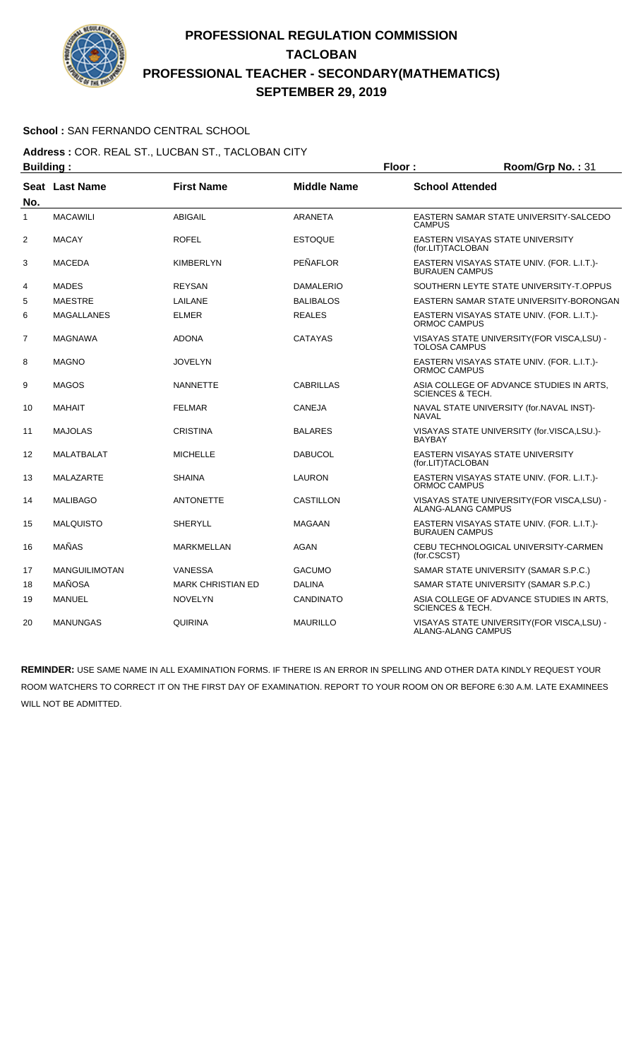# PROFESSIONAL REGULATION COMMISSION
## TACLOBAN
## PROFESSIONAL TEACHER - SECONDARY(MATHEMATICS)
## SEPTEMBER 29, 2019

**School :** SAN FERNANDO CENTRAL SCHOOL

**Address :** COR. REAL ST., LUCBAN ST., TACLOBAN CITY

**Building :** **Floor :** **Room/Grp No. :** 31

| Seat No. | Last Name | First Name | Middle Name | School Attended |
|---|---|---|---|---|
| 1 | MACAWILI | ABIGAIL | ARANETA | EASTERN SAMAR STATE UNIVERSITY-SALCEDO CAMPUS |
| 2 | MACAY | ROFEL | ESTOQUE | EASTERN VISAYAS STATE UNIVERSITY (for.LIT)TACLOBAN |
| 3 | MACEDA | KIMBERLYN | PEÑAFLOR | EASTERN VISAYAS STATE UNIV. (FOR. L.I.T.)-BURAUEN CAMPUS |
| 4 | MADES | REYSAN | DAMALERIO | SOUTHERN LEYTE STATE UNIVERSITY-T.OPPUS |
| 5 | MAESTRE | LAILANE | BALIBALOS | EASTERN SAMAR STATE UNIVERSITY-BORONGAN |
| 6 | MAGALLANES | ELMER | REALES | EASTERN VISAYAS STATE UNIV. (FOR. L.I.T.)-ORMOC CAMPUS |
| 7 | MAGNAWA | ADONA | CATAYAS | VISAYAS STATE UNIVERSITY(FOR VISCA,LSU) - TOLOSA CAMPUS |
| 8 | MAGNO | JOVELYN | | EASTERN VISAYAS STATE UNIV. (FOR. L.I.T.)-ORMOC CAMPUS |
| 9 | MAGOS | NANNETTE | CABRILLAS | ASIA COLLEGE OF ADVANCE STUDIES IN ARTS, SCIENCES & TECH. |
| 10 | MAHAIT | FELMAR | CANEJA | NAVAL STATE UNIVERSITY (for.NAVAL INST)-NAVAL |
| 11 | MAJOLAS | CRISTINA | BALARES | VISAYAS STATE UNIVERSITY (for.VISCA,LSU.)-BAYBAY |
| 12 | MALATBALAT | MICHELLE | DABUCOL | EASTERN VISAYAS STATE UNIVERSITY (for.LIT)TACLOBAN |
| 13 | MALAZARTE | SHAINA | LAURON | EASTERN VISAYAS STATE UNIV. (FOR. L.I.T.)-ORMOC CAMPUS |
| 14 | MALIBAGO | ANTONETTE | CASTILLON | VISAYAS STATE UNIVERSITY(FOR VISCA,LSU) - ALANG-ALANG CAMPUS |
| 15 | MALQUISTO | SHERYLL | MAGAAN | EASTERN VISAYAS STATE UNIV. (FOR. L.I.T.)-BURAUEN CAMPUS |
| 16 | MAÑAS | MARKMELLAN | AGAN | CEBU TECHNOLOGICAL UNIVERSITY-CARMEN (for.CSCST) |
| 17 | MANGUILIMOTAN | VANESSA | GACUMO | SAMAR STATE UNIVERSITY (SAMAR S.P.C.) |
| 18 | MAÑOSA | MARK CHRISTIAN ED | DALINA | SAMAR STATE UNIVERSITY (SAMAR S.P.C.) |
| 19 | MANUEL | NOVELYN | CANDINATO | ASIA COLLEGE OF ADVANCE STUDIES IN ARTS, SCIENCES & TECH. |
| 20 | MANUNGAS | QUIRINA | MAURILLO | VISAYAS STATE UNIVERSITY(FOR VISCA,LSU) - ALANG-ALANG CAMPUS |

**REMINDER:** USE SAME NAME IN ALL EXAMINATION FORMS. IF THERE IS AN ERROR IN SPELLING AND OTHER DATA KINDLY REQUEST YOUR ROOM WATCHERS TO CORRECT IT ON THE FIRST DAY OF EXAMINATION. REPORT TO YOUR ROOM ON OR BEFORE 6:30 A.M. LATE EXAMINEES WILL NOT BE ADMITTED.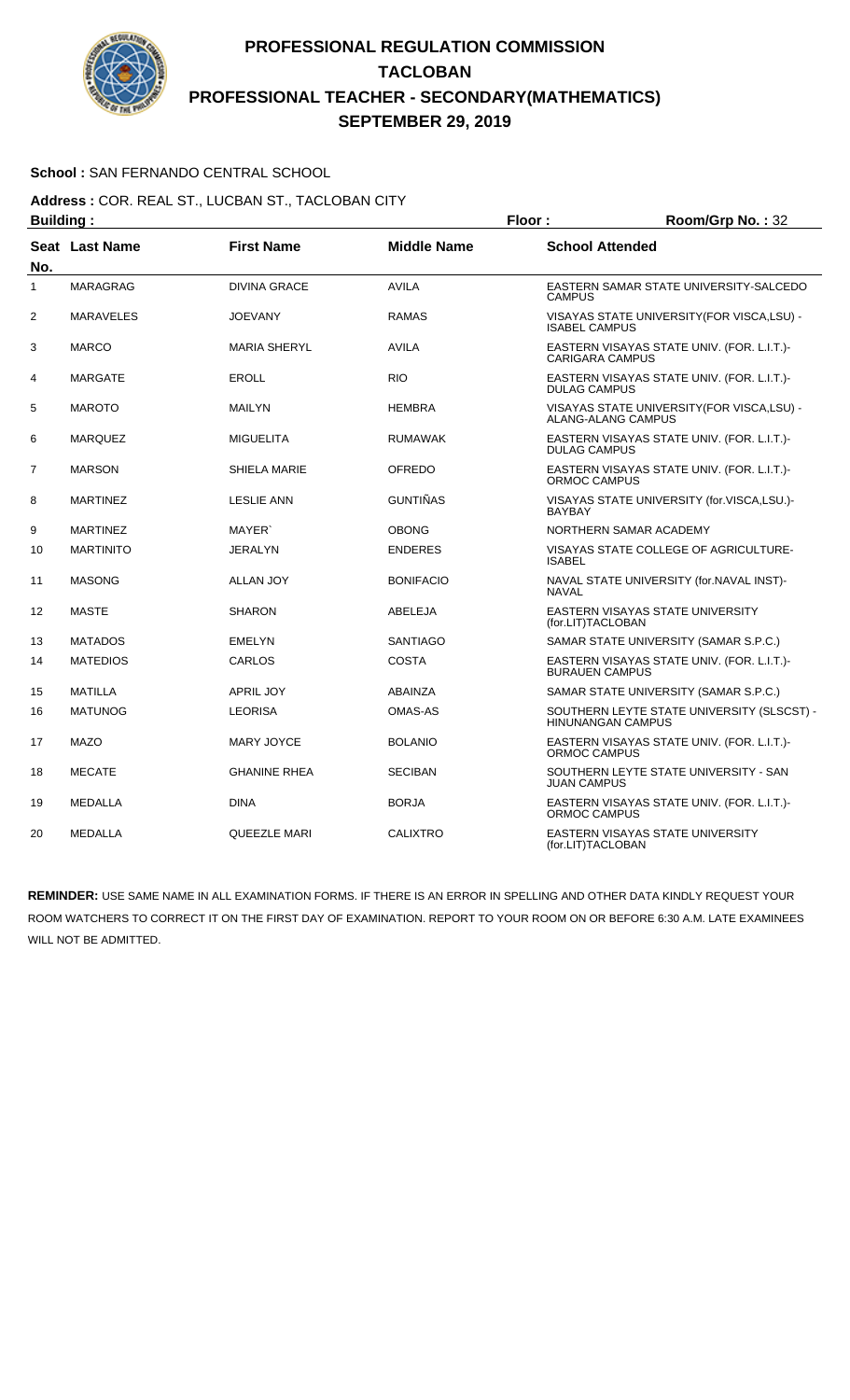# PROFESSIONAL REGULATION COMMISSION
## TACLOBAN
## PROFESSIONAL TEACHER - SECONDARY(MATHEMATICS)
## SEPTEMBER 29, 2019

**School :** SAN FERNANDO CENTRAL SCHOOL

**Address :** COR. REAL ST., LUCBAN ST., TACLOBAN CITY

**Building :** **Floor :** **Room/Grp No. :** 32

| Seat No. | Last Name | First Name | Middle Name | School Attended |
|---|---|---|---|---|
| 1 | MARAGRAG | DIVINA GRACE | AVILA | EASTERN SAMAR STATE UNIVERSITY-SALCEDO CAMPUS |
| 2 | MARAVELES | JOEVANY | RAMAS | VISAYAS STATE UNIVERSITY(FOR VISCA,LSU) - ISABEL CAMPUS |
| 3 | MARCO | MARIA SHERYL | AVILA | EASTERN VISAYAS STATE UNIV. (FOR. L.I.T.)- CARIGARA CAMPUS |
| 4 | MARGATE | EROLL | RIO | EASTERN VISAYAS STATE UNIV. (FOR. L.I.T.)- DULAG CAMPUS |
| 5 | MAROTO | MAILYN | HEMBRA | VISAYAS STATE UNIVERSITY(FOR VISCA,LSU) - ALANG-ALANG CAMPUS |
| 6 | MARQUEZ | MIGUELITA | RUMAWAK | EASTERN VISAYAS STATE UNIV. (FOR. L.I.T.)- DULAG CAMPUS |
| 7 | MARSON | SHIELA MARIE | OFREDO | EASTERN VISAYAS STATE UNIV. (FOR. L.I.T.)- ORMOC CAMPUS |
| 8 | MARTINEZ | LESLIE ANN | GUNTIÑAS | VISAYAS STATE UNIVERSITY (for.VISCA,LSU.)- BAYBAY |
| 9 | MARTINEZ | MAYER` | OBONG | NORTHERN SAMAR ACADEMY |
| 10 | MARTINITO | JERALYN | ENDERES | VISAYAS STATE COLLEGE OF AGRICULTURE-ISABEL |
| 11 | MASONG | ALLAN JOY | BONIFACIO | NAVAL STATE UNIVERSITY (for.NAVAL INST)- NAVAL |
| 12 | MASTE | SHARON | ABELEJA | EASTERN VISAYAS STATE UNIVERSITY (for.LIT)TACLOBAN |
| 13 | MATADOS | EMELYN | SANTIAGO | SAMAR STATE UNIVERSITY (SAMAR S.P.C.) |
| 14 | MATEDIOS | CARLOS | COSTA | EASTERN VISAYAS STATE UNIV. (FOR. L.I.T.)- BURAUEN CAMPUS |
| 15 | MATILLA | APRIL JOY | ABAINZA | SAMAR STATE UNIVERSITY (SAMAR S.P.C.) |
| 16 | MATUNOG | LEORISA | OMAS-AS | SOUTHERN LEYTE STATE UNIVERSITY (SLSCST) - HINUNANGAN CAMPUS |
| 17 | MAZO | MARY JOYCE | BOLANIO | EASTERN VISAYAS STATE UNIV. (FOR. L.I.T.)- ORMOC CAMPUS |
| 18 | MECATE | GHANINE RHEA | SECIBAN | SOUTHERN LEYTE STATE UNIVERSITY - SAN JUAN CAMPUS |
| 19 | MEDALLA | DINA | BORJA | EASTERN VISAYAS STATE UNIV. (FOR. L.I.T.)- ORMOC CAMPUS |
| 20 | MEDALLA | QUEEZLE MARI | CALIXTRO | EASTERN VISAYAS STATE UNIVERSITY (for.LIT)TACLOBAN |

**REMINDER:** USE SAME NAME IN ALL EXAMINATION FORMS. IF THERE IS AN ERROR IN SPELLING AND OTHER DATA KINDLY REQUEST YOUR ROOM WATCHERS TO CORRECT IT ON THE FIRST DAY OF EXAMINATION. REPORT TO YOUR ROOM ON OR BEFORE 6:30 A.M. LATE EXAMINEES WILL NOT BE ADMITTED.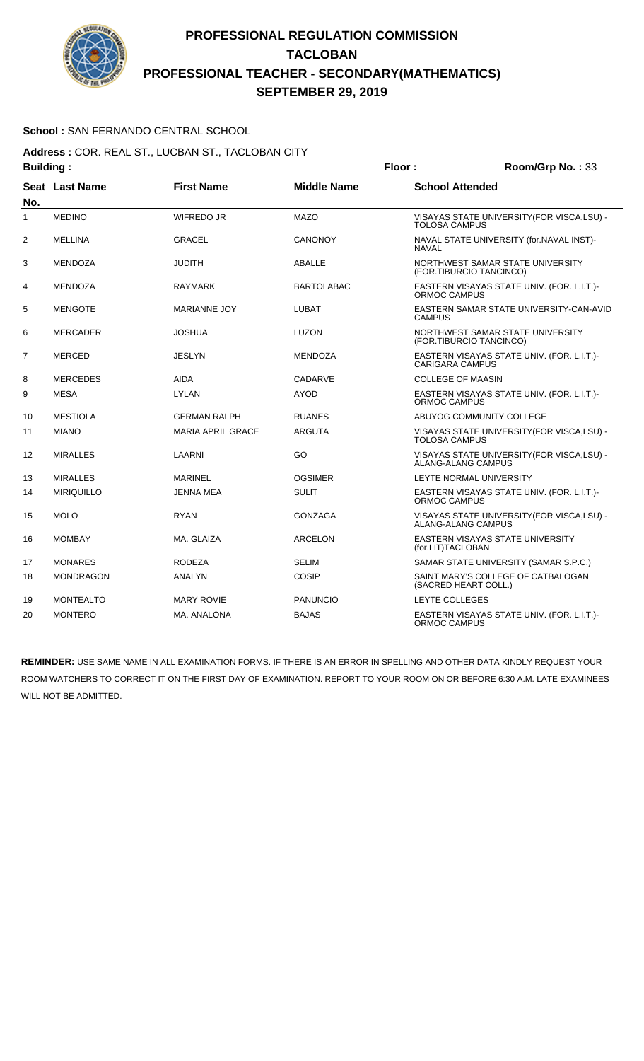# PROFESSIONAL REGULATION COMMISSION
# TACLOBAN
# PROFESSIONAL TEACHER - SECONDARY(MATHEMATICS)
# SEPTEMBER 29, 2019

**School :** SAN FERNANDO CENTRAL SCHOOL

**Address :** COR. REAL ST., LUCBAN ST., TACLOBAN CITY

**Building :** **Floor :** **Room/Grp No. :** 33

| Seat No. | Last Name | First Name | Middle Name | School Attended |
|---|---|---|---|---|
| 1 | MEDINO | WIFREDO JR | MAZO | VISAYAS STATE UNIVERSITY(FOR VISCA,LSU) - TOLOSA CAMPUS |
| 2 | MELLINA | GRACEL | CANONOY | NAVAL STATE UNIVERSITY (for.NAVAL INST)- NAVAL |
| 3 | MENDOZA | JUDITH | ABALLE | NORTHWEST SAMAR STATE UNIVERSITY (FOR.TIBURCIO TANCINCO) |
| 4 | MENDOZA | RAYMARK | BARTOLABAC | EASTERN VISAYAS STATE UNIV. (FOR. L.I.T.)- ORMOC CAMPUS |
| 5 | MENGOTE | MARIANNE JOY | LUBAT | EASTERN SAMAR STATE UNIVERSITY-CAN-AVID CAMPUS |
| 6 | MERCADER | JOSHUA | LUZON | NORTHWEST SAMAR STATE UNIVERSITY (FOR.TIBURCIO TANCINCO) |
| 7 | MERCED | JESLYN | MENDOZA | EASTERN VISAYAS STATE UNIV. (FOR. L.I.T.)- CARIGARA CAMPUS |
| 8 | MERCEDES | AIDA | CADARVE | COLLEGE OF MAASIN |
| 9 | MESA | LYLAN | AYOD | EASTERN VISAYAS STATE UNIV. (FOR. L.I.T.)- ORMOC CAMPUS |
| 10 | MESTIOLA | GERMAN RALPH | RUANES | ABUYOG COMMUNITY COLLEGE |
| 11 | MIANO | MARIA APRIL GRACE | ARGUTA | VISAYAS STATE UNIVERSITY(FOR VISCA,LSU) - TOLOSA CAMPUS |
| 12 | MIRALLES | LAARNI | GO | VISAYAS STATE UNIVERSITY(FOR VISCA,LSU) - ALANG-ALANG CAMPUS |
| 13 | MIRALLES | MARINEL | OGSIMER | LEYTE NORMAL UNIVERSITY |
| 14 | MIRIQUILLO | JENNA MEA | SULIT | EASTERN VISAYAS STATE UNIV. (FOR. L.I.T.)- ORMOC CAMPUS |
| 15 | MOLO | RYAN | GONZAGA | VISAYAS STATE UNIVERSITY(FOR VISCA,LSU) - ALANG-ALANG CAMPUS |
| 16 | MOMBAY | MA. GLAIZA | ARCELON | EASTERN VISAYAS STATE UNIVERSITY (for.LIT)TACLOBAN |
| 17 | MONARES | RODEZA | SELIM | SAMAR STATE UNIVERSITY (SAMAR S.P.C.) |
| 18 | MONDRAGON | ANALYN | COSIP | SAINT MARY'S COLLEGE OF CATBALOGAN (SACRED HEART COLL.) |
| 19 | MONTEALTO | MARY ROVIE | PANUNCIO | LEYTE COLLEGES |
| 20 | MONTERO | MA. ANALONA | BAJAS | EASTERN VISAYAS STATE UNIV. (FOR. L.I.T.)- ORMOC CAMPUS |

**REMINDER:** USE SAME NAME IN ALL EXAMINATION FORMS. IF THERE IS AN ERROR IN SPELLING AND OTHER DATA KINDLY REQUEST YOUR ROOM WATCHERS TO CORRECT IT ON THE FIRST DAY OF EXAMINATION. REPORT TO YOUR ROOM ON OR BEFORE 6:30 A.M. LATE EXAMINEES WILL NOT BE ADMITTED.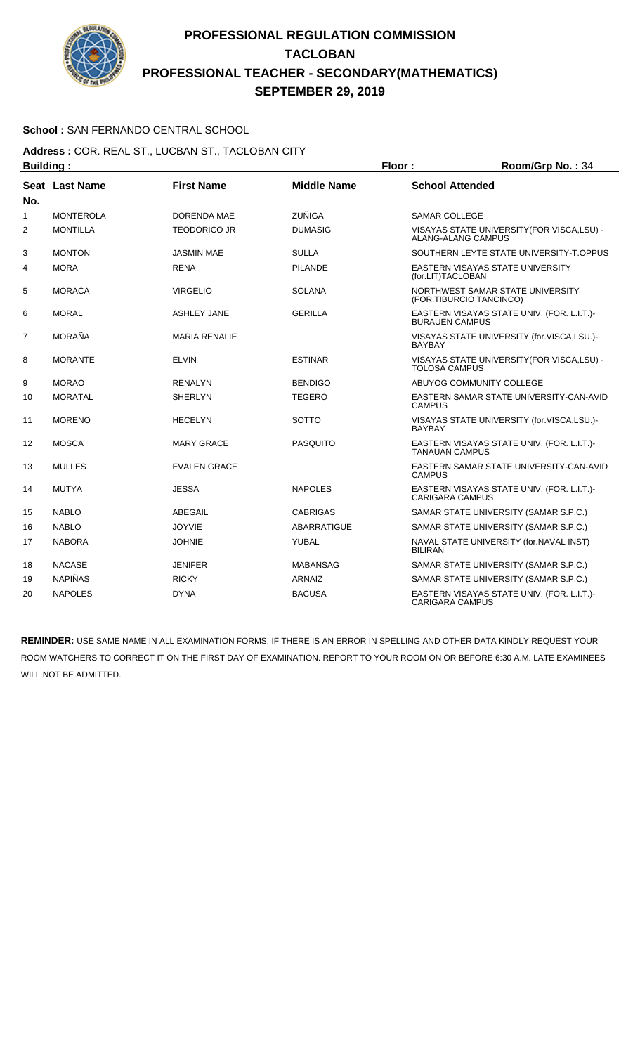# PROFESSIONAL REGULATION COMMISSION
## TACLOBAN
## PROFESSIONAL TEACHER - SECONDARY(MATHEMATICS)
## SEPTEMBER 29, 2019

**School :** SAN FERNANDO CENTRAL SCHOOL

**Address :** COR. REAL ST., LUCBAN ST., TACLOBAN CITY

**Building :** **Floor :** **Room/Grp No. :** 34

| Seat No. | Last Name | First Name | Middle Name | School Attended |
|---|---|---|---|---|
| 1 | MONTEROLA | DORENDA MAE | ZUÑIGA | SAMAR COLLEGE |
| 2 | MONTILLA | TEODORICO JR | DUMASIG | VISAYAS STATE UNIVERSITY(FOR VISCA,LSU) - ALANG-ALANG CAMPUS |
| 3 | MONTON | JASMIN MAE | SULLA | SOUTHERN LEYTE STATE UNIVERSITY-T.OPPUS |
| 4 | MORA | RENA | PILANDE | EASTERN VISAYAS STATE UNIVERSITY (for.LIT)TACLOBAN |
| 5 | MORACA | VIRGELIO | SOLANA | NORTHWEST SAMAR STATE UNIVERSITY (FOR.TIBURCIO TANCINCO) |
| 6 | MORAL | ASHLEY JANE | GERILLA | EASTERN VISAYAS STATE UNIV. (FOR. L.I.T.)-BURAUEN CAMPUS |
| 7 | MORAÑA | MARIA RENALIE | | VISAYAS STATE UNIVERSITY (for.VISCA,LSU.)-BAYBAY |
| 8 | MORANTE | ELVIN | ESTINAR | VISAYAS STATE UNIVERSITY(FOR VISCA,LSU) - TOLOSA CAMPUS |
| 9 | MORAO | RENALYN | BENDIGO | ABUYOG COMMUNITY COLLEGE |
| 10 | MORATAL | SHERLYN | TEGERO | EASTERN SAMAR STATE UNIVERSITY-CAN-AVID CAMPUS |
| 11 | MORENO | HECELYN | SOTTO | VISAYAS STATE UNIVERSITY (for.VISCA,LSU.)-BAYBAY |
| 12 | MOSCA | MARY GRACE | PASQUITO | EASTERN VISAYAS STATE UNIV. (FOR. L.I.T.)-TANAUAN CAMPUS |
| 13 | MULLES | EVALEN GRACE | | EASTERN SAMAR STATE UNIVERSITY-CAN-AVID CAMPUS |
| 14 | MUTYA | JESSA | NAPOLES | EASTERN VISAYAS STATE UNIV. (FOR. L.I.T.)-CARIGARA CAMPUS |
| 15 | NABLO | ABEGAIL | CABRIGAS | SAMAR STATE UNIVERSITY (SAMAR S.P.C.) |
| 16 | NABLO | JOYVIE | ABARRATIGUE | SAMAR STATE UNIVERSITY (SAMAR S.P.C.) |
| 17 | NABORA | JOHNIE | YUBAL | NAVAL STATE UNIVERSITY (for.NAVAL INST) BILIRAN |
| 18 | NACASE | JENIFER | MABANSAG | SAMAR STATE UNIVERSITY (SAMAR S.P.C.) |
| 19 | NAPIÑAS | RICKY | ARNAIZ | SAMAR STATE UNIVERSITY (SAMAR S.P.C.) |
| 20 | NAPOLES | DYNA | BACUSA | EASTERN VISAYAS STATE UNIV. (FOR. L.I.T.)-CARIGARA CAMPUS |

**REMINDER:** USE SAME NAME IN ALL EXAMINATION FORMS. IF THERE IS AN ERROR IN SPELLING AND OTHER DATA KINDLY REQUEST YOUR ROOM WATCHERS TO CORRECT IT ON THE FIRST DAY OF EXAMINATION. REPORT TO YOUR ROOM ON OR BEFORE 6:30 A.M. LATE EXAMINEES WILL NOT BE ADMITTED.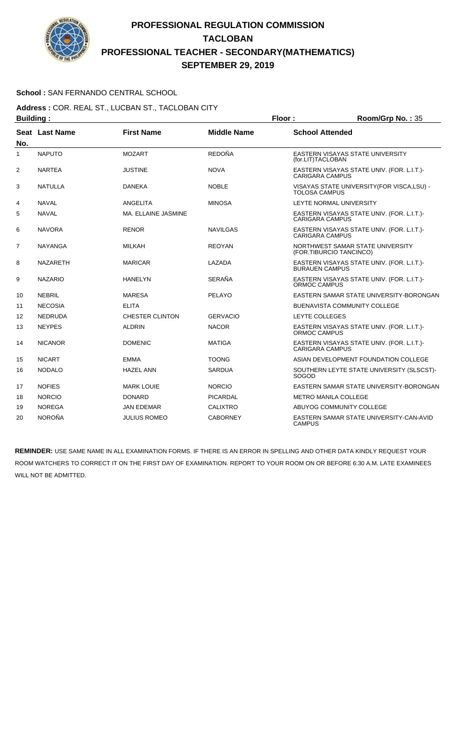# PROFESSIONAL REGULATION COMMISSION
## TACLOBAN
## PROFESSIONAL TEACHER - SECONDARY(MATHEMATICS)
## SEPTEMBER 29, 2019

**School :** SAN FERNANDO CENTRAL SCHOOL

**Address :** COR. REAL ST., LUCBAN ST., TACLOBAN CITY

**Building :** **Floor :** **Room/Grp No. :** 35

| Seat No. | Last Name | First Name | Middle Name | School Attended |
|---|---|---|---|---|
| 1 | NAPUTO | MOZART | REDOÑA | EASTERN VISAYAS STATE UNIVERSITY (for.LIT)TACLOBAN |
| 2 | NARTEA | JUSTINE | NOVA | EASTERN VISAYAS STATE UNIV. (FOR. L.I.T.)-CARIGARA CAMPUS |
| 3 | NATULLA | DANEKA | NOBLE | VISAYAS STATE UNIVERSITY(FOR VISCA,LSU) - TOLOSA CAMPUS |
| 4 | NAVAL | ANGELITA | MINOSA | LEYTE NORMAL UNIVERSITY |
| 5 | NAVAL | MA. ELLAINE JASMINE | | EASTERN VISAYAS STATE UNIV. (FOR. L.I.T.)-CARIGARA CAMPUS |
| 6 | NAVORA | RENOR | NAVILGAS | EASTERN VISAYAS STATE UNIV. (FOR. L.I.T.)-CARIGARA CAMPUS |
| 7 | NAYANGA | MILKAH | REOYAN | NORTHWEST SAMAR STATE UNIVERSITY (FOR.TIBURCIO TANCINCO) |
| 8 | NAZARETH | MARICAR | LAZADA | EASTERN VISAYAS STATE UNIV. (FOR. L.I.T.)-BURAUEN CAMPUS |
| 9 | NAZARIO | HANELYN | SERAÑA | EASTERN VISAYAS STATE UNIV. (FOR. L.I.T.)-ORMOC CAMPUS |
| 10 | NEBRIL | MARESA | PELAYO | EASTERN SAMAR STATE UNIVERSITY-BORONGAN |
| 11 | NECOSIA | ELITA | | BUENAVISTA COMMUNITY COLLEGE |
| 12 | NEDRUDA | CHESTER CLINTON | GERVACIO | LEYTE COLLEGES |
| 13 | NEYPES | ALDRIN | NACOR | EASTERN VISAYAS STATE UNIV. (FOR. L.I.T.)-ORMOC CAMPUS |
| 14 | NICANOR | DOMENIC | MATIGA | EASTERN VISAYAS STATE UNIV. (FOR. L.I.T.)-CARIGARA CAMPUS |
| 15 | NICART | EMMA | TOONG | ASIAN DEVELOPMENT FOUNDATION COLLEGE |
| 16 | NODALO | HAZEL ANN | SARDUA | SOUTHERN LEYTE STATE UNIVERSITY (SLSCST)-SOGOD |
| 17 | NOFIES | MARK LOUIE | NORCIO | EASTERN SAMAR STATE UNIVERSITY-BORONGAN |
| 18 | NORCIO | DONARD | PICARDAL | METRO MANILA COLLEGE |
| 19 | NOREGA | JAN EDEMAR | CALIXTRO | ABUYOG COMMUNITY COLLEGE |
| 20 | NOROÑA | JULIUS ROMEO | CABORNEY | EASTERN SAMAR STATE UNIVERSITY-CAN-AVID CAMPUS |

**REMINDER:** USE SAME NAME IN ALL EXAMINATION FORMS. IF THERE IS AN ERROR IN SPELLING AND OTHER DATA KINDLY REQUEST YOUR ROOM WATCHERS TO CORRECT IT ON THE FIRST DAY OF EXAMINATION. REPORT TO YOUR ROOM ON OR BEFORE 6:30 A.M. LATE EXAMINEES WILL NOT BE ADMITTED.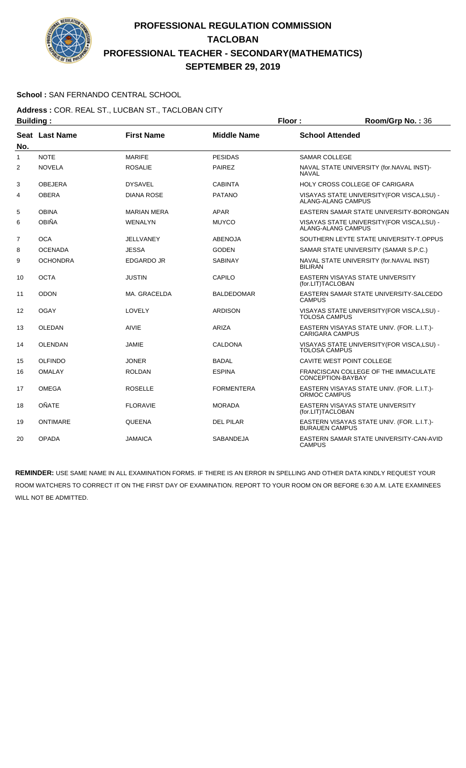# PROFESSIONAL REGULATION COMMISSION
## TACLOBAN
## PROFESSIONAL TEACHER - SECONDARY(MATHEMATICS)
## SEPTEMBER 29, 2019

**School :** SAN FERNANDO CENTRAL SCHOOL

**Address :** COR. REAL ST., LUCBAN ST., TACLOBAN CITY

**Building :** **Floor :** **Room/Grp No. :** 36

| Seat No. | Last Name | First Name | Middle Name | School Attended |
|---|---|---|---|---|
| 1 | NOTE | MARIFE | PESIDAS | SAMAR COLLEGE |
| 2 | NOVELA | ROSALIE | PAIREZ | NAVAL STATE UNIVERSITY (for.NAVAL INST)-NAVAL |
| 3 | OBEJERA | DYSAVEL | CABINTA | HOLY CROSS COLLEGE OF CARIGARA |
| 4 | OBERA | DIANA ROSE | PATANO | VISAYAS STATE UNIVERSITY(FOR VISCA,LSU) - ALANG-ALANG CAMPUS |
| 5 | OBINA | MARIAN MERA | APAR | EASTERN SAMAR STATE UNIVERSITY-BORONGAN |
| 6 | OBIÑA | WENALYN | MUYCO | VISAYAS STATE UNIVERSITY(FOR VISCA,LSU) - ALANG-ALANG CAMPUS |
| 7 | OCA | JELLVANEY | ABENOJA | SOUTHERN LEYTE STATE UNIVERSITY-T.OPPUS |
| 8 | OCENADA | JESSA | GODEN | SAMAR STATE UNIVERSITY (SAMAR S.P.C.) |
| 9 | OCHONDRA | EDGARDO JR | SABINAY | NAVAL STATE UNIVERSITY (for.NAVAL INST) BILIRAN |
| 10 | OCTA | JUSTIN | CAPILO | EASTERN VISAYAS STATE UNIVERSITY (for.LIT)TACLOBAN |
| 11 | ODON | MA. GRACELDA | BALDEDOMAR | EASTERN SAMAR STATE UNIVERSITY-SALCEDO CAMPUS |
| 12 | OGAY | LOVELY | ARDISON | VISAYAS STATE UNIVERSITY(FOR VISCA,LSU) - TOLOSA CAMPUS |
| 13 | OLEDAN | AIVIE | ARIZA | EASTERN VISAYAS STATE UNIV. (FOR. L.I.T.)-CARIGARA CAMPUS |
| 14 | OLENDAN | JAMIE | CALDONA | VISAYAS STATE UNIVERSITY(FOR VISCA,LSU) - TOLOSA CAMPUS |
| 15 | OLFINDO | JONER | BADAL | CAVITE WEST POINT COLLEGE |
| 16 | OMALAY | ROLDAN | ESPINA | FRANCISCAN COLLEGE OF THE IMMACULATE CONCEPTION-BAYBAY |
| 17 | OMEGA | ROSELLE | FORMENTERA | EASTERN VISAYAS STATE UNIV. (FOR. L.I.T.)-ORMOC CAMPUS |
| 18 | OÑATE | FLORAVIE | MORADA | EASTERN VISAYAS STATE UNIVERSITY (for.LIT)TACLOBAN |
| 19 | ONTIMARE | QUEENA | DEL PILAR | EASTERN VISAYAS STATE UNIV. (FOR. L.I.T.)-BURAUEN CAMPUS |
| 20 | OPADA | JAMAICA | SABANDEJA | EASTERN SAMAR STATE UNIVERSITY-CAN-AVID CAMPUS |

**REMINDER:** USE SAME NAME IN ALL EXAMINATION FORMS. IF THERE IS AN ERROR IN SPELLING AND OTHER DATA KINDLY REQUEST YOUR ROOM WATCHERS TO CORRECT IT ON THE FIRST DAY OF EXAMINATION. REPORT TO YOUR ROOM ON OR BEFORE 6:30 A.M. LATE EXAMINEES WILL NOT BE ADMITTED.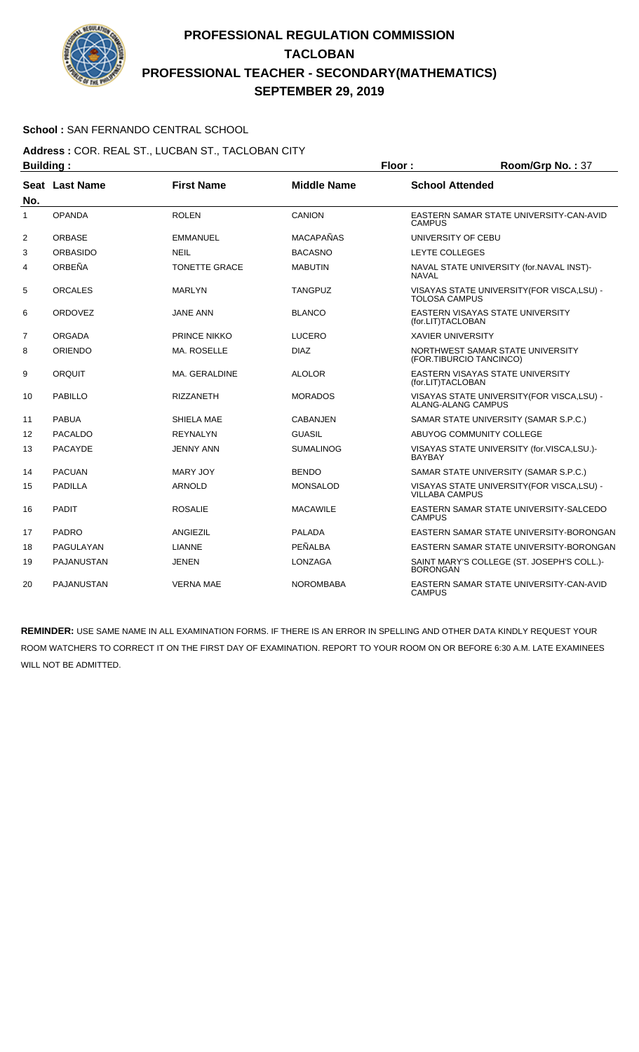# PROFESSIONAL REGULATION COMMISSION
# TACLOBAN
# PROFESSIONAL TEACHER - SECONDARY(MATHEMATICS)
# SEPTEMBER 29, 2019

**School :** SAN FERNANDO CENTRAL SCHOOL

**Address :** COR. REAL ST., LUCBAN ST., TACLOBAN CITY

**Building :** | **Floor :** | **Room/Grp No. :** 37

| Seat No. | Last Name | First Name | Middle Name | School Attended |
|---|---|---|---|---|
| 1 | OPANDA | ROLEN | CANION | EASTERN SAMAR STATE UNIVERSITY-CAN-AVID CAMPUS |
| 2 | ORBASE | EMMANUEL | MACAPAÑAS | UNIVERSITY OF CEBU |
| 3 | ORBASIDO | NEIL | BACASNO | LEYTE COLLEGES |
| 4 | ORBEÑA | TONETTE GRACE | MABUTIN | NAVAL STATE UNIVERSITY (for.NAVAL INST)-NAVAL |
| 5 | ORCALES | MARLYN | TANGPUZ | VISAYAS STATE UNIVERSITY(FOR VISCA,LSU) - TOLOSA CAMPUS |
| 6 | ORDOVEZ | JANE ANN | BLANCO | EASTERN VISAYAS STATE UNIVERSITY (for.LIT)TACLOBAN |
| 7 | ORGADA | PRINCE NIKKO | LUCERO | XAVIER UNIVERSITY |
| 8 | ORIENDO | MA. ROSELLE | DIAZ | NORTHWEST SAMAR STATE UNIVERSITY (FOR.TIBURCIO TANCINCO) |
| 9 | ORQUIT | MA. GERALDINE | ALOLOR | EASTERN VISAYAS STATE UNIVERSITY (for.LIT)TACLOBAN |
| 10 | PABILLO | RIZZANETH | MORADOS | VISAYAS STATE UNIVERSITY(FOR VISCA,LSU) - ALANG-ALANG CAMPUS |
| 11 | PABUA | SHIELA MAE | CABANJEN | SAMAR STATE UNIVERSITY (SAMAR S.P.C.) |
| 12 | PACALDO | REYNALYN | GUASIL | ABUYOG COMMUNITY COLLEGE |
| 13 | PACAYDE | JENNY ANN | SUMALINOG | VISAYAS STATE UNIVERSITY (for.VISCA,LSU.)-BAYBAY |
| 14 | PACUAN | MARY JOY | BENDO | SAMAR STATE UNIVERSITY (SAMAR S.P.C.) |
| 15 | PADILLA | ARNOLD | MONSALOD | VISAYAS STATE UNIVERSITY(FOR VISCA,LSU) - VILLABA CAMPUS |
| 16 | PADIT | ROSALIE | MACAWILE | EASTERN SAMAR STATE UNIVERSITY-SALCEDO CAMPUS |
| 17 | PADRO | ANGIEZIL | PALADA | EASTERN SAMAR STATE UNIVERSITY-BORONGAN |
| 18 | PAGULAYAN | LIANNE | PEÑALBA | EASTERN SAMAR STATE UNIVERSITY-BORONGAN |
| 19 | PAJANUSTAN | JENEN | LONZAGA | SAINT MARY'S COLLEGE (ST. JOSEPH'S COLL.)-BORONGAN |
| 20 | PAJANUSTAN | VERNA MAE | NOROMBABA | EASTERN SAMAR STATE UNIVERSITY-CAN-AVID CAMPUS |

**REMINDER:** USE SAME NAME IN ALL EXAMINATION FORMS. IF THERE IS AN ERROR IN SPELLING AND OTHER DATA KINDLY REQUEST YOUR ROOM WATCHERS TO CORRECT IT ON THE FIRST DAY OF EXAMINATION. REPORT TO YOUR ROOM ON OR BEFORE 6:30 A.M. LATE EXAMINEES WILL NOT BE ADMITTED.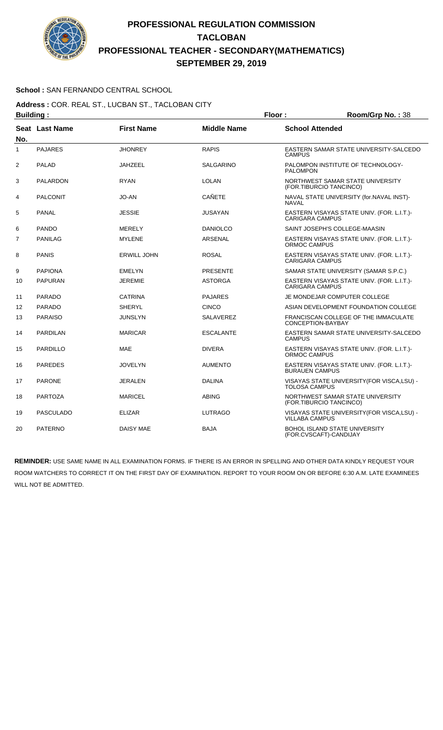# PROFESSIONAL REGULATION COMMISSION
## TACLOBAN
## PROFESSIONAL TEACHER - SECONDARY(MATHEMATICS)
## SEPTEMBER 29, 2019

**School :** SAN FERNANDO CENTRAL SCHOOL

**Address :** COR. REAL ST., LUCBAN ST., TACLOBAN CITY

**Building :** **Floor :** **Room/Grp No. :** 38

| Seat No. | Last Name | First Name | Middle Name | School Attended |
|---|---|---|---|---|
| 1 | PAJARES | JHONREY | RAPIS | EASTERN SAMAR STATE UNIVERSITY-SALCEDO CAMPUS |
| 2 | PALAD | JAHZEEL | SALGARINO | PALOMPON INSTITUTE OF TECHNOLOGY-PALOMPON |
| 3 | PALARDON | RYAN | LOLAN | NORTHWEST SAMAR STATE UNIVERSITY (FOR.TIBURCIO TANCINCO) |
| 4 | PALCONIT | JO-AN | CAÑETE | NAVAL STATE UNIVERSITY (for.NAVAL INST)-NAVAL |
| 5 | PANAL | JESSIE | JUSAYAN | EASTERN VISAYAS STATE UNIV. (FOR. L.I.T.)-CARIGARA CAMPUS |
| 6 | PANDO | MERELY | DANIOLCO | SAINT JOSEPH'S COLLEGE-MAASIN |
| 7 | PANILAG | MYLENE | ARSENAL | EASTERN VISAYAS STATE UNIV. (FOR. L.I.T.)-ORMOC CAMPUS |
| 8 | PANIS | ERWILL JOHN | ROSAL | EASTERN VISAYAS STATE UNIV. (FOR. L.I.T.)-CARIGARA CAMPUS |
| 9 | PAPIONA | EMELYN | PRESENTE | SAMAR STATE UNIVERSITY (SAMAR S.P.C.) |
| 10 | PAPURAN | JEREMIE | ASTORGA | EASTERN VISAYAS STATE UNIV. (FOR. L.I.T.)-CARIGARA CAMPUS |
| 11 | PARADO | CATRINA | PAJARES | JE MONDEJAR COMPUTER COLLEGE |
| 12 | PARADO | SHERYL | CINCO | ASIAN DEVELOPMENT FOUNDATION COLLEGE |
| 13 | PARAISO | JUNSLYN | SALAVEREZ | FRANCISCAN COLLEGE OF THE IMMACULATE CONCEPTION-BAYBAY |
| 14 | PARDILAN | MARICAR | ESCALANTE | EASTERN SAMAR STATE UNIVERSITY-SALCEDO CAMPUS |
| 15 | PARDILLO | MAE | DIVERA | EASTERN VISAYAS STATE UNIV. (FOR. L.I.T.)-ORMOC CAMPUS |
| 16 | PAREDES | JOVELYN | AUMENTO | EASTERN VISAYAS STATE UNIV. (FOR. L.I.T.)-BURAUEN CAMPUS |
| 17 | PARONE | JERALEN | DALINA | VISAYAS STATE UNIVERSITY(FOR VISCA,LSU) - TOLOSA CAMPUS |
| 18 | PARTOZA | MARICEL | ABING | NORTHWEST SAMAR STATE UNIVERSITY (FOR.TIBURCIO TANCINCO) |
| 19 | PASCULADO | ELIZAR | LUTRAGO | VISAYAS STATE UNIVERSITY(FOR VISCA,LSU) - VILLABA CAMPUS |
| 20 | PATERNO | DAISY MAE | BAJA | BOHOL ISLAND STATE UNIVERSITY (FOR.CVSCAFT)-CANDIJAY |

**REMINDER:** USE SAME NAME IN ALL EXAMINATION FORMS. IF THERE IS AN ERROR IN SPELLING AND OTHER DATA KINDLY REQUEST YOUR ROOM WATCHERS TO CORRECT IT ON THE FIRST DAY OF EXAMINATION. REPORT TO YOUR ROOM ON OR BEFORE 6:30 A.M. LATE EXAMINEES WILL NOT BE ADMITTED.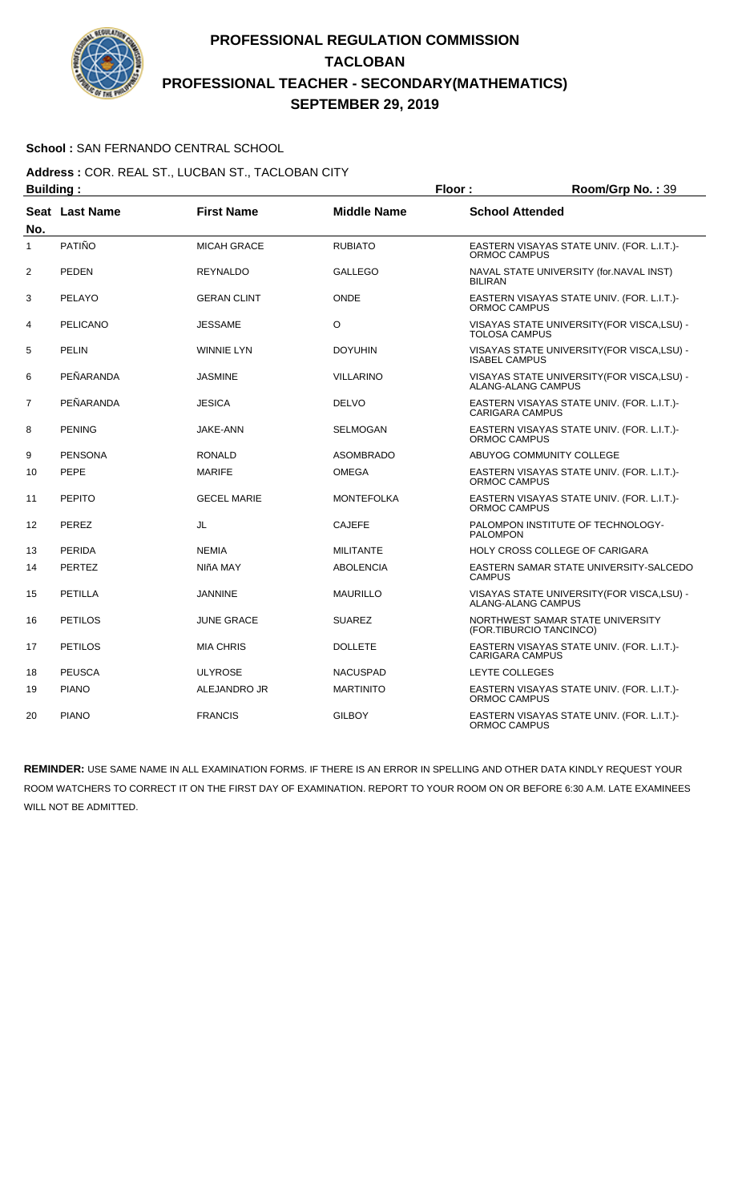# PROFESSIONAL REGULATION COMMISSION
# TACLOBAN
# PROFESSIONAL TEACHER - SECONDARY(MATHEMATICS)
# SEPTEMBER 29, 2019

**School :** SAN FERNANDO CENTRAL SCHOOL

**Address :** COR. REAL ST., LUCBAN ST., TACLOBAN CITY

**Building :** **Floor :** **Room/Grp No. :** 39

| Seat No. | Last Name | First Name | Middle Name | School Attended |
|---|---|---|---|---|
| 1 | PATIÑO | MICAH GRACE | RUBIATO | EASTERN VISAYAS STATE UNIV. (FOR. L.I.T.)-ORMOC CAMPUS |
| 2 | PEDEN | REYNALDO | GALLEGO | NAVAL STATE UNIVERSITY (for.NAVAL INST) BILIRAN |
| 3 | PELAYO | GERAN CLINT | ONDE | EASTERN VISAYAS STATE UNIV. (FOR. L.I.T.)-ORMOC CAMPUS |
| 4 | PELICANO | JESSAME | O | VISAYAS STATE UNIVERSITY(FOR VISCA,LSU) - TOLOSA CAMPUS |
| 5 | PELIN | WINNIE LYN | DOYUHIN | VISAYAS STATE UNIVERSITY(FOR VISCA,LSU) - ISABEL CAMPUS |
| 6 | PEÑARANDA | JASMINE | VILLARINO | VISAYAS STATE UNIVERSITY(FOR VISCA,LSU) - ALANG-ALANG CAMPUS |
| 7 | PEÑARANDA | JESICA | DELVO | EASTERN VISAYAS STATE UNIV. (FOR. L.I.T.)-CARIGARA CAMPUS |
| 8 | PENING | JAKE-ANN | SELMOGAN | EASTERN VISAYAS STATE UNIV. (FOR. L.I.T.)-ORMOC CAMPUS |
| 9 | PENSONA | RONALD | ASOMBRADO | ABUYOG COMMUNITY COLLEGE |
| 10 | PEPE | MARIFE | OMEGA | EASTERN VISAYAS STATE UNIV. (FOR. L.I.T.)-ORMOC CAMPUS |
| 11 | PEPITO | GECEL MARIE | MONTEFOLKA | EASTERN VISAYAS STATE UNIV. (FOR. L.I.T.)-ORMOC CAMPUS |
| 12 | PEREZ | JL | CAJEFE | PALOMPON INSTITUTE OF TECHNOLOGY-PALOMPON |
| 13 | PERIDA | NEMIA | MILITANTE | HOLY CROSS COLLEGE OF CARIGARA |
| 14 | PERTEZ | NIñA MAY | ABOLENCIA | EASTERN SAMAR STATE UNIVERSITY-SALCEDO CAMPUS |
| 15 | PETILLA | JANNINE | MAURILLO | VISAYAS STATE UNIVERSITY(FOR VISCA,LSU) - ALANG-ALANG CAMPUS |
| 16 | PETILOS | JUNE GRACE | SUAREZ | NORTHWEST SAMAR STATE UNIVERSITY (FOR.TIBURCIO TANCINCO) |
| 17 | PETILOS | MIA CHRIS | DOLLETE | EASTERN VISAYAS STATE UNIV. (FOR. L.I.T.)-CARIGARA CAMPUS |
| 18 | PEUSCA | ULYROSE | NACUSPAD | LEYTE COLLEGES |
| 19 | PIANO | ALEJANDRO JR | MARTINITO | EASTERN VISAYAS STATE UNIV. (FOR. L.I.T.)-ORMOC CAMPUS |
| 20 | PIANO | FRANCIS | GILBOY | EASTERN VISAYAS STATE UNIV. (FOR. L.I.T.)-ORMOC CAMPUS |

**REMINDER:** USE SAME NAME IN ALL EXAMINATION FORMS. IF THERE IS AN ERROR IN SPELLING AND OTHER DATA KINDLY REQUEST YOUR ROOM WATCHERS TO CORRECT IT ON THE FIRST DAY OF EXAMINATION. REPORT TO YOUR ROOM ON OR BEFORE 6:30 A.M. LATE EXAMINEES WILL NOT BE ADMITTED.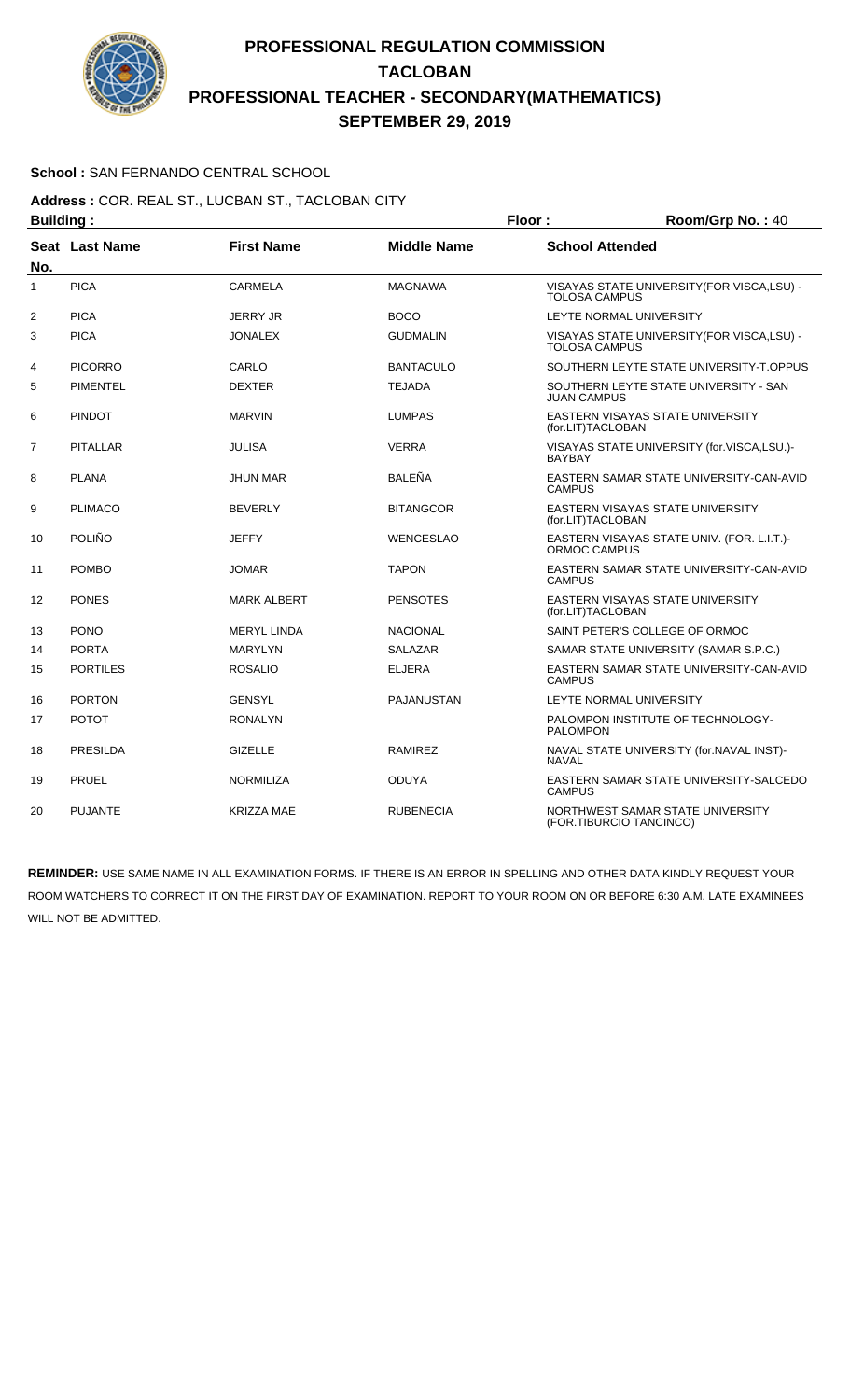# PROFESSIONAL REGULATION COMMISSION
# TACLOBAN
# PROFESSIONAL TEACHER - SECONDARY(MATHEMATICS)
# SEPTEMBER 29, 2019

**School :** SAN FERNANDO CENTRAL SCHOOL

**Address :** COR. REAL ST., LUCBAN ST., TACLOBAN CITY

**Building :** **Floor :** **Room/Grp No. :** 40

| Seat No. | Last Name | First Name | Middle Name | School Attended |
|---|---|---|---|---|
| 1 | PICA | CARMELA | MAGNAWA | VISAYAS STATE UNIVERSITY(FOR VISCA,LSU) - TOLOSA CAMPUS |
| 2 | PICA | JERRY JR | BOCO | LEYTE NORMAL UNIVERSITY |
| 3 | PICA | JONALEX | GUDMALIN | VISAYAS STATE UNIVERSITY(FOR VISCA,LSU) - TOLOSA CAMPUS |
| 4 | PICORRO | CARLO | BANTACULO | SOUTHERN LEYTE STATE UNIVERSITY-T.OPPUS |
| 5 | PIMENTEL | DEXTER | TEJADA | SOUTHERN LEYTE STATE UNIVERSITY - SAN JUAN CAMPUS |
| 6 | PINDOT | MARVIN | LUMPAS | EASTERN VISAYAS STATE UNIVERSITY (for.LIT)TACLOBAN |
| 7 | PITALLAR | JULISA | VERRA | VISAYAS STATE UNIVERSITY (for.VISCA,LSU.)-BAYBAY |
| 8 | PLANA | JHUN MAR | BALEÑA | EASTERN SAMAR STATE UNIVERSITY-CAN-AVID CAMPUS |
| 9 | PLIMACO | BEVERLY | BITANGCOR | EASTERN VISAYAS STATE UNIVERSITY (for.LIT)TACLOBAN |
| 10 | POLIÑO | JEFFY | WENCESLAO | EASTERN VISAYAS STATE UNIV. (FOR. L.I.T.)-ORMOC CAMPUS |
| 11 | POMBO | JOMAR | TAPON | EASTERN SAMAR STATE UNIVERSITY-CAN-AVID CAMPUS |
| 12 | PONES | MARK ALBERT | PENSOTES | EASTERN VISAYAS STATE UNIVERSITY (for.LIT)TACLOBAN |
| 13 | PONO | MERYL LINDA | NACIONAL | SAINT PETER'S COLLEGE OF ORMOC |
| 14 | PORTA | MARYLYN | SALAZAR | SAMAR STATE UNIVERSITY (SAMAR S.P.C.) |
| 15 | PORTILES | ROSALIO | ELJERA | EASTERN SAMAR STATE UNIVERSITY-CAN-AVID CAMPUS |
| 16 | PORTON | GENSYL | PAJANUSTAN | LEYTE NORMAL UNIVERSITY |
| 17 | POTOT | RONALYN | | PALOMPON INSTITUTE OF TECHNOLOGY-PALOMPON |
| 18 | PRESILDA | GIZELLE | RAMIREZ | NAVAL STATE UNIVERSITY (for.NAVAL INST)-NAVAL |
| 19 | PRUEL | NORMILIZA | ODUYA | EASTERN SAMAR STATE UNIVERSITY-SALCEDO CAMPUS |
| 20 | PUJANTE | KRIZZA MAE | RUBENECIA | NORTHWEST SAMAR STATE UNIVERSITY (FOR.TIBURCIO TANCINCO) |

**REMINDER:** USE SAME NAME IN ALL EXAMINATION FORMS. IF THERE IS AN ERROR IN SPELLING AND OTHER DATA KINDLY REQUEST YOUR ROOM WATCHERS TO CORRECT IT ON THE FIRST DAY OF EXAMINATION. REPORT TO YOUR ROOM ON OR BEFORE 6:30 A.M. LATE EXAMINEES WILL NOT BE ADMITTED.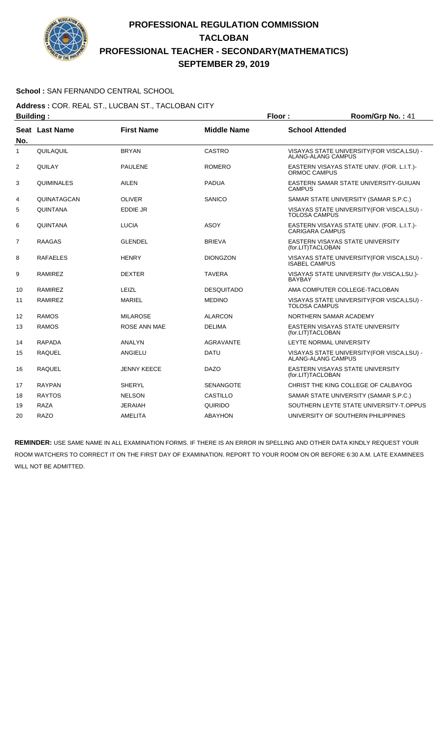# PROFESSIONAL REGULATION COMMISSION
## TACLOBAN
## PROFESSIONAL TEACHER - SECONDARY(MATHEMATICS)
## SEPTEMBER 29, 2019

**School :** SAN FERNANDO CENTRAL SCHOOL

**Address :** COR. REAL ST., LUCBAN ST., TACLOBAN CITY

**Building :** **Floor :** **Room/Grp No. :** 41

| Seat No. | Last Name | First Name | Middle Name | School Attended |
|---|---|---|---|---|
| 1 | QUILAQUIL | BRYAN | CASTRO | VISAYAS STATE UNIVERSITY(FOR VISCA,LSU) - ALANG-ALANG CAMPUS |
| 2 | QUILAY | PAULENE | ROMERO | EASTERN VISAYAS STATE UNIV. (FOR. L.I.T.)- ORMOC CAMPUS |
| 3 | QUIMINALES | AILEN | PADUA | EASTERN SAMAR STATE UNIVERSITY-GUIUAN CAMPUS |
| 4 | QUINATAGCAN | OLIVER | SANICO | SAMAR STATE UNIVERSITY (SAMAR S.P.C.) |
| 5 | QUINTANA | EDDIE JR | | VISAYAS STATE UNIVERSITY(FOR VISCA,LSU) - TOLOSA CAMPUS |
| 6 | QUINTANA | LUCIA | ASOY | EASTERN VISAYAS STATE UNIV. (FOR. L.I.T.)- CARIGARA CAMPUS |
| 7 | RAAGAS | GLENDEL | BRIEVA | EASTERN VISAYAS STATE UNIVERSITY (for.LIT)TACLOBAN |
| 8 | RAFAELES | HENRY | DIONGZON | VISAYAS STATE UNIVERSITY(FOR VISCA,LSU) - ISABEL CAMPUS |
| 9 | RAMIREZ | DEXTER | TAVERA | VISAYAS STATE UNIVERSITY (for.VISCA,LSU.)- BAYBAY |
| 10 | RAMIREZ | LEIZL | DESQUITADO | AMA COMPUTER COLLEGE-TACLOBAN |
| 11 | RAMIREZ | MARIEL | MEDINO | VISAYAS STATE UNIVERSITY(FOR VISCA,LSU) - TOLOSA CAMPUS |
| 12 | RAMOS | MILAROSE | ALARCON | NORTHERN SAMAR ACADEMY |
| 13 | RAMOS | ROSE ANN MAE | DELIMA | EASTERN VISAYAS STATE UNIVERSITY (for.LIT)TACLOBAN |
| 14 | RAPADA | ANALYN | AGRAVANTE | LEYTE NORMAL UNIVERSITY |
| 15 | RAQUEL | ANGIELU | DATU | VISAYAS STATE UNIVERSITY(FOR VISCA,LSU) - ALANG-ALANG CAMPUS |
| 16 | RAQUEL | JENNY KEECE | DAZO | EASTERN VISAYAS STATE UNIVERSITY (for.LIT)TACLOBAN |
| 17 | RAYPAN | SHERYL | SENANGOTE | CHRIST THE KING COLLEGE OF CALBAYOG |
| 18 | RAYTOS | NELSON | CASTILLO | SAMAR STATE UNIVERSITY (SAMAR S.P.C.) |
| 19 | RAZA | JERAIAH | QUIRIDO | SOUTHERN LEYTE STATE UNIVERSITY-T.OPPUS |
| 20 | RAZO | AMELITA | ABAYHON | UNIVERSITY OF SOUTHERN PHILIPPINES |

**REMINDER:** USE SAME NAME IN ALL EXAMINATION FORMS. IF THERE IS AN ERROR IN SPELLING AND OTHER DATA KINDLY REQUEST YOUR ROOM WATCHERS TO CORRECT IT ON THE FIRST DAY OF EXAMINATION. REPORT TO YOUR ROOM ON OR BEFORE 6:30 A.M. LATE EXAMINEES WILL NOT BE ADMITTED.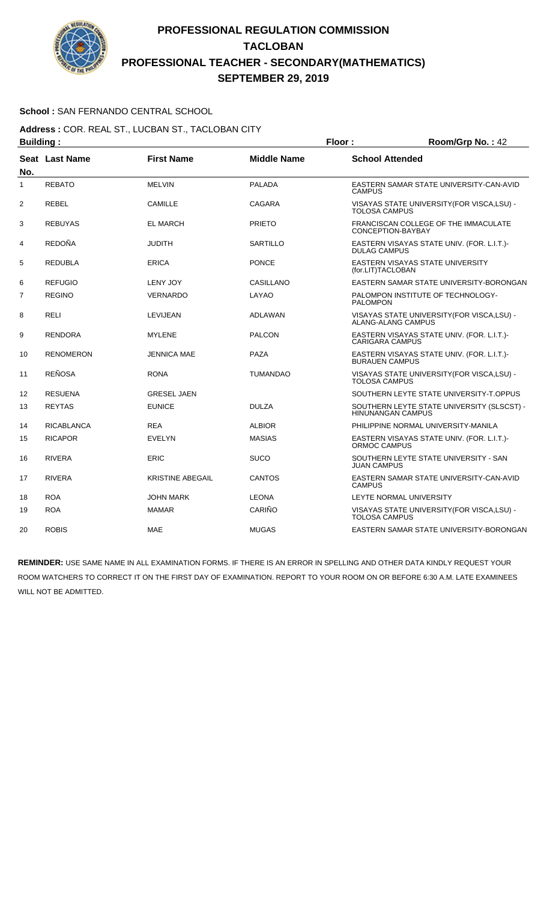# PROFESSIONAL REGULATION COMMISSION
# TACLOBAN
# PROFESSIONAL TEACHER - SECONDARY(MATHEMATICS)
# SEPTEMBER 29, 2019

**School :** SAN FERNANDO CENTRAL SCHOOL

**Address :** COR. REAL ST., LUCBAN ST., TACLOBAN CITY

**Building :** **Floor :** **Room/Grp No. :** 42

| Seat No. | Last Name | First Name | Middle Name | School Attended |
|---|---|---|---|---|
| 1 | REBATO | MELVIN | PALADA | EASTERN SAMAR STATE UNIVERSITY-CAN-AVID CAMPUS |
| 2 | REBEL | CAMILLE | CAGARA | VISAYAS STATE UNIVERSITY(FOR VISCA,LSU) - TOLOSA CAMPUS |
| 3 | REBUYAS | EL MARCH | PRIETO | FRANCISCAN COLLEGE OF THE IMMACULATE CONCEPTION-BAYBAY |
| 4 | REDOÑA | JUDITH | SARTILLO | EASTERN VISAYAS STATE UNIV. (FOR. L.I.T.)-DULAG CAMPUS |
| 5 | REDUBLA | ERICA | PONCE | EASTERN VISAYAS STATE UNIVERSITY (for.LIT)TACLOBAN |
| 6 | REFUGIO | LENY JOY | CASILLANO | EASTERN SAMAR STATE UNIVERSITY-BORONGAN |
| 7 | REGINO | VERNARDO | LAYAO | PALOMPON INSTITUTE OF TECHNOLOGY-PALOMPON |
| 8 | RELI | LEVIJEAN | ADLAWAN | VISAYAS STATE UNIVERSITY(FOR VISCA,LSU) - ALANG-ALANG CAMPUS |
| 9 | RENDORA | MYLENE | PALCON | EASTERN VISAYAS STATE UNIV. (FOR. L.I.T.)-CARIGARA CAMPUS |
| 10 | RENOMERON | JENNICA MAE | PAZA | EASTERN VISAYAS STATE UNIV. (FOR. L.I.T.)-BURAUEN CAMPUS |
| 11 | REÑOSA | RONA | TUMANDAO | VISAYAS STATE UNIVERSITY(FOR VISCA,LSU) - TOLOSA CAMPUS |
| 12 | RESUENA | GRESEL JAEN | | SOUTHERN LEYTE STATE UNIVERSITY-T.OPPUS |
| 13 | REYTAS | EUNICE | DULZA | SOUTHERN LEYTE STATE UNIVERSITY (SLSCST) - HINUNANGAN CAMPUS |
| 14 | RICABLANCA | REA | ALBIOR | PHILIPPINE NORMAL UNIVERSITY-MANILA |
| 15 | RICAPOR | EVELYN | MASIAS | EASTERN VISAYAS STATE UNIV. (FOR. L.I.T.)-ORMOC CAMPUS |
| 16 | RIVERA | ERIC | SUCO | SOUTHERN LEYTE STATE UNIVERSITY - SAN JUAN CAMPUS |
| 17 | RIVERA | KRISTINE ABEGAIL | CANTOS | EASTERN SAMAR STATE UNIVERSITY-CAN-AVID CAMPUS |
| 18 | ROA | JOHN MARK | LEONA | LEYTE NORMAL UNIVERSITY |
| 19 | ROA | MAMAR | CARIÑO | VISAYAS STATE UNIVERSITY(FOR VISCA,LSU) - TOLOSA CAMPUS |
| 20 | ROBIS | MAE | MUGAS | EASTERN SAMAR STATE UNIVERSITY-BORONGAN |

**REMINDER:** USE SAME NAME IN ALL EXAMINATION FORMS. IF THERE IS AN ERROR IN SPELLING AND OTHER DATA KINDLY REQUEST YOUR ROOM WATCHERS TO CORRECT IT ON THE FIRST DAY OF EXAMINATION. REPORT TO YOUR ROOM ON OR BEFORE 6:30 A.M. LATE EXAMINEES WILL NOT BE ADMITTED.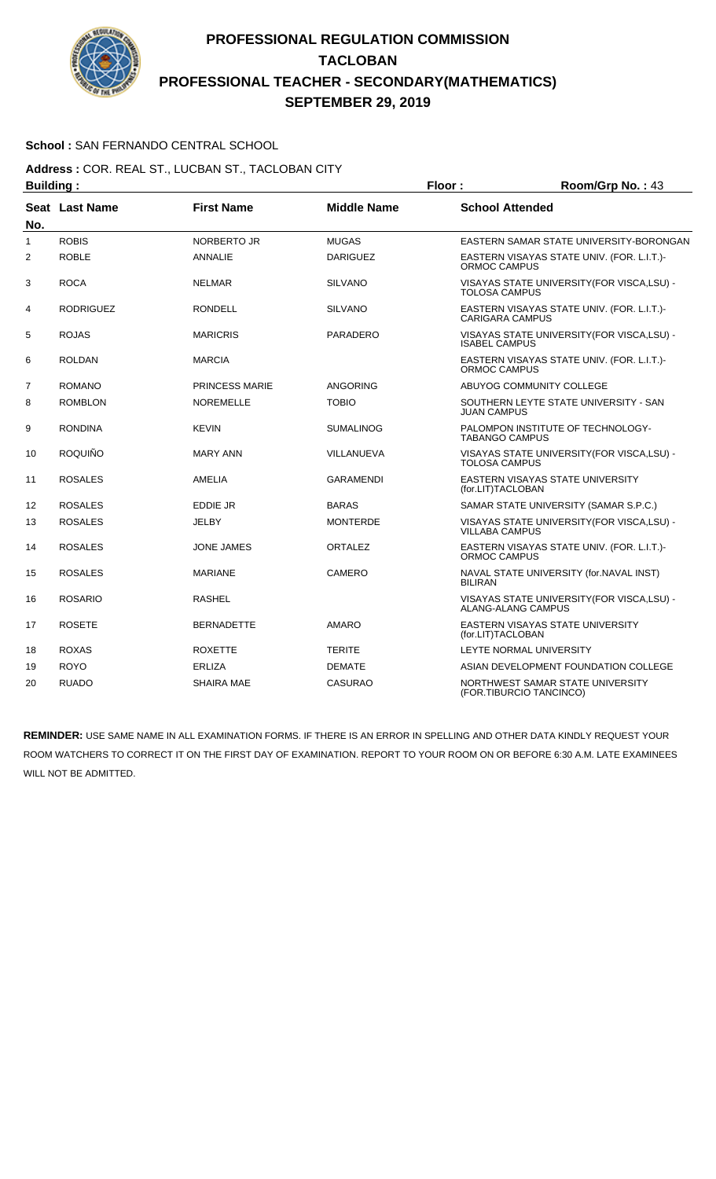# PROFESSIONAL REGULATION COMMISSION
# TACLOBAN
# PROFESSIONAL TEACHER - SECONDARY(MATHEMATICS)
# SEPTEMBER 29, 2019

**School :** SAN FERNANDO CENTRAL SCHOOL

**Address :** COR. REAL ST., LUCBAN ST., TACLOBAN CITY

**Building :** **Floor :** **Room/Grp No. :** 43

| Seat No. | Last Name | First Name | Middle Name | School Attended |
|---|---|---|---|---|
| 1 | ROBIS | NORBERTO JR | MUGAS | EASTERN SAMAR STATE UNIVERSITY-BORONGAN |
| 2 | ROBLE | ANNALIE | DARIGUEZ | EASTERN VISAYAS STATE UNIV. (FOR. L.I.T.)-ORMOC CAMPUS |
| 3 | ROCA | NELMAR | SILVANO | VISAYAS STATE UNIVERSITY(FOR VISCA,LSU) - TOLOSA CAMPUS |
| 4 | RODRIGUEZ | RONDELL | SILVANO | EASTERN VISAYAS STATE UNIV. (FOR. L.I.T.)-CARIGARA CAMPUS |
| 5 | ROJAS | MARICRIS | PARADERO | VISAYAS STATE UNIVERSITY(FOR VISCA,LSU) - ISABEL CAMPUS |
| 6 | ROLDAN | MARCIA | | EASTERN VISAYAS STATE UNIV. (FOR. L.I.T.)-ORMOC CAMPUS |
| 7 | ROMANO | PRINCESS MARIE | ANGORING | ABUYOG COMMUNITY COLLEGE |
| 8 | ROMBLON | NOREMELLE | TOBIO | SOUTHERN LEYTE STATE UNIVERSITY - SAN JUAN CAMPUS |
| 9 | RONDINA | KEVIN | SUMALINOG | PALOMPON INSTITUTE OF TECHNOLOGY-TABANGO CAMPUS |
| 10 | ROQUIÑO | MARY ANN | VILLANUEVA | VISAYAS STATE UNIVERSITY(FOR VISCA,LSU) - TOLOSA CAMPUS |
| 11 | ROSALES | AMELIA | GARAMENDI | EASTERN VISAYAS STATE UNIVERSITY (for.LIT)TACLOBAN |
| 12 | ROSALES | EDDIE JR | BARAS | SAMAR STATE UNIVERSITY (SAMAR S.P.C.) |
| 13 | ROSALES | JELBY | MONTERDE | VISAYAS STATE UNIVERSITY(FOR VISCA,LSU) - VILLABA CAMPUS |
| 14 | ROSALES | JONE JAMES | ORTALEZ | EASTERN VISAYAS STATE UNIV. (FOR. L.I.T.)-ORMOC CAMPUS |
| 15 | ROSALES | MARIANE | CAMERO | NAVAL STATE UNIVERSITY (for.NAVAL INST) BILIRAN |
| 16 | ROSARIO | RASHEL | | VISAYAS STATE UNIVERSITY(FOR VISCA,LSU) - ALANG-ALANG CAMPUS |
| 17 | ROSETE | BERNADETTE | AMARO | EASTERN VISAYAS STATE UNIVERSITY (for.LIT)TACLOBAN |
| 18 | ROXAS | ROXETTE | TERITE | LEYTE NORMAL UNIVERSITY |
| 19 | ROYO | ERLIZA | DEMATE | ASIAN DEVELOPMENT FOUNDATION COLLEGE |
| 20 | RUADO | SHAIRA MAE | CASURAO | NORTHWEST SAMAR STATE UNIVERSITY (FOR.TIBURCIO TANCINCO) |

**REMINDER:** USE SAME NAME IN ALL EXAMINATION FORMS. IF THERE IS AN ERROR IN SPELLING AND OTHER DATA KINDLY REQUEST YOUR ROOM WATCHERS TO CORRECT IT ON THE FIRST DAY OF EXAMINATION. REPORT TO YOUR ROOM ON OR BEFORE 6:30 A.M. LATE EXAMINEES WILL NOT BE ADMITTED.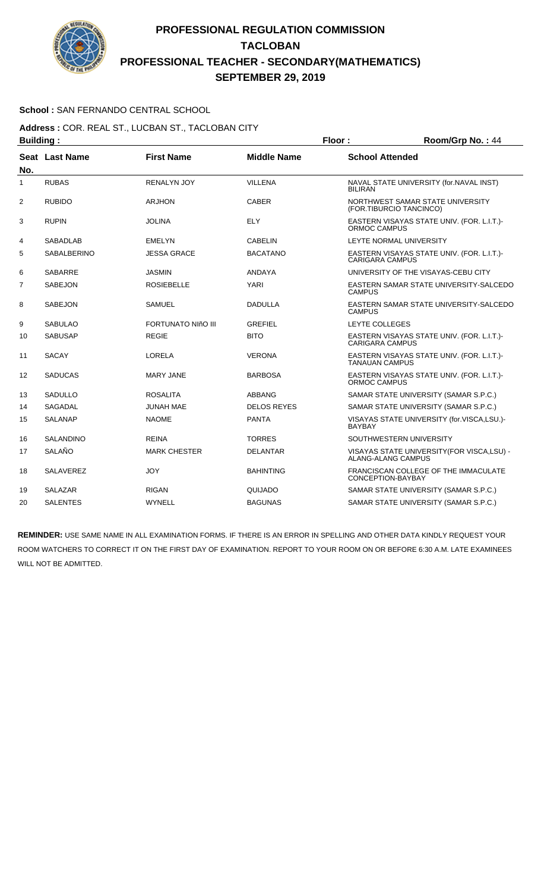# PROFESSIONAL REGULATION COMMISSION
# TACLOBAN
# PROFESSIONAL TEACHER - SECONDARY(MATHEMATICS)
# SEPTEMBER 29, 2019

**School :** SAN FERNANDO CENTRAL SCHOOL

**Address :** COR. REAL ST., LUCBAN ST., TACLOBAN CITY

**Building :** **Floor :** **Room/Grp No. :** 44

| Seat No. | Last Name | First Name | Middle Name | School Attended |
|---|---|---|---|---|
| 1 | RUBAS | RENALYN JOY | VILLENA | NAVAL STATE UNIVERSITY (for.NAVAL INST) BILIRAN |
| 2 | RUBIDO | ARJHON | CABER | NORTHWEST SAMAR STATE UNIVERSITY (FOR.TIBURCIO TANCINCO) |
| 3 | RUPIN | JOLINA | ELY | EASTERN VISAYAS STATE UNIV. (FOR. L.I.T.)-ORMOC CAMPUS |
| 4 | SABADLAB | EMELYN | CABELIN | LEYTE NORMAL UNIVERSITY |
| 5 | SABALBERINO | JESSA GRACE | BACATANO | EASTERN VISAYAS STATE UNIV. (FOR. L.I.T.)-CARIGARA CAMPUS |
| 6 | SABARRE | JASMIN | ANDAYA | UNIVERSITY OF THE VISAYAS-CEBU CITY |
| 7 | SABEJON | ROSIEBELLE | YARI | EASTERN SAMAR STATE UNIVERSITY-SALCEDO CAMPUS |
| 8 | SABEJON | SAMUEL | DADULLA | EASTERN SAMAR STATE UNIVERSITY-SALCEDO CAMPUS |
| 9 | SABULAO | FORTUNATO NIñO III | GREFIEL | LEYTE COLLEGES |
| 10 | SABUSAP | REGIE | BITO | EASTERN VISAYAS STATE UNIV. (FOR. L.I.T.)-CARIGARA CAMPUS |
| 11 | SACAY | LORELA | VERONA | EASTERN VISAYAS STATE UNIV. (FOR. L.I.T.)-TANAUAN CAMPUS |
| 12 | SADUCAS | MARY JANE | BARBOSA | EASTERN VISAYAS STATE UNIV. (FOR. L.I.T.)-ORMOC CAMPUS |
| 13 | SADULLO | ROSALITA | ABBANG | SAMAR STATE UNIVERSITY (SAMAR S.P.C.) |
| 14 | SAGADAL | JUNAH MAE | DELOS REYES | SAMAR STATE UNIVERSITY (SAMAR S.P.C.) |
| 15 | SALANAP | NAOME | PANTA | VISAYAS STATE UNIVERSITY (for.VISCA,LSU.)-BAYBAY |
| 16 | SALANDINO | REINA | TORRES | SOUTHWESTERN UNIVERSITY |
| 17 | SALAÑO | MARK CHESTER | DELANTAR | VISAYAS STATE UNIVERSITY(FOR VISCA,LSU) - ALANG-ALANG CAMPUS |
| 18 | SALAVEREZ | JOY | BAHINTING | FRANCISCAN COLLEGE OF THE IMMACULATE CONCEPTION-BAYBAY |
| 19 | SALAZAR | RIGAN | QUIJADO | SAMAR STATE UNIVERSITY (SAMAR S.P.C.) |
| 20 | SALENTES | WYNELL | BAGUNAS | SAMAR STATE UNIVERSITY (SAMAR S.P.C.) |

**REMINDER:** USE SAME NAME IN ALL EXAMINATION FORMS. IF THERE IS AN ERROR IN SPELLING AND OTHER DATA KINDLY REQUEST YOUR ROOM WATCHERS TO CORRECT IT ON THE FIRST DAY OF EXAMINATION. REPORT TO YOUR ROOM ON OR BEFORE 6:30 A.M. LATE EXAMINEES WILL NOT BE ADMITTED.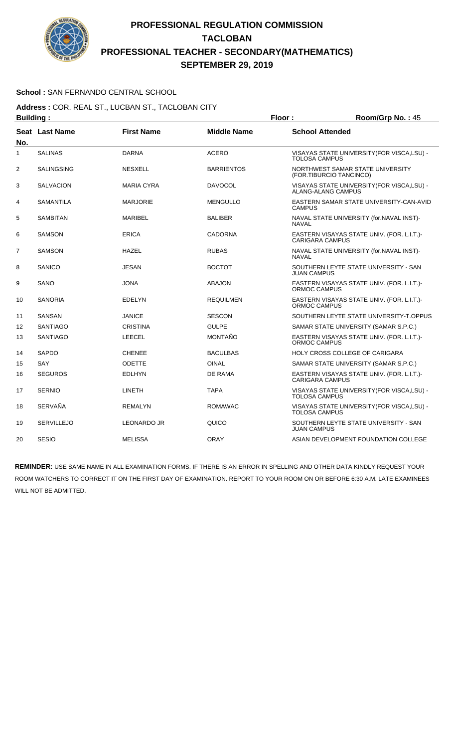# PROFESSIONAL REGULATION COMMISSION
## TACLOBAN
## PROFESSIONAL TEACHER - SECONDARY(MATHEMATICS)
## SEPTEMBER 29, 2019

**School :** SAN FERNANDO CENTRAL SCHOOL

**Address :** COR. REAL ST., LUCBAN ST., TACLOBAN CITY

**Building :** **Floor :** **Room/Grp No. :** 45

| Seat No. | Last Name | First Name | Middle Name | School Attended |
|---|---|---|---|---|
| 1 | SALINAS | DARNA | ACERO | VISAYAS STATE UNIVERSITY(FOR VISCA,LSU) - TOLOSA CAMPUS |
| 2 | SALINGSING | NESXELL | BARRIENTOS | NORTHWEST SAMAR STATE UNIVERSITY (FOR.TIBURCIO TANCINCO) |
| 3 | SALVACION | MARIA CYRA | DAVOCOL | VISAYAS STATE UNIVERSITY(FOR VISCA,LSU) - ALANG-ALANG CAMPUS |
| 4 | SAMANTILA | MARJORIE | MENGULLO | EASTERN SAMAR STATE UNIVERSITY-CAN-AVID CAMPUS |
| 5 | SAMBITAN | MARIBEL | BALIBER | NAVAL STATE UNIVERSITY (for.NAVAL INST)- NAVAL |
| 6 | SAMSON | ERICA | CADORNA | EASTERN VISAYAS STATE UNIV. (FOR. L.I.T.)- CARIGARA CAMPUS |
| 7 | SAMSON | HAZEL | RUBAS | NAVAL STATE UNIVERSITY (for.NAVAL INST)- NAVAL |
| 8 | SANICO | JESAN | BOCTOT | SOUTHERN LEYTE STATE UNIVERSITY - SAN JUAN CAMPUS |
| 9 | SANO | JONA | ABAJON | EASTERN VISAYAS STATE UNIV. (FOR. L.I.T.)- ORMOC CAMPUS |
| 10 | SANORIA | EDELYN | REQUILMEN | EASTERN VISAYAS STATE UNIV. (FOR. L.I.T.)- ORMOC CAMPUS |
| 11 | SANSAN | JANICE | SESCON | SOUTHERN LEYTE STATE UNIVERSITY-T.OPPUS |
| 12 | SANTIAGO | CRISTINA | GULPE | SAMAR STATE UNIVERSITY (SAMAR S.P.C.) |
| 13 | SANTIAGO | LEECEL | MONTAÑO | EASTERN VISAYAS STATE UNIV. (FOR. L.I.T.)- ORMOC CAMPUS |
| 14 | SAPDO | CHENEE | BACULBAS | HOLY CROSS COLLEGE OF CARIGARA |
| 15 | SAY | ODETTE | OINAL | SAMAR STATE UNIVERSITY (SAMAR S.P.C.) |
| 16 | SEGUROS | EDLHYN | DE RAMA | EASTERN VISAYAS STATE UNIV. (FOR. L.I.T.)- CARIGARA CAMPUS |
| 17 | SERNIO | LINETH | TAPA | VISAYAS STATE UNIVERSITY(FOR VISCA,LSU) - TOLOSA CAMPUS |
| 18 | SERVAÑA | REMALYN | ROMAWAC | VISAYAS STATE UNIVERSITY(FOR VISCA,LSU) - TOLOSA CAMPUS |
| 19 | SERVILLEJO | LEONARDO JR | QUICO | SOUTHERN LEYTE STATE UNIVERSITY - SAN JUAN CAMPUS |
| 20 | SESIO | MELISSA | ORAY | ASIAN DEVELOPMENT FOUNDATION COLLEGE |

**REMINDER:** USE SAME NAME IN ALL EXAMINATION FORMS. IF THERE IS AN ERROR IN SPELLING AND OTHER DATA KINDLY REQUEST YOUR ROOM WATCHERS TO CORRECT IT ON THE FIRST DAY OF EXAMINATION. REPORT TO YOUR ROOM ON OR BEFORE 6:30 A.M. LATE EXAMINEES WILL NOT BE ADMITTED.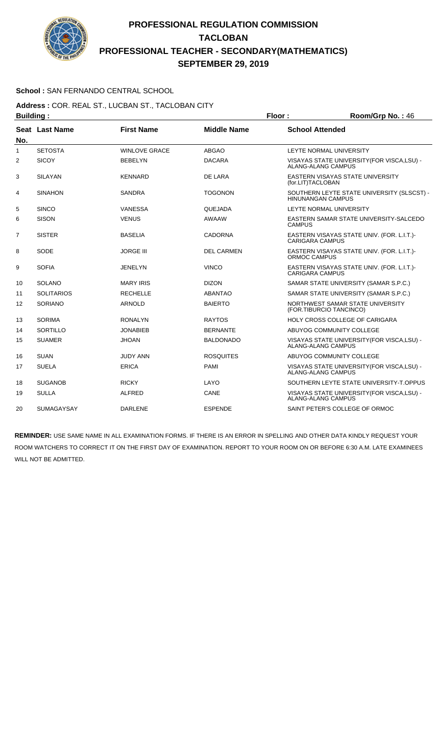# PROFESSIONAL REGULATION COMMISSION
# TACLOBAN
# PROFESSIONAL TEACHER - SECONDARY(MATHEMATICS)
# SEPTEMBER 29, 2019

**School :** SAN FERNANDO CENTRAL SCHOOL

**Address :** COR. REAL ST., LUCBAN ST., TACLOBAN CITY

**Building :** **Floor :** **Room/Grp No. :** 46

| Seat No. | Last Name | First Name | Middle Name | School Attended |
|---|---|---|---|---|
| 1 | SETOSTA | WINLOVE GRACE | ABGAO | LEYTE NORMAL UNIVERSITY |
| 2 | SICOY | BEBELYN | DACARA | VISAYAS STATE UNIVERSITY(FOR VISCA,LSU) - ALANG-ALANG CAMPUS |
| 3 | SILAYAN | KENNARD | DE LARA | EASTERN VISAYAS STATE UNIVERSITY (for.LIT)TACLOBAN |
| 4 | SINAHON | SANDRA | TOGONON | SOUTHERN LEYTE STATE UNIVERSITY (SLSCST) - HINUNANGAN CAMPUS |
| 5 | SINCO | VANESSA | QUEJADA | LEYTE NORMAL UNIVERSITY |
| 6 | SISON | VENUS | AWAAW | EASTERN SAMAR STATE UNIVERSITY-SALCEDO CAMPUS |
| 7 | SISTER | BASELIA | CADORNA | EASTERN VISAYAS STATE UNIV. (FOR. L.I.T.)-CARIGARA CAMPUS |
| 8 | SODE | JORGE III | DEL CARMEN | EASTERN VISAYAS STATE UNIV. (FOR. L.I.T.)-ORMOC CAMPUS |
| 9 | SOFIA | JENELYN | VINCO | EASTERN VISAYAS STATE UNIV. (FOR. L.I.T.)-CARIGARA CAMPUS |
| 10 | SOLANO | MARY IRIS | DIZON | SAMAR STATE UNIVERSITY (SAMAR S.P.C.) |
| 11 | SOLITARIOS | RECHELLE | ABANTAO | SAMAR STATE UNIVERSITY (SAMAR S.P.C.) |
| 12 | SORIANO | ARNOLD | BAIERTO | NORTHWEST SAMAR STATE UNIVERSITY (FOR.TIBURCIO TANCINCO) |
| 13 | SORIMA | RONALYN | RAYTOS | HOLY CROSS COLLEGE OF CARIGARA |
| 14 | SORTILLO | JONABIEB | BERNANTE | ABUYOG COMMUNITY COLLEGE |
| 15 | SUAMER | JHOAN | BALDONADO | VISAYAS STATE UNIVERSITY(FOR VISCA,LSU) - ALANG-ALANG CAMPUS |
| 16 | SUAN | JUDY ANN | ROSQUITES | ABUYOG COMMUNITY COLLEGE |
| 17 | SUELA | ERICA | PAMI | VISAYAS STATE UNIVERSITY(FOR VISCA,LSU) - ALANG-ALANG CAMPUS |
| 18 | SUGANOB | RICKY | LAYO | SOUTHERN LEYTE STATE UNIVERSITY-T.OPPUS |
| 19 | SULLA | ALFRED | CANE | VISAYAS STATE UNIVERSITY(FOR VISCA,LSU) - ALANG-ALANG CAMPUS |
| 20 | SUMAGAYSAY | DARLENE | ESPENDE | SAINT PETER'S COLLEGE OF ORMOC |

**REMINDER:** USE SAME NAME IN ALL EXAMINATION FORMS. IF THERE IS AN ERROR IN SPELLING AND OTHER DATA KINDLY REQUEST YOUR ROOM WATCHERS TO CORRECT IT ON THE FIRST DAY OF EXAMINATION. REPORT TO YOUR ROOM ON OR BEFORE 6:30 A.M. LATE EXAMINEES WILL NOT BE ADMITTED.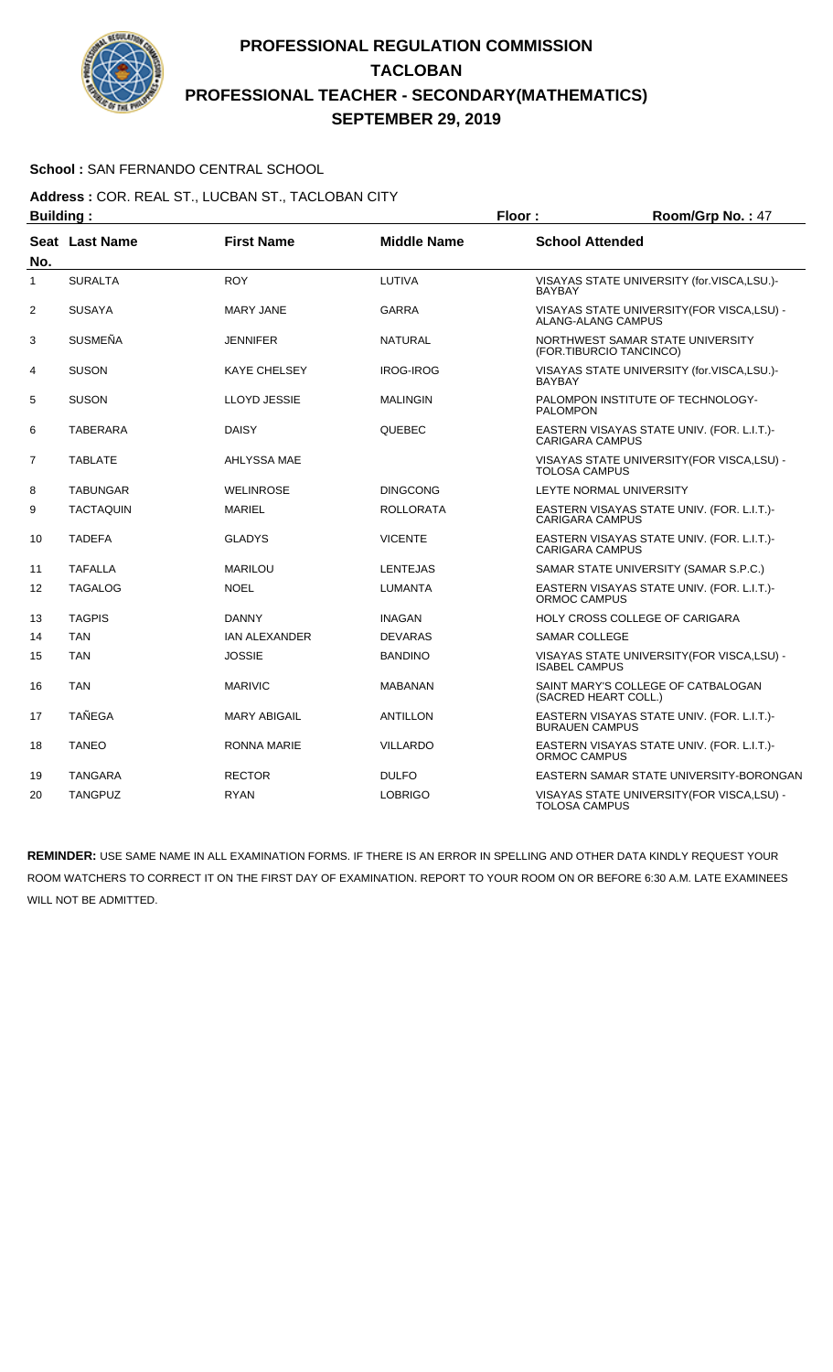# PROFESSIONAL REGULATION COMMISSION
# TACLOBAN
# PROFESSIONAL TEACHER - SECONDARY(MATHEMATICS)
# SEPTEMBER 29, 2019

**School :** SAN FERNANDO CENTRAL SCHOOL

**Address :** COR. REAL ST., LUCBAN ST., TACLOBAN CITY

**Building :** **Floor :** **Room/Grp No. :** 47

| Seat No. | Last Name | First Name | Middle Name | School Attended |
|---|---|---|---|---|
| 1 | SURALTA | ROY | LUTIVA | VISAYAS STATE UNIVERSITY (for.VISCA,LSU.)-BAYBAY |
| 2 | SUSAYA | MARY JANE | GARRA | VISAYAS STATE UNIVERSITY(FOR VISCA,LSU) - ALANG-ALANG CAMPUS |
| 3 | SUSMEÑA | JENNIFER | NATURAL | NORTHWEST SAMAR STATE UNIVERSITY (FOR.TIBURCIO TANCINCO) |
| 4 | SUSON | KAYE CHELSEY | IROG-IROG | VISAYAS STATE UNIVERSITY (for.VISCA,LSU.)-BAYBAY |
| 5 | SUSON | LLOYD JESSIE | MALINGIN | PALOMPON INSTITUTE OF TECHNOLOGY-PALOMPON |
| 6 | TABERARA | DAISY | QUEBEC | EASTERN VISAYAS STATE UNIV. (FOR. L.I.T.)-CARIGARA CAMPUS |
| 7 | TABLATE | AHLYSSA MAE | | VISAYAS STATE UNIVERSITY(FOR VISCA,LSU) - TOLOSA CAMPUS |
| 8 | TABUNGAR | WELINROSE | DINGCONG | LEYTE NORMAL UNIVERSITY |
| 9 | TACTAQUIN | MARIEL | ROLLORATA | EASTERN VISAYAS STATE UNIV. (FOR. L.I.T.)-CARIGARA CAMPUS |
| 10 | TADEFA | GLADYS | VICENTE | EASTERN VISAYAS STATE UNIV. (FOR. L.I.T.)-CARIGARA CAMPUS |
| 11 | TAFALLA | MARILOU | LENTEJAS | SAMAR STATE UNIVERSITY (SAMAR S.P.C.) |
| 12 | TAGALOG | NOEL | LUMANTA | EASTERN VISAYAS STATE UNIV. (FOR. L.I.T.)-ORMOC CAMPUS |
| 13 | TAGPIS | DANNY | INAGAN | HOLY CROSS COLLEGE OF CARIGARA |
| 14 | TAN | IAN ALEXANDER | DEVARAS | SAMAR COLLEGE |
| 15 | TAN | JOSSIE | BANDINO | VISAYAS STATE UNIVERSITY(FOR VISCA,LSU) - ISABEL CAMPUS |
| 16 | TAN | MARIVIC | MABANAN | SAINT MARY'S COLLEGE OF CATBALOGAN (SACRED HEART COLL.) |
| 17 | TAÑEGA | MARY ABIGAIL | ANTILLON | EASTERN VISAYAS STATE UNIV. (FOR. L.I.T.)-BURAUEN CAMPUS |
| 18 | TANEO | RONNA MARIE | VILLARDO | EASTERN VISAYAS STATE UNIV. (FOR. L.I.T.)-ORMOC CAMPUS |
| 19 | TANGARA | RECTOR | DULFO | EASTERN SAMAR STATE UNIVERSITY-BORONGAN |
| 20 | TANGPUZ | RYAN | LOBRIGO | VISAYAS STATE UNIVERSITY(FOR VISCA,LSU) - TOLOSA CAMPUS |

**REMINDER:** USE SAME NAME IN ALL EXAMINATION FORMS. IF THERE IS AN ERROR IN SPELLING AND OTHER DATA KINDLY REQUEST YOUR ROOM WATCHERS TO CORRECT IT ON THE FIRST DAY OF EXAMINATION. REPORT TO YOUR ROOM ON OR BEFORE 6:30 A.M. LATE EXAMINEES WILL NOT BE ADMITTED.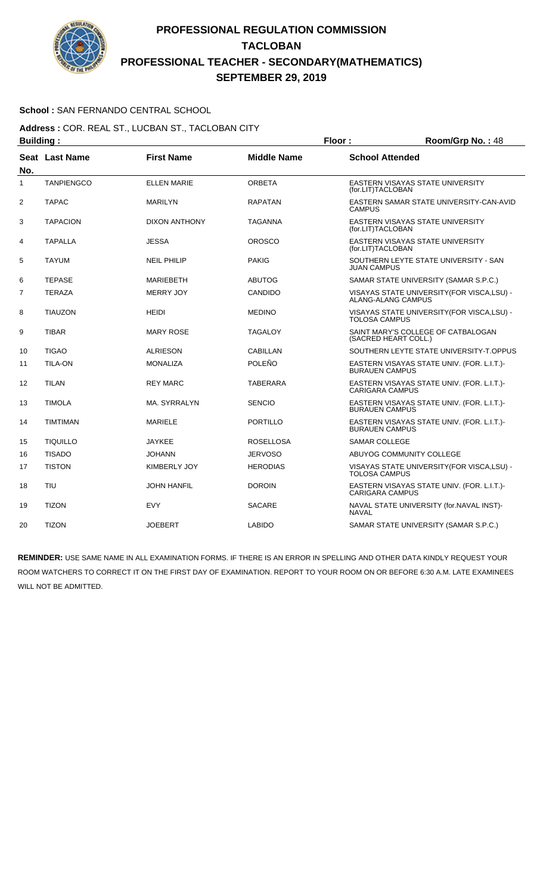# PROFESSIONAL REGULATION COMMISSION
# TACLOBAN
# PROFESSIONAL TEACHER - SECONDARY(MATHEMATICS)
# SEPTEMBER 29, 2019

**School :** SAN FERNANDO CENTRAL SCHOOL

**Address :** COR. REAL ST., LUCBAN ST., TACLOBAN CITY

**Building :** **Floor :** **Room/Grp No. :** 48

| Seat No. | Last Name | First Name | Middle Name | School Attended |
|---|---|---|---|---|
| 1 | TANPIENGCO | ELLEN MARIE | ORBETA | EASTERN VISAYAS STATE UNIVERSITY (for.LIT)TACLOBAN |
| 2 | TAPAC | MARILYN | RAPATAN | EASTERN SAMAR STATE UNIVERSITY-CAN-AVID CAMPUS |
| 3 | TAPACION | DIXON ANTHONY | TAGANNA | EASTERN VISAYAS STATE UNIVERSITY (for.LIT)TACLOBAN |
| 4 | TAPALLA | JESSA | OROSCO | EASTERN VISAYAS STATE UNIVERSITY (for.LIT)TACLOBAN |
| 5 | TAYUM | NEIL PHILIP | PAKIG | SOUTHERN LEYTE STATE UNIVERSITY - SAN JUAN CAMPUS |
| 6 | TEPASE | MARIEBETH | ABUTOG | SAMAR STATE UNIVERSITY (SAMAR S.P.C.) |
| 7 | TERAZA | MERRY JOY | CANDIDO | VISAYAS STATE UNIVERSITY(FOR VISCA,LSU) - ALANG-ALANG CAMPUS |
| 8 | TIAUZON | HEIDI | MEDINO | VISAYAS STATE UNIVERSITY(FOR VISCA,LSU) - TOLOSA CAMPUS |
| 9 | TIBAR | MARY ROSE | TAGALOY | SAINT MARY'S COLLEGE OF CATBALOGAN (SACRED HEART COLL.) |
| 10 | TIGAO | ALRIESON | CABILLAN | SOUTHERN LEYTE STATE UNIVERSITY-T.OPPUS |
| 11 | TILA-ON | MONALIZA | POLEÑO | EASTERN VISAYAS STATE UNIV. (FOR. L.I.T.)-BURAUEN CAMPUS |
| 12 | TILAN | REY MARC | TABERARA | EASTERN VISAYAS STATE UNIV. (FOR. L.I.T.)-CARIGARA CAMPUS |
| 13 | TIMOLA | MA. SYRRALYN | SENCIO | EASTERN VISAYAS STATE UNIV. (FOR. L.I.T.)-BURAUEN CAMPUS |
| 14 | TIMTIMAN | MARIELE | PORTILLO | EASTERN VISAYAS STATE UNIV. (FOR. L.I.T.)-BURAUEN CAMPUS |
| 15 | TIQUILLO | JAYKEE | ROSELLOSA | SAMAR COLLEGE |
| 16 | TISADO | JOHANN | JERVOSO | ABUYOG COMMUNITY COLLEGE |
| 17 | TISTON | KIMBERLY JOY | HERODIAS | VISAYAS STATE UNIVERSITY(FOR VISCA,LSU) - TOLOSA CAMPUS |
| 18 | TIU | JOHN HANFIL | DOROIN | EASTERN VISAYAS STATE UNIV. (FOR. L.I.T.)-CARIGARA CAMPUS |
| 19 | TIZON | EVY | SACARE | NAVAL STATE UNIVERSITY (for.NAVAL INST)-NAVAL |
| 20 | TIZON | JOEBERT | LABIDO | SAMAR STATE UNIVERSITY (SAMAR S.P.C.) |

**REMINDER:** USE SAME NAME IN ALL EXAMINATION FORMS. IF THERE IS AN ERROR IN SPELLING AND OTHER DATA KINDLY REQUEST YOUR ROOM WATCHERS TO CORRECT IT ON THE FIRST DAY OF EXAMINATION. REPORT TO YOUR ROOM ON OR BEFORE 6:30 A.M. LATE EXAMINEES WILL NOT BE ADMITTED.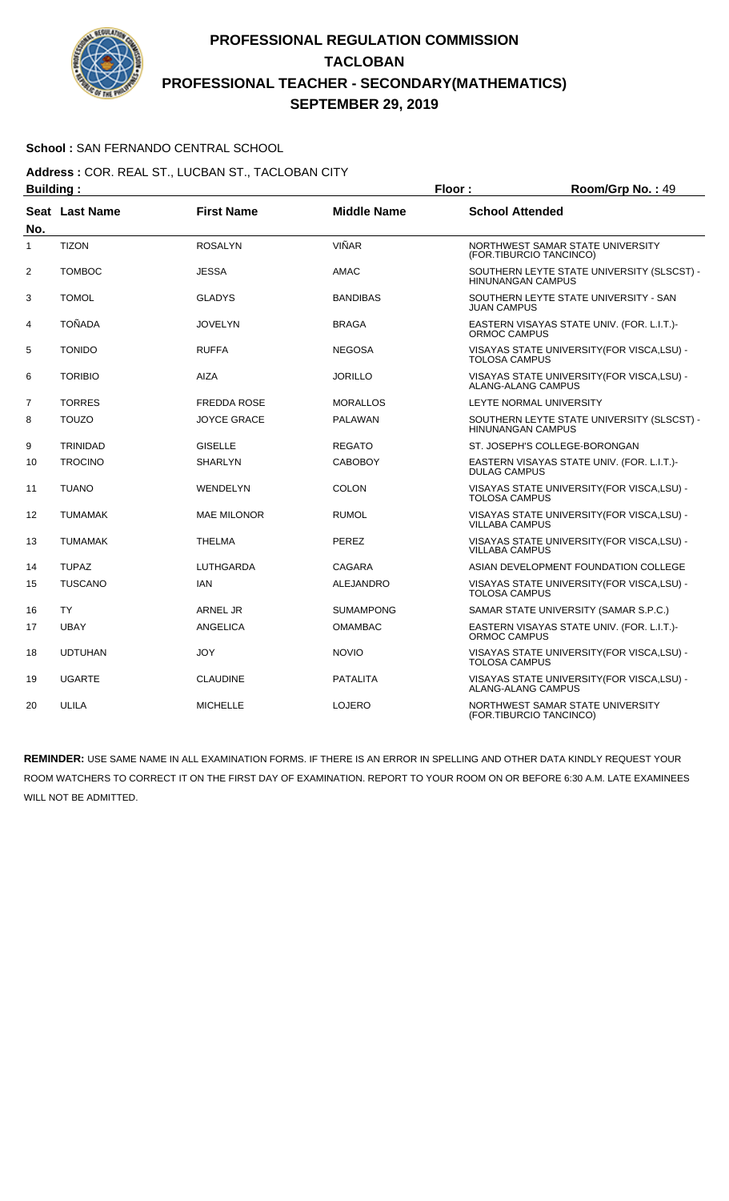# PROFESSIONAL REGULATION COMMISSION
# TACLOBAN
# PROFESSIONAL TEACHER - SECONDARY(MATHEMATICS)
# SEPTEMBER 29, 2019

**School :** SAN FERNANDO CENTRAL SCHOOL

**Address :** COR. REAL ST., LUCBAN ST., TACLOBAN CITY

**Building :** **Floor :** **Room/Grp No. :** 49

| Seat No. | Last Name | First Name | Middle Name | School Attended |
|---|---|---|---|---|
| 1 | TIZON | ROSALYN | VIÑAR | NORTHWEST SAMAR STATE UNIVERSITY (FOR.TIBURCIO TANCINCO) |
| 2 | TOMBOC | JESSA | AMAC | SOUTHERN LEYTE STATE UNIVERSITY (SLSCST) - HINUNANGAN CAMPUS |
| 3 | TOMOL | GLADYS | BANDIBAS | SOUTHERN LEYTE STATE UNIVERSITY - SAN JUAN CAMPUS |
| 4 | TOÑADA | JOVELYN | BRAGA | EASTERN VISAYAS STATE UNIV. (FOR. L.I.T.)- ORMOC CAMPUS |
| 5 | TONIDO | RUFFA | NEGOSA | VISAYAS STATE UNIVERSITY(FOR VISCA,LSU) - TOLOSA CAMPUS |
| 6 | TORIBIO | AIZA | JORILLO | VISAYAS STATE UNIVERSITY(FOR VISCA,LSU) - ALANG-ALANG CAMPUS |
| 7 | TORRES | FREDDA ROSE | MORALLOS | LEYTE NORMAL UNIVERSITY |
| 8 | TOUZO | JOYCE GRACE | PALAWAN | SOUTHERN LEYTE STATE UNIVERSITY (SLSCST) - HINUNANGAN CAMPUS |
| 9 | TRINIDAD | GISELLE | REGATO | ST. JOSEPH'S COLLEGE-BORONGAN |
| 10 | TROCINO | SHARLYN | CABOBOY | EASTERN VISAYAS STATE UNIV. (FOR. L.I.T.)- DULAG CAMPUS |
| 11 | TUANO | WENDELYN | COLON | VISAYAS STATE UNIVERSITY(FOR VISCA,LSU) - TOLOSA CAMPUS |
| 12 | TUMAMAK | MAE MILONOR | RUMOL | VISAYAS STATE UNIVERSITY(FOR VISCA,LSU) - VILLABA CAMPUS |
| 13 | TUMAMAK | THELMA | PEREZ | VISAYAS STATE UNIVERSITY(FOR VISCA,LSU) - VILLABA CAMPUS |
| 14 | TUPAZ | LUTHGARDA | CAGARA | ASIAN DEVELOPMENT FOUNDATION COLLEGE |
| 15 | TUSCANO | IAN | ALEJANDRO | VISAYAS STATE UNIVERSITY(FOR VISCA,LSU) - TOLOSA CAMPUS |
| 16 | TY | ARNEL JR | SUMAMPONG | SAMAR STATE UNIVERSITY (SAMAR S.P.C.) |
| 17 | UBAY | ANGELICA | OMAMBAC | EASTERN VISAYAS STATE UNIV. (FOR. L.I.T.)- ORMOC CAMPUS |
| 18 | UDTUHAN | JOY | NOVIO | VISAYAS STATE UNIVERSITY(FOR VISCA,LSU) - TOLOSA CAMPUS |
| 19 | UGARTE | CLAUDINE | PATALITA | VISAYAS STATE UNIVERSITY(FOR VISCA,LSU) - ALANG-ALANG CAMPUS |
| 20 | ULILA | MICHELLE | LOJERO | NORTHWEST SAMAR STATE UNIVERSITY (FOR.TIBURCIO TANCINCO) |

**REMINDER:** USE SAME NAME IN ALL EXAMINATION FORMS. IF THERE IS AN ERROR IN SPELLING AND OTHER DATA KINDLY REQUEST YOUR ROOM WATCHERS TO CORRECT IT ON THE FIRST DAY OF EXAMINATION. REPORT TO YOUR ROOM ON OR BEFORE 6:30 A.M. LATE EXAMINEES WILL NOT BE ADMITTED.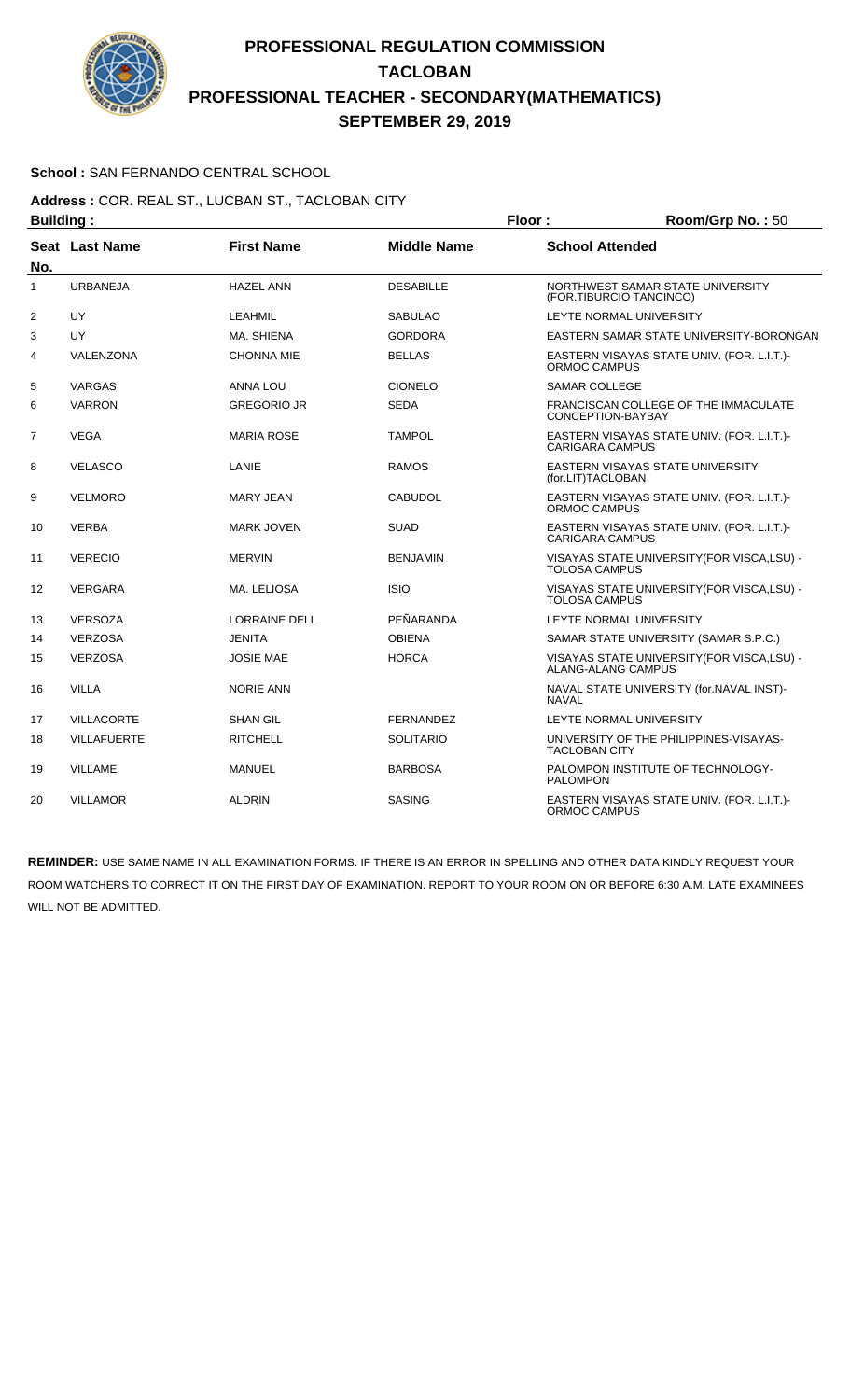# PROFESSIONAL REGULATION COMMISSION
# TACLOBAN
# PROFESSIONAL TEACHER - SECONDARY(MATHEMATICS)
# SEPTEMBER 29, 2019

**School :** SAN FERNANDO CENTRAL SCHOOL

**Address :** COR. REAL ST., LUCBAN ST., TACLOBAN CITY

**Building :** **Floor :** **Room/Grp No. :** 50

| Seat No. | Last Name | First Name | Middle Name | School Attended |
|---|---|---|---|---|
| 1 | URBANEJA | HAZEL ANN | DESABILLE | NORTHWEST SAMAR STATE UNIVERSITY (FOR.TIBURCIO TANCINCO) |
| 2 | UY | LEAHMIL | SABULAO | LEYTE NORMAL UNIVERSITY |
| 3 | UY | MA. SHIENA | GORDORA | EASTERN SAMAR STATE UNIVERSITY-BORONGAN |
| 4 | VALENZONA | CHONNA MIE | BELLAS | EASTERN VISAYAS STATE UNIV. (FOR. L.I.T.)-ORMOC CAMPUS |
| 5 | VARGAS | ANNA LOU | CIONELO | SAMAR COLLEGE |
| 6 | VARRON | GREGORIO JR | SEDA | FRANCISCAN COLLEGE OF THE IMMACULATE CONCEPTION-BAYBAY |
| 7 | VEGA | MARIA ROSE | TAMPOL | EASTERN VISAYAS STATE UNIV. (FOR. L.I.T.)-CARIGARA CAMPUS |
| 8 | VELASCO | LANIE | RAMOS | EASTERN VISAYAS STATE UNIVERSITY (for.LIT)TACLOBAN |
| 9 | VELMORO | MARY JEAN | CABUDOL | EASTERN VISAYAS STATE UNIV. (FOR. L.I.T.)-ORMOC CAMPUS |
| 10 | VERBA | MARK JOVEN | SUAD | EASTERN VISAYAS STATE UNIV. (FOR. L.I.T.)-CARIGARA CAMPUS |
| 11 | VERECIO | MERVIN | BENJAMIN | VISAYAS STATE UNIVERSITY(FOR VISCA,LSU) - TOLOSA CAMPUS |
| 12 | VERGARA | MA. LELIOSA | ISIO | VISAYAS STATE UNIVERSITY(FOR VISCA,LSU) - TOLOSA CAMPUS |
| 13 | VERSOZA | LORRAINE DELL | PEÑARANDA | LEYTE NORMAL UNIVERSITY |
| 14 | VERZOSA | JENITA | OBIENA | SAMAR STATE UNIVERSITY (SAMAR S.P.C.) |
| 15 | VERZOSA | JOSIE MAE | HORCA | VISAYAS STATE UNIVERSITY(FOR VISCA,LSU) - ALANG-ALANG CAMPUS |
| 16 | VILLA | NORIE ANN | | NAVAL STATE UNIVERSITY (for.NAVAL INST)-NAVAL |
| 17 | VILLACORTE | SHAN GIL | FERNANDEZ | LEYTE NORMAL UNIVERSITY |
| 18 | VILLAFUERTE | RITCHELL | SOLITARIO | UNIVERSITY OF THE PHILIPPINES-VISAYAS-TACLOBAN CITY |
| 19 | VILLAME | MANUEL | BARBOSA | PALOMPON INSTITUTE OF TECHNOLOGY-PALOMPON |
| 20 | VILLAMOR | ALDRIN | SASING | EASTERN VISAYAS STATE UNIV. (FOR. L.I.T.)-ORMOC CAMPUS |

**REMINDER:** USE SAME NAME IN ALL EXAMINATION FORMS. IF THERE IS AN ERROR IN SPELLING AND OTHER DATA KINDLY REQUEST YOUR ROOM WATCHERS TO CORRECT IT ON THE FIRST DAY OF EXAMINATION. REPORT TO YOUR ROOM ON OR BEFORE 6:30 A.M. LATE EXAMINEES WILL NOT BE ADMITTED.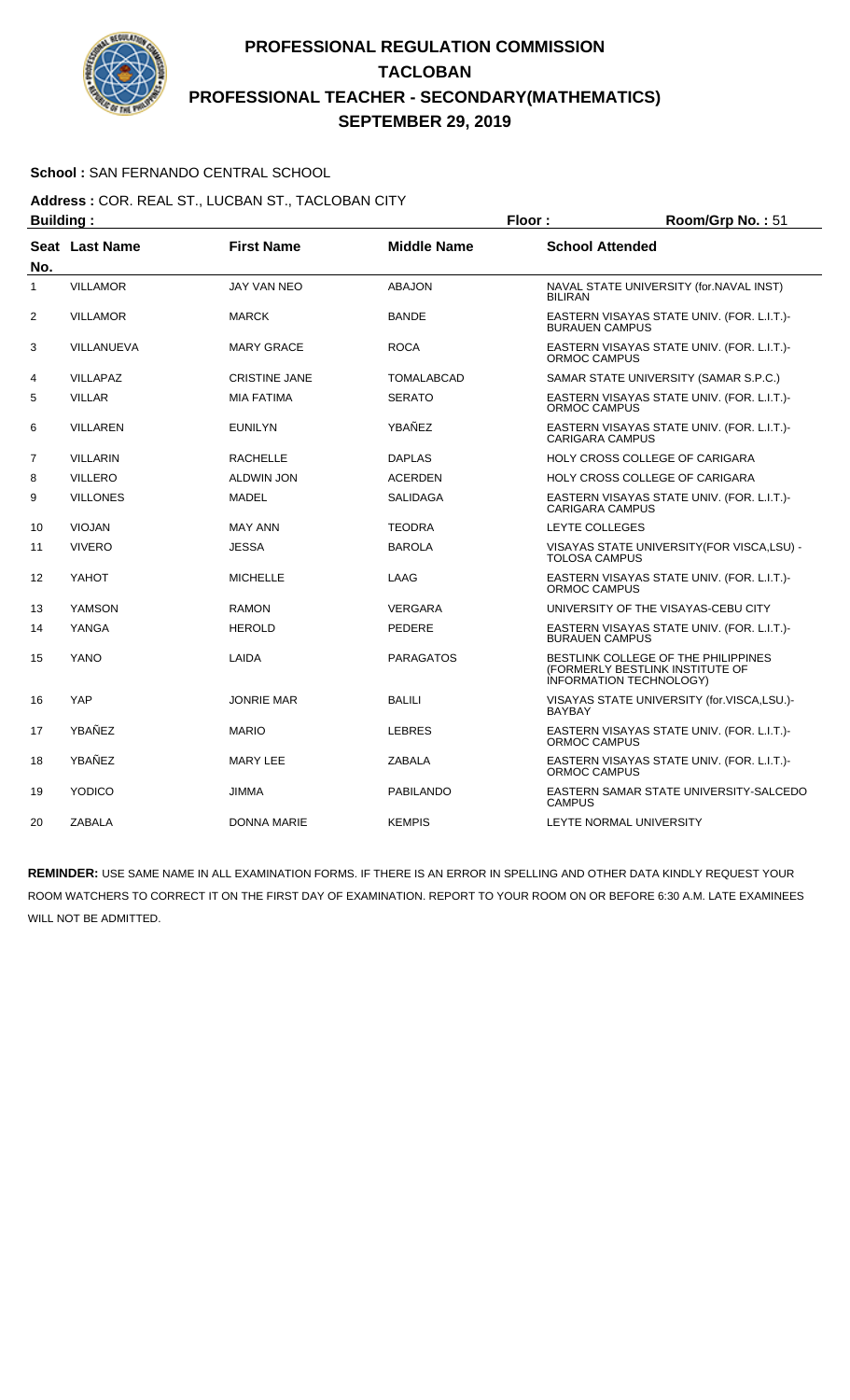# PROFESSIONAL REGULATION COMMISSION
# TACLOBAN
# PROFESSIONAL TEACHER - SECONDARY(MATHEMATICS)
# SEPTEMBER 29, 2019

**School :** SAN FERNANDO CENTRAL SCHOOL

**Address :** COR. REAL ST., LUCBAN ST., TACLOBAN CITY

**Building :** **Floor :** **Room/Grp No. :** 51

| Seat No. | Last Name | First Name | Middle Name | School Attended |
|---|---|---|---|---|
| 1 | VILLAMOR | JAY VAN NEO | ABAJON | NAVAL STATE UNIVERSITY (for.NAVAL INST) BILIRAN |
| 2 | VILLAMOR | MARCK | BANDE | EASTERN VISAYAS STATE UNIV. (FOR. L.I.T.)-BURAUEN CAMPUS |
| 3 | VILLANUEVA | MARY GRACE | ROCA | EASTERN VISAYAS STATE UNIV. (FOR. L.I.T.)-ORMOC CAMPUS |
| 4 | VILLAPAZ | CRISTINE JANE | TOMALABCAD | SAMAR STATE UNIVERSITY (SAMAR S.P.C.) |
| 5 | VILLAR | MIA FATIMA | SERATO | EASTERN VISAYAS STATE UNIV. (FOR. L.I.T.)-ORMOC CAMPUS |
| 6 | VILLAREN | EUNILYN | YBAÑEZ | EASTERN VISAYAS STATE UNIV. (FOR. L.I.T.)-CARIGARA CAMPUS |
| 7 | VILLARIN | RACHELLE | DAPLAS | HOLY CROSS COLLEGE OF CARIGARA |
| 8 | VILLERO | ALDWIN JON | ACERDEN | HOLY CROSS COLLEGE OF CARIGARA |
| 9 | VILLONES | MADEL | SALIDAGA | EASTERN VISAYAS STATE UNIV. (FOR. L.I.T.)-CARIGARA CAMPUS |
| 10 | VIOJAN | MAY ANN | TEODRA | LEYTE COLLEGES |
| 11 | VIVERO | JESSA | BAROLA | VISAYAS STATE UNIVERSITY(FOR VISCA,LSU) - TOLOSA CAMPUS |
| 12 | YAHOT | MICHELLE | LAAG | EASTERN VISAYAS STATE UNIV. (FOR. L.I.T.)-ORMOC CAMPUS |
| 13 | YAMSON | RAMON | VERGARA | UNIVERSITY OF THE VISAYAS-CEBU CITY |
| 14 | YANGA | HEROLD | PEDERE | EASTERN VISAYAS STATE UNIV. (FOR. L.I.T.)-BURAUEN CAMPUS |
| 15 | YANO | LAIDA | PARAGATOS | BESTLINK COLLEGE OF THE PHILIPPINES (FORMERLY BESTLINK INSTITUTE OF INFORMATION TECHNOLOGY) |
| 16 | YAP | JONRIE MAR | BALILI | VISAYAS STATE UNIVERSITY (for.VISCA,LSU.)-BAYBAY |
| 17 | YBAÑEZ | MARIO | LEBRES | EASTERN VISAYAS STATE UNIV. (FOR. L.I.T.)-ORMOC CAMPUS |
| 18 | YBAÑEZ | MARY LEE | ZABALA | EASTERN VISAYAS STATE UNIV. (FOR. L.I.T.)-ORMOC CAMPUS |
| 19 | YODICO | JIMMA | PABILANDO | EASTERN SAMAR STATE UNIVERSITY-SALCEDO CAMPUS |
| 20 | ZABALA | DONNA MARIE | KEMPIS | LEYTE NORMAL UNIVERSITY |

**REMINDER:** USE SAME NAME IN ALL EXAMINATION FORMS. IF THERE IS AN ERROR IN SPELLING AND OTHER DATA KINDLY REQUEST YOUR ROOM WATCHERS TO CORRECT IT ON THE FIRST DAY OF EXAMINATION. REPORT TO YOUR ROOM ON OR BEFORE 6:30 A.M. LATE EXAMINEES WILL NOT BE ADMITTED.